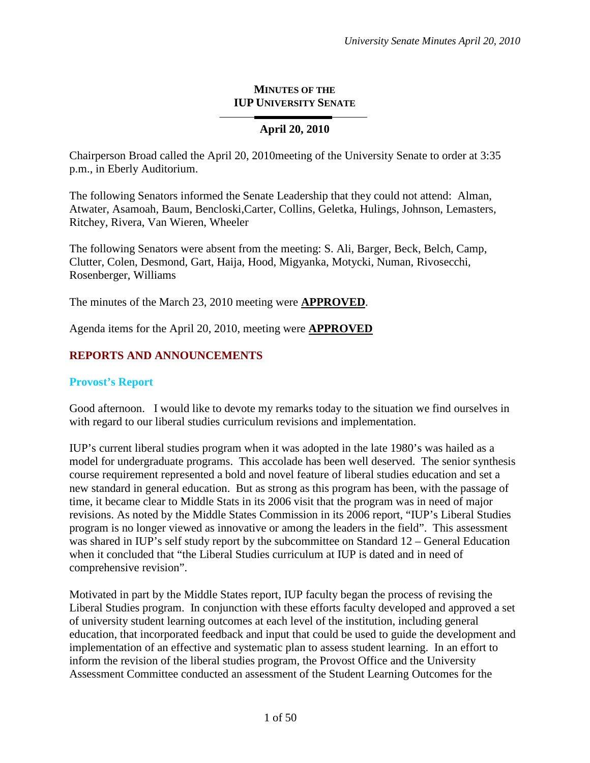# MINUTES OF THE IUP UNIVERSITY SENATE

**April 20, 2010**

Chairperson Broad called the April 20, 2010meeting of the University Senate to order at 3:35 p.m., in Eberly Auditorium.

The following Senators informed the Senate Leadership that they could not attend: Alman, Atwater, Asamoah, Baum, Bencloski,Carter, Collins, Geletka, Hulings, Johnson, Lemasters, Ritchey, Rivera, Van Wieren, Wheeler

The following Senators were absent from the meeting: S. Ali, Barger, Beck, Belch, Camp, Clutter, Colen, Desmond, Gart, Haija, Hood, Migyanka, Motycki, Numan, Rivosecchi, Rosenberger, Williams

The minutes of the March 23, 2010 meeting were **APPROVED**.

Agenda items for the April 20, 2010, meeting were **APPROVED**

## REPORTS AND ANNOUNCEMENTS

### Provost's Report

Good afternoon. I would like to devote my remarks today to the situation we find ourselves in with regard to our liberal studies curriculum revisions and implementation.

IUP's current liberal studies program when it was adopted in the late 1980's was hailed as a model for undergraduate programs. This accolade has been well deserved. The senior synthesis course requirement represented a bold and novel feature of liberal studies education and set a new standard in general education. But as strong as this program has been, with the passage of time, it became clear to Middle Stats in its 2006 visit that the program was in need of major revisions. As noted by the Middle States Commission in its 2006 report, "IUP's Liberal Studies program is no longer viewed as innovative or among the leaders in the field". This assessment was shared in IUP's self study report by the subcommittee on Standard 12 – General Education when it concluded that "the Liberal Studies curriculum at IUP is dated and in need of comprehensive revision".

Motivated in part by the Middle States report, IUP faculty began the process of revising the Liberal Studies program. In conjunction with these efforts faculty developed and approved a set of university student learning outcomes at each level of the institution, including general education, that incorporated feedback and input that could be used to guide the development and implementation of an effective and systematic plan to assess student learning. In an effort to inform the revision of the liberal studies program, the Provost Office and the University Assessment Committee conducted an assessment of the Student Learning Outcomes for the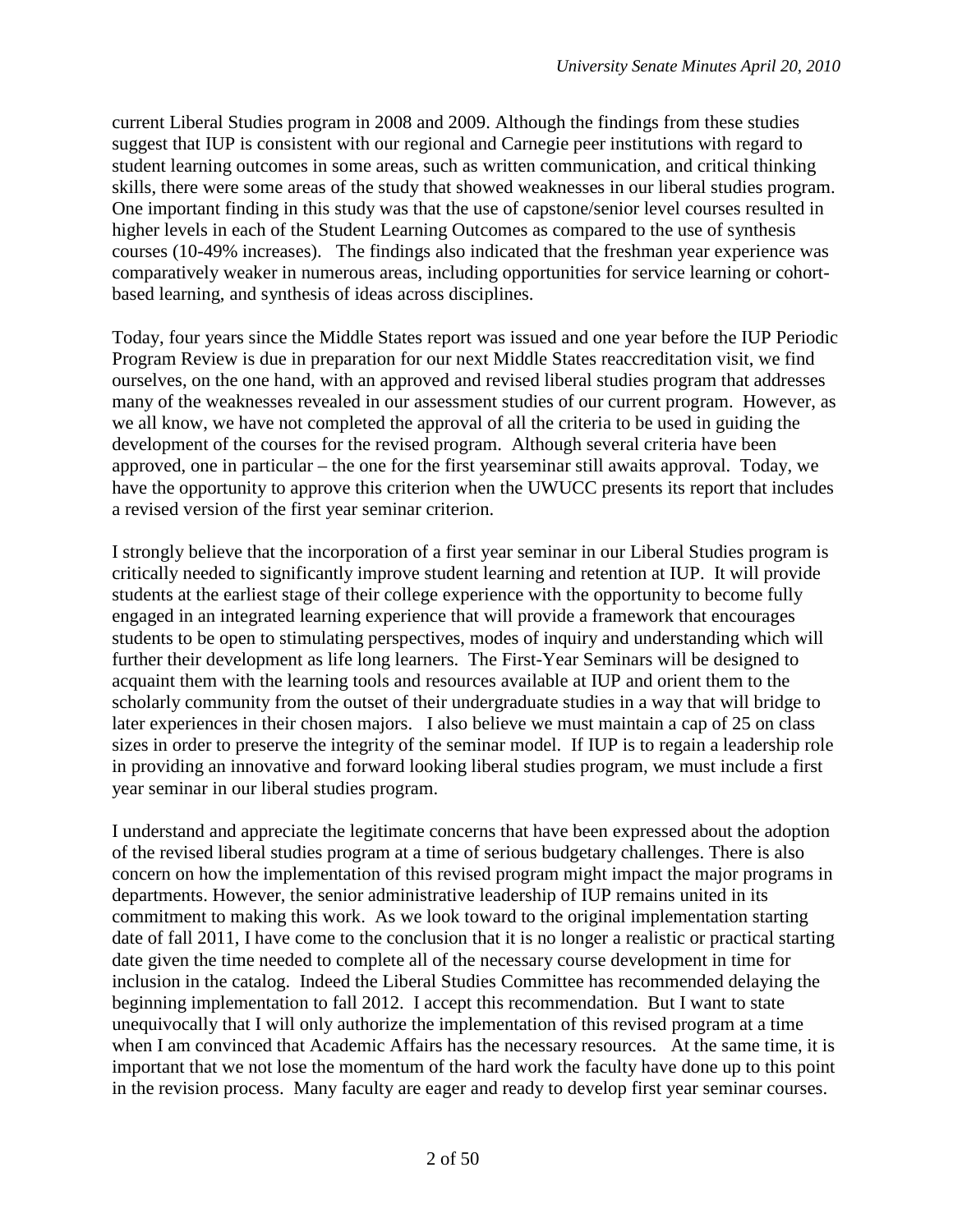current Liberal Studies program in 2008 and 2009. Although the findings from these studies suggest that IUP is consistent with our regional and Carnegie peer institutions with regard to student learning outcomes in some areas, such as written communication, and critical thinking skills, there were some areas of the study that showed weaknesses in our liberal studies program. One important finding in this study was that the use of capstone/senior level courses resulted in higher levels in each of the Student Learning Outcomes as compared to the use of synthesis courses (10-49% increases). The findings also indicated that the freshman year experience was comparatively weaker in numerous areas, including opportunities for service learning or cohort-based learning, and synthesis of ideas across disciplines.

Today, four years since the Middle States report was issued and one year before the IUP Periodic Program Review is due in preparation for our next Middle States reaccreditation visit, we find ourselves, on the one hand, with an approved and revised liberal studies program that addresses many of the weaknesses revealed in our assessment studies of our current program. However, as we all know, we have not completed the approval of all the criteria to be used in guiding the development of the courses for the revised program. Although several criteria have been approved, one in particular – the one for the first yearseminar still awaits approval. Today, we have the opportunity to approve this criterion when the UWUCC presents its report that includes a revised version of the first year seminar criterion.

I strongly believe that the incorporation of a first year seminar in our Liberal Studies program is critically needed to significantly improve student learning and retention at IUP. It will provide students at the earliest stage of their college experience with the opportunity to become fully engaged in an integrated learning experience that will provide a framework that encourages students to be open to stimulating perspectives, modes of inquiry and understanding which will further their development as life long learners. The First-Year Seminars will be designed to acquaint them with the learning tools and resources available at IUP and orient them to the scholarly community from the outset of their undergraduate studies in a way that will bridge to later experiences in their chosen majors. I also believe we must maintain a cap of 25 on class sizes in order to preserve the integrity of the seminar model. If IUP is to regain a leadership role in providing an innovative and forward looking liberal studies program, we must include a first year seminar in our liberal studies program.

I understand and appreciate the legitimate concerns that have been expressed about the adoption of the revised liberal studies program at a time of serious budgetary challenges. There is also concern on how the implementation of this revised program might impact the major programs in departments. However, the senior administrative leadership of IUP remains united in its commitment to making this work. As we look toward to the original implementation starting date of fall 2011, I have come to the conclusion that it is no longer a realistic or practical starting date given the time needed to complete all of the necessary course development in time for inclusion in the catalog. Indeed the Liberal Studies Committee has recommended delaying the beginning implementation to fall 2012. I accept this recommendation. But I want to state unequivocally that I will only authorize the implementation of this revised program at a time when I am convinced that Academic Affairs has the necessary resources. At the same time, it is important that we not lose the momentum of the hard work the faculty have done up to this point in the revision process. Many faculty are eager and ready to develop first year seminar courses.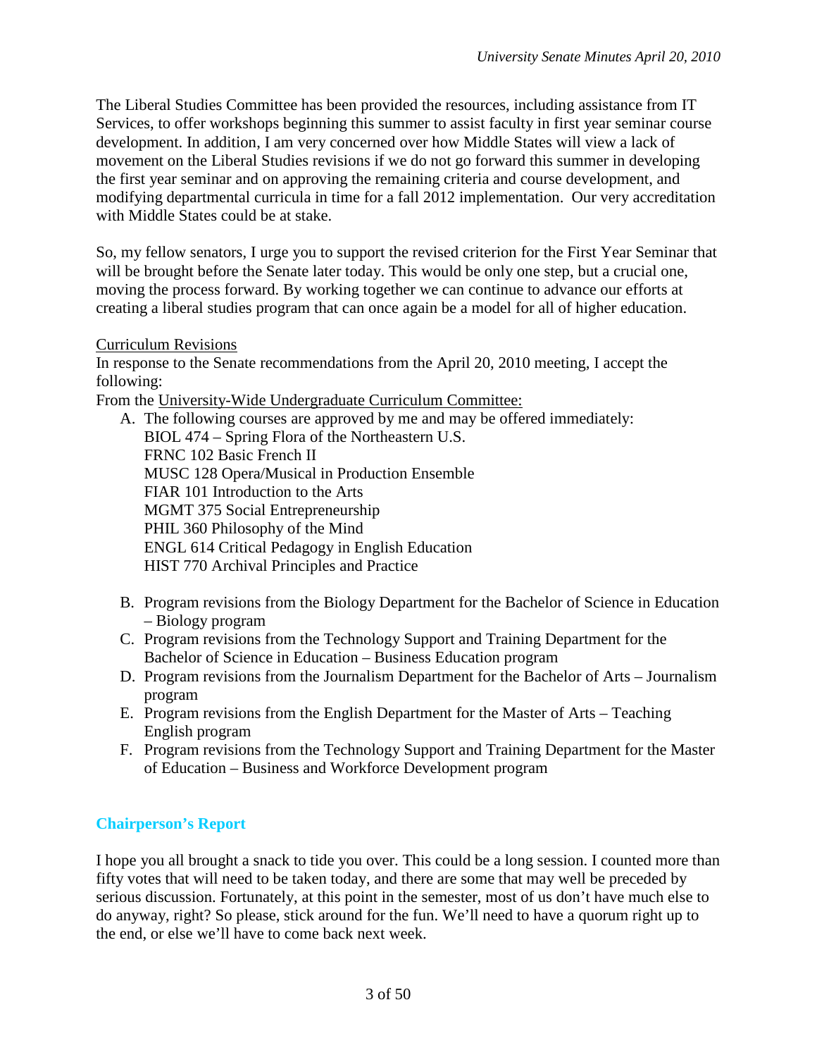The Liberal Studies Committee has been provided the resources, including assistance from IT Services, to offer workshops beginning this summer to assist faculty in first year seminar course development. In addition, I am very concerned over how Middle States will view a lack of movement on the Liberal Studies revisions if we do not go forward this summer in developing the first year seminar and on approving the remaining criteria and course development, and modifying departmental curricula in time for a fall 2012 implementation. Our very accreditation with Middle States could be at stake.

So, my fellow senators, I urge you to support the revised criterion for the First Year Seminar that will be brought before the Senate later today. This would be only one step, but a crucial one, moving the process forward. By working together we can continue to advance our efforts at creating a liberal studies program that can once again be a model for all of higher education.

<u>Curriculum Revisions</u>

In response to the Senate recommendations from the April 20, 2010 meeting, I accept the following:

From the <u>University-Wide Undergraduate Curriculum Committee:</u>

A. The following courses are approved by me and may be offered immediately:
   BIOL 474 – Spring Flora of the Northeastern U.S.
   FRNC 102 Basic French II
   MUSC 128 Opera/Musical in Production Ensemble
   FIAR 101 Introduction to the Arts
   MGMT 375 Social Entrepreneurship
   PHIL 360 Philosophy of the Mind
   ENGL 614 Critical Pedagogy in English Education
   HIST 770 Archival Principles and Practice

B. Program revisions from the Biology Department for the Bachelor of Science in Education – Biology program
C. Program revisions from the Technology Support and Training Department for the Bachelor of Science in Education – Business Education program
D. Program revisions from the Journalism Department for the Bachelor of Arts – Journalism program
E. Program revisions from the English Department for the Master of Arts – Teaching English program
F. Program revisions from the Technology Support and Training Department for the Master of Education – Business and Workforce Development program

## Chairperson's Report

I hope you all brought a snack to tide you over. This could be a long session. I counted more than fifty votes that will need to be taken today, and there are some that may well be preceded by serious discussion. Fortunately, at this point in the semester, most of us don't have much else to do anyway, right? So please, stick around for the fun. We'll need to have a quorum right up to the end, or else we'll have to come back next week.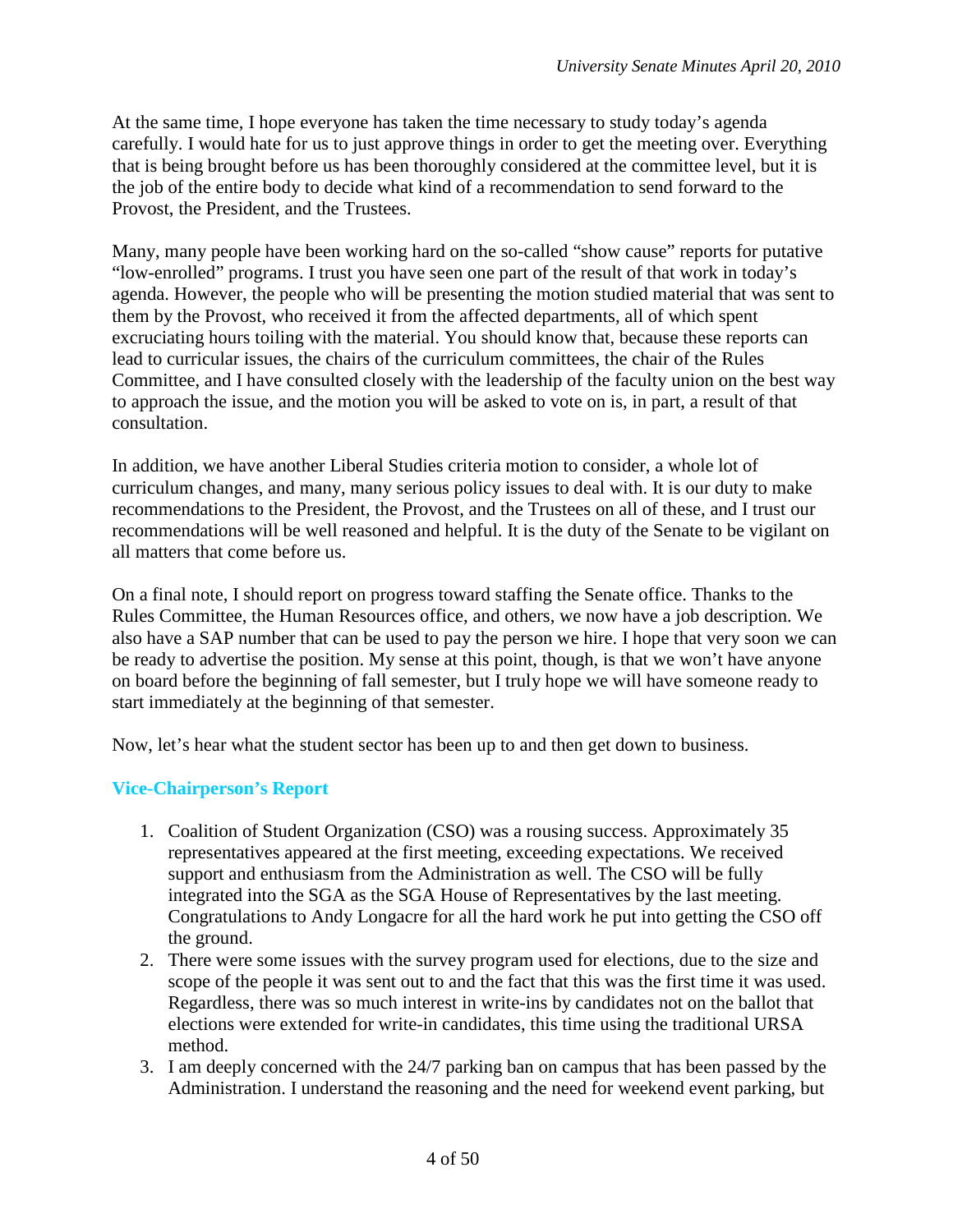At the same time, I hope everyone has taken the time necessary to study today's agenda carefully. I would hate for us to just approve things in order to get the meeting over. Everything that is being brought before us has been thoroughly considered at the committee level, but it is the job of the entire body to decide what kind of a recommendation to send forward to the Provost, the President, and the Trustees.

Many, many people have been working hard on the so-called "show cause" reports for putative "low-enrolled" programs. I trust you have seen one part of the result of that work in today's agenda. However, the people who will be presenting the motion studied material that was sent to them by the Provost, who received it from the affected departments, all of which spent excruciating hours toiling with the material. You should know that, because these reports can lead to curricular issues, the chairs of the curriculum committees, the chair of the Rules Committee, and I have consulted closely with the leadership of the faculty union on the best way to approach the issue, and the motion you will be asked to vote on is, in part, a result of that consultation.

In addition, we have another Liberal Studies criteria motion to consider, a whole lot of curriculum changes, and many, many serious policy issues to deal with. It is our duty to make recommendations to the President, the Provost, and the Trustees on all of these, and I trust our recommendations will be well reasoned and helpful. It is the duty of the Senate to be vigilant on all matters that come before us.

On a final note, I should report on progress toward staffing the Senate office. Thanks to the Rules Committee, the Human Resources office, and others, we now have a job description. We also have a SAP number that can be used to pay the person we hire. I hope that very soon we can be ready to advertise the position. My sense at this point, though, is that we won't have anyone on board before the beginning of fall semester, but I truly hope we will have someone ready to start immediately at the beginning of that semester.

Now, let's hear what the student sector has been up to and then get down to business.

### Vice-Chairperson's Report

1. Coalition of Student Organization (CSO) was a rousing success. Approximately 35 representatives appeared at the first meeting, exceeding expectations. We received support and enthusiasm from the Administration as well. The CSO will be fully integrated into the SGA as the SGA House of Representatives by the last meeting. Congratulations to Andy Longacre for all the hard work he put into getting the CSO off the ground.
2. There were some issues with the survey program used for elections, due to the size and scope of the people it was sent out to and the fact that this was the first time it was used. Regardless, there was so much interest in write-ins by candidates not on the ballot that elections were extended for write-in candidates, this time using the traditional URSA method.
3. I am deeply concerned with the 24/7 parking ban on campus that has been passed by the Administration. I understand the reasoning and the need for weekend event parking, but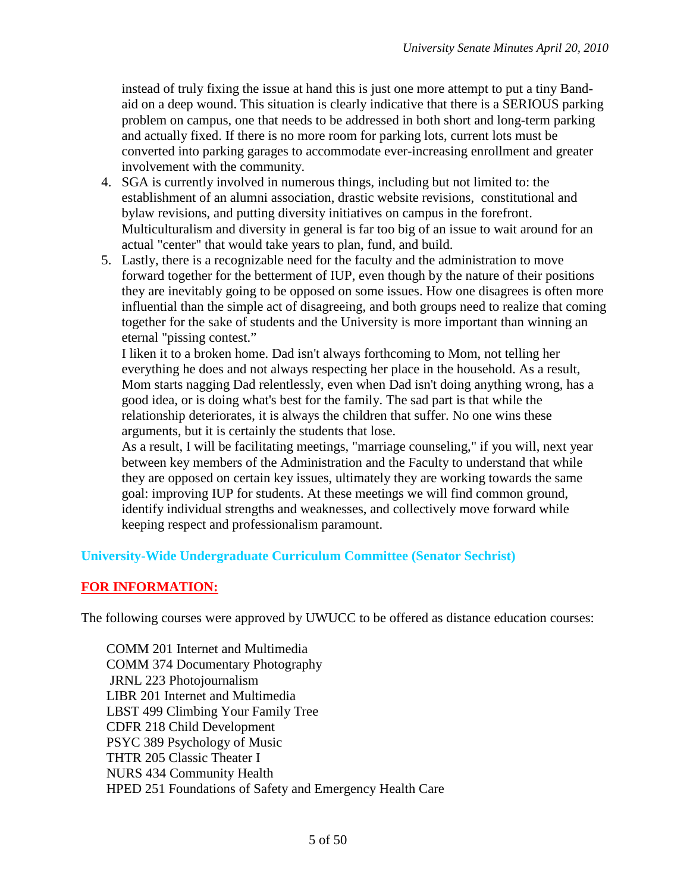instead of truly fixing the issue at hand this is just one more attempt to put a tiny Band-aid on a deep wound. This situation is clearly indicative that there is a SERIOUS parking problem on campus, one that needs to be addressed in both short and long-term parking and actually fixed. If there is no more room for parking lots, current lots must be converted into parking garages to accommodate ever-increasing enrollment and greater involvement with the community.

4. SGA is currently involved in numerous things, including but not limited to: the establishment of an alumni association, drastic website revisions, constitutional and bylaw revisions, and putting diversity initiatives on campus in the forefront. Multiculturalism and diversity in general is far too big of an issue to wait around for an actual "center" that would take years to plan, fund, and build.
5. Lastly, there is a recognizable need for the faculty and the administration to move forward together for the betterment of IUP, even though by the nature of their positions they are inevitably going to be opposed on some issues. How one disagrees is often more influential than the simple act of disagreeing, and both groups need to realize that coming together for the sake of students and the University is more important than winning an eternal "pissing contest."

   I liken it to a broken home. Dad isn't always forthcoming to Mom, not telling her everything he does and not always respecting her place in the household. As a result, Mom starts nagging Dad relentlessly, even when Dad isn't doing anything wrong, has a good idea, or is doing what's best for the family. The sad part is that while the relationship deteriorates, it is always the children that suffer. No one wins these arguments, but it is certainly the students that lose.

   As a result, I will be facilitating meetings, "marriage counseling," if you will, next year between key members of the Administration and the Faculty to understand that while they are opposed on certain key issues, ultimately they are working towards the same goal: improving IUP for students. At these meetings we will find common ground, identify individual strengths and weaknesses, and collectively move forward while keeping respect and professionalism paramount.

### University-Wide Undergraduate Curriculum Committee (Senator Sechrist)

**FOR INFORMATION:**

The following courses were approved by UWUCC to be offered as distance education courses:

COMM 201 Internet and Multimedia
COMM 374 Documentary Photography
JRNL 223 Photojournalism
LIBR 201 Internet and Multimedia
LBST 499 Climbing Your Family Tree
CDFR 218 Child Development
PSYC 389 Psychology of Music
THTR 205 Classic Theater I
NURS 434 Community Health
HPED 251 Foundations of Safety and Emergency Health Care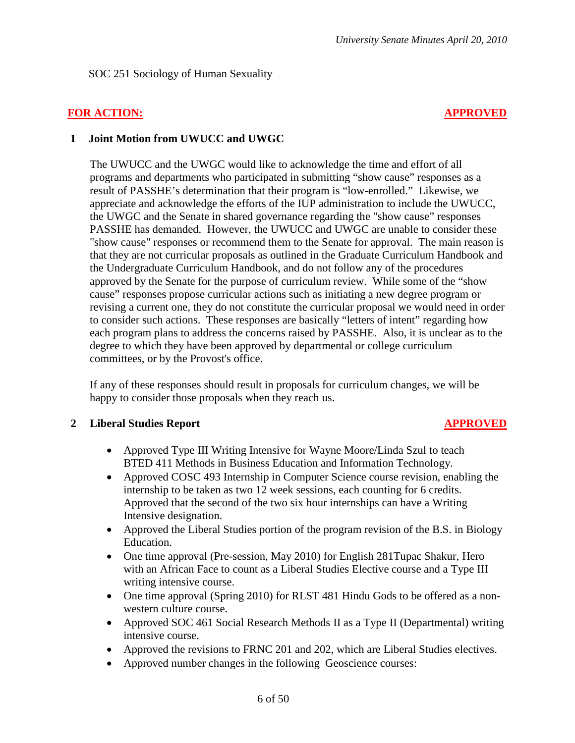SOC 251 Sociology of Human Sexuality

**FOR ACTION:** **APPROVED**

**1 Joint Motion from UWUCC and UWGC**

The UWUCC and the UWGC would like to acknowledge the time and effort of all programs and departments who participated in submitting "show cause" responses as a result of PASSHE's determination that their program is "low-enrolled." Likewise, we appreciate and acknowledge the efforts of the IUP administration to include the UWUCC, the UWGC and the Senate in shared governance regarding the "show cause" responses PASSHE has demanded. However, the UWUCC and UWGC are unable to consider these "show cause" responses or recommend them to the Senate for approval. The main reason is that they are not curricular proposals as outlined in the Graduate Curriculum Handbook and the Undergraduate Curriculum Handbook, and do not follow any of the procedures approved by the Senate for the purpose of curriculum review. While some of the "show cause" responses propose curricular actions such as initiating a new degree program or revising a current one, they do not constitute the curricular proposal we would need in order to consider such actions. These responses are basically "letters of intent" regarding how each program plans to address the concerns raised by PASSHE. Also, it is unclear as to the degree to which they have been approved by departmental or college curriculum committees, or by the Provost's office.

If any of these responses should result in proposals for curriculum changes, we will be happy to consider those proposals when they reach us.

**2 Liberal Studies Report** **APPROVED**

- Approved Type III Writing Intensive for Wayne Moore/Linda Szul to teach BTED 411 Methods in Business Education and Information Technology.
- Approved COSC 493 Internship in Computer Science course revision, enabling the internship to be taken as two 12 week sessions, each counting for 6 credits. Approved that the second of the two six hour internships can have a Writing Intensive designation.
- Approved the Liberal Studies portion of the program revision of the B.S. in Biology Education.
- One time approval (Pre-session, May 2010) for English 281Tupac Shakur, Hero with an African Face to count as a Liberal Studies Elective course and a Type III writing intensive course.
- One time approval (Spring 2010) for RLST 481 Hindu Gods to be offered as a non-western culture course.
- Approved SOC 461 Social Research Methods II as a Type II (Departmental) writing intensive course.
- Approved the revisions to FRNC 201 and 202, which are Liberal Studies electives.
- Approved number changes in the following Geoscience courses: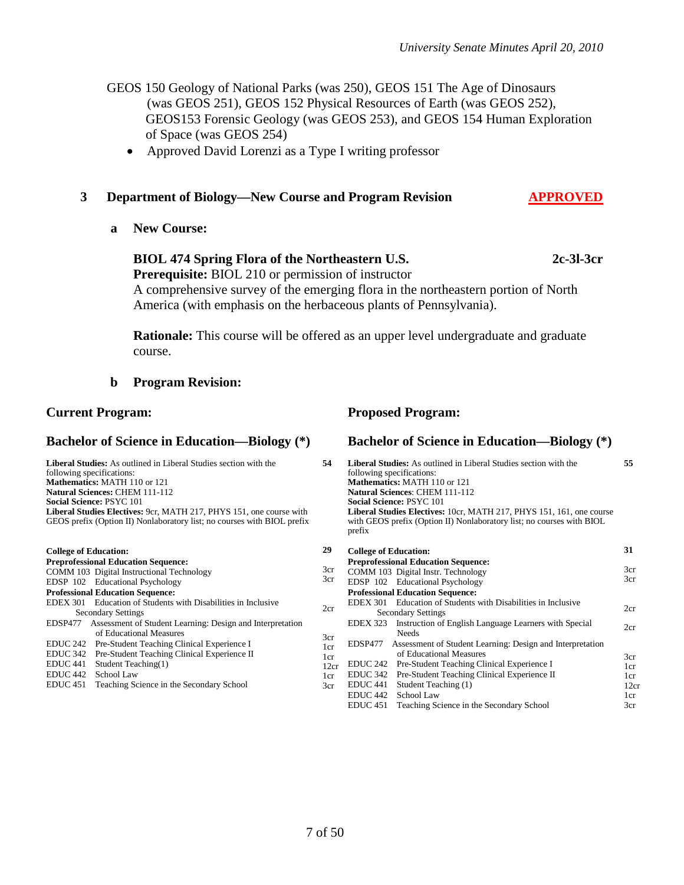GEOS 150 Geology of National Parks (was 250), GEOS 151 The Age of Dinosaurs (was GEOS 251), GEOS 152 Physical Resources of Earth (was GEOS 252), GEOS153 Forensic Geology (was GEOS 253), and GEOS 154 Human Exploration of Space (was GEOS 254)

- Approved David Lorenzi as a Type I writing professor

## 3 Department of Biology—New Course and Program Revision — APPROVED

### a New Course:

**BIOL 474 Spring Flora of the Northeastern U.S.** **2c-3l-3cr**
**Prerequisite:** BIOL 210 or permission of instructor
A comprehensive survey of the emerging flora in the northeastern portion of North America (with emphasis on the herbaceous plants of Pennsylvania).

**Rationale:** This course will be offered as an upper level undergraduate and graduate course.

### b Program Revision:

**Current Program:**

**Bachelor of Science in Education—Biology (*)**

**Liberal Studies:** As outlined in Liberal Studies section with the following specifications: **54**
**Mathematics:** MATH 110 or 121
**Natural Sciences:** CHEM 111-112
**Social Science:** PSYC 101
**Liberal Studies Electives:** 9cr, MATH 217, PHYS 151, one course with GEOS prefix (Option II) Nonlaboratory list; no courses with BIOL prefix

| College of Education: | | 29 |
|---|---|---|
| **Preprofessional Education Sequence:** | | |
| COMM 103 | Digital Instructional Technology | 3cr |
| EDSP 102 | Educational Psychology | 3cr |
| **Professional Education Sequence:** | | |
| EDEX 301 | Education of Students with Disabilities in Inclusive Secondary Settings | 2cr |
| EDSP477 | Assessment of Student Learning: Design and Interpretation of Educational Measures | 3cr |
| EDUC 242 | Pre-Student Teaching Clinical Experience I | 1cr |
| EDUC 342 | Pre-Student Teaching Clinical Experience II | 1cr |
| EDUC 441 | Student Teaching(1) | 12cr |
| EDUC 442 | School Law | 1cr |
| EDUC 451 | Teaching Science in the Secondary School | 3cr |

**Proposed Program:**

**Bachelor of Science in Education—Biology (*)**

**Liberal Studies:** As outlined in Liberal Studies section with the following specifications: **55**
**Mathematics:** MATH 110 or 121
**Natural Sciences**: CHEM 111-112
**Social Science:** PSYC 101
**Liberal Studies Electives:** 10cr, MATH 217, PHYS 151, 161, one course with GEOS prefix (Option II) Nonlaboratory list; no courses with BIOL prefix

| College of Education: | | 31 |
|---|---|---|
| **Preprofessional Education Sequence:** | | |
| COMM 103 | Digital Instr. Technology | 3cr |
| EDSP 102 | Educational Psychology | 3cr |
| **Professional Education Sequence:** | | |
| EDEX 301 | Education of Students with Disabilities in Inclusive Secondary Settings | 2cr |
| EDEX 323 | Instruction of English Language Learners with Special Needs | 2cr |
| EDSP477 | Assessment of Student Learning: Design and Interpretation of Educational Measures | 3cr |
| EDUC 242 | Pre-Student Teaching Clinical Experience I | 1cr |
| EDUC 342 | Pre-Student Teaching Clinical Experience II | 1cr |
| EDUC 441 | Student Teaching (1) | 12cr |
| EDUC 442 | School Law | 1cr |
| EDUC 451 | Teaching Science in the Secondary School | 3cr |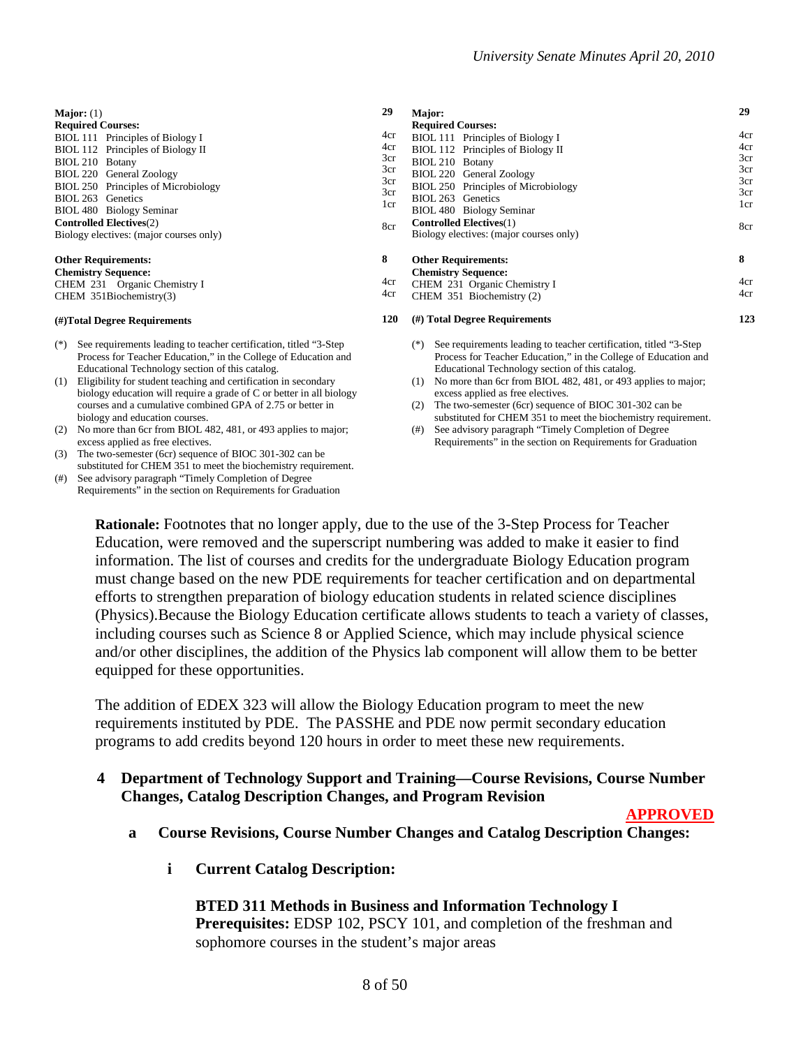| | |
|---|---|
| **Major:** (1) | **29** |
| **Required Courses:** | |
| BIOL 111 Principles of Biology I | 4cr |
| BIOL 112 Principles of Biology II | 4cr |
| BIOL 210 Botany | 3cr |
| BIOL 220 General Zoology | 3cr |
| BIOL 250 Principles of Microbiology | 3cr |
| BIOL 263 Genetics | 3cr |
| BIOL 480 Biology Seminar | 1cr |
| **Controlled Electives**(2) | |
| Biology electives: (major courses only) | 8cr |
| **Other Requirements:** | **8** |
| **Chemistry Sequence:** | |
| CHEM 231 Organic Chemistry I | 4cr |
| CHEM 351Biochemistry(3) | 4cr |
| **(#)Total Degree Requirements** | **120** |

(*) See requirements leading to teacher certification, titled "3-Step Process for Teacher Education," in the College of Education and Educational Technology section of this catalog.
(1) Eligibility for student teaching and certification in secondary biology education will require a grade of C or better in all biology courses and a cumulative combined GPA of 2.75 or better in biology and education courses.
(2) No more than 6cr from BIOL 482, 481, or 493 applies to major; excess applied as free electives.
(3) The two-semester (6cr) sequence of BIOC 301-302 can be substituted for CHEM 351 to meet the biochemistry requirement.
(#) See advisory paragraph "Timely Completion of Degree Requirements" in the section on Requirements for Graduation

| | |
|---|---|
| **Major:** | **29** |
| **Required Courses:** | |
| BIOL 111 Principles of Biology I | 4cr |
| BIOL 112 Principles of Biology II | 4cr |
| BIOL 210 Botany | 3cr |
| BIOL 220 General Zoology | 3cr |
| BIOL 250 Principles of Microbiology | 3cr |
| BIOL 263 Genetics | 3cr |
| BIOL 480 Biology Seminar | 1cr |
| **Controlled Electives**(1) | |
| Biology electives: (major courses only) | 8cr |
| **Other Requirements:** | **8** |
| **Chemistry Sequence:** | |
| CHEM 231 Organic Chemistry I | 4cr |
| CHEM 351 Biochemistry (2) | 4cr |
| **(#) Total Degree Requirements** | **123** |

(*) See requirements leading to teacher certification, titled "3-Step Process for Teacher Education," in the College of Education and Educational Technology section of this catalog.
(1) No more than 6cr from BIOL 482, 481, or 493 applies to major; excess applied as free electives.
(2) The two-semester (6cr) sequence of BIOC 301-302 can be substituted for CHEM 351 to meet the biochemistry requirement.
(#) See advisory paragraph "Timely Completion of Degree Requirements" in the section on Requirements for Graduation

**Rationale:** Footnotes that no longer apply, due to the use of the 3-Step Process for Teacher Education, were removed and the superscript numbering was added to make it easier to find information. The list of courses and credits for the undergraduate Biology Education program must change based on the new PDE requirements for teacher certification and on departmental efforts to strengthen preparation of biology education students in related science disciplines (Physics).Because the Biology Education certificate allows students to teach a variety of classes, including courses such as Science 8 or Applied Science, which may include physical science and/or other disciplines, the addition of the Physics lab component will allow them to be better equipped for these opportunities.

The addition of EDEX 323 will allow the Biology Education program to meet the new requirements instituted by PDE. The PASSHE and PDE now permit secondary education programs to add credits beyond 120 hours in order to meet these new requirements.

## 4 Department of Technology Support and Training—Course Revisions, Course Number Changes, Catalog Description Changes, and Program Revision

**APPROVED**

### a Course Revisions, Course Number Changes and Catalog Description Changes:

#### i Current Catalog Description:

**BTED 311 Methods in Business and Information Technology I**
**Prerequisites:** EDSP 102, PSCY 101, and completion of the freshman and sophomore courses in the student's major areas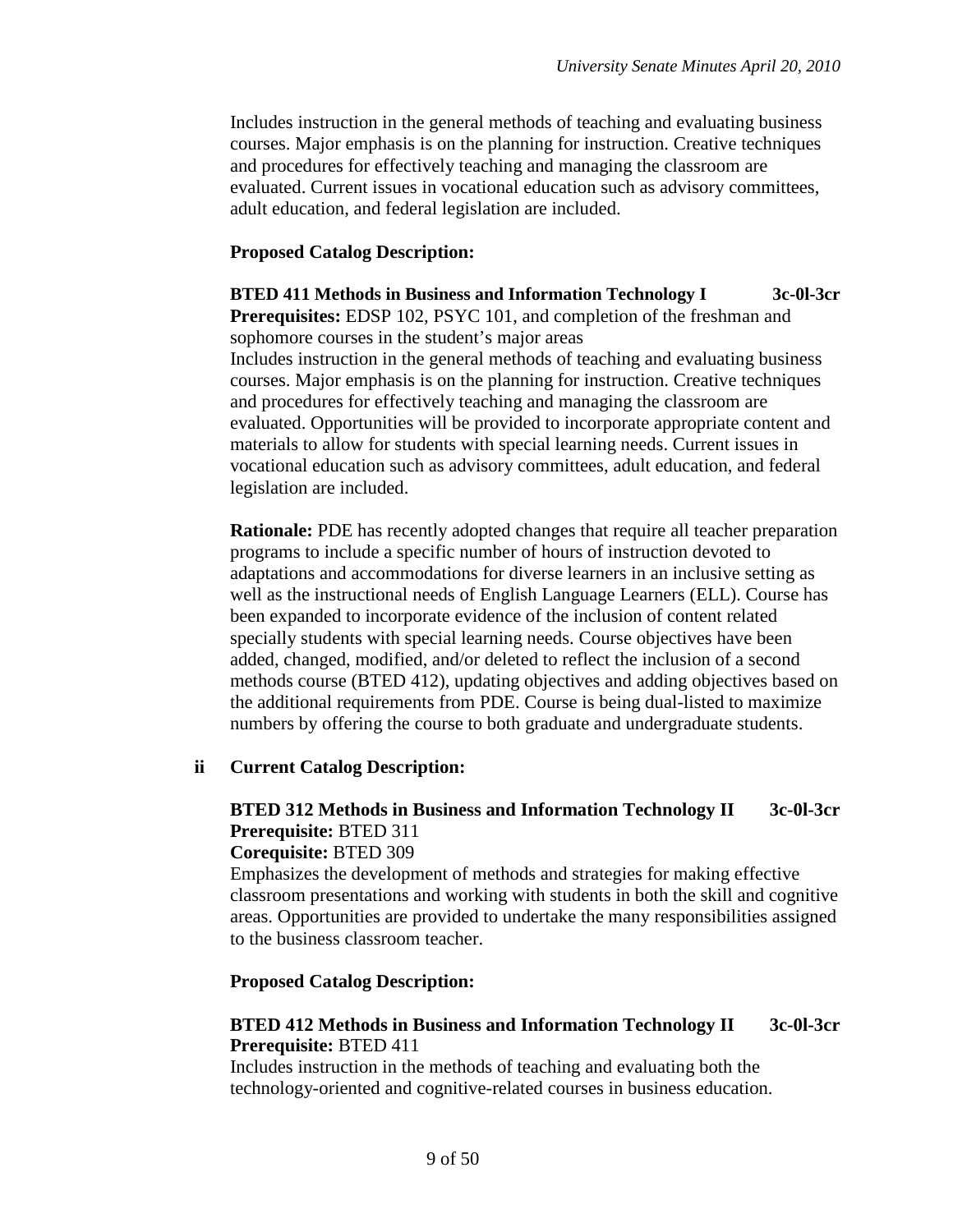Includes instruction in the general methods of teaching and evaluating business courses. Major emphasis is on the planning for instruction. Creative techniques and procedures for effectively teaching and managing the classroom are evaluated. Current issues in vocational education such as advisory committees, adult education, and federal legislation are included.

**Proposed Catalog Description:**

**BTED 411 Methods in Business and Information Technology I 3c-0l-3cr**
**Prerequisites:** EDSP 102, PSYC 101, and completion of the freshman and sophomore courses in the student's major areas
Includes instruction in the general methods of teaching and evaluating business courses. Major emphasis is on the planning for instruction. Creative techniques and procedures for effectively teaching and managing the classroom are evaluated. Opportunities will be provided to incorporate appropriate content and materials to allow for students with special learning needs. Current issues in vocational education such as advisory committees, adult education, and federal legislation are included.

**Rationale:** PDE has recently adopted changes that require all teacher preparation programs to include a specific number of hours of instruction devoted to adaptations and accommodations for diverse learners in an inclusive setting as well as the instructional needs of English Language Learners (ELL). Course has been expanded to incorporate evidence of the inclusion of content related specially students with special learning needs. Course objectives have been added, changed, modified, and/or deleted to reflect the inclusion of a second methods course (BTED 412), updating objectives and adding objectives based on the additional requirements from PDE. Course is being dual-listed to maximize numbers by offering the course to both graduate and undergraduate students.

**ii Current Catalog Description:**

**BTED 312 Methods in Business and Information Technology II 3c-0l-3cr**
**Prerequisite:** BTED 311
**Corequisite:** BTED 309
Emphasizes the development of methods and strategies for making effective classroom presentations and working with students in both the skill and cognitive areas. Opportunities are provided to undertake the many responsibilities assigned to the business classroom teacher.

**Proposed Catalog Description:**

**BTED 412 Methods in Business and Information Technology II 3c-0l-3cr**
**Prerequisite:** BTED 411
Includes instruction in the methods of teaching and evaluating both the technology-oriented and cognitive-related courses in business education.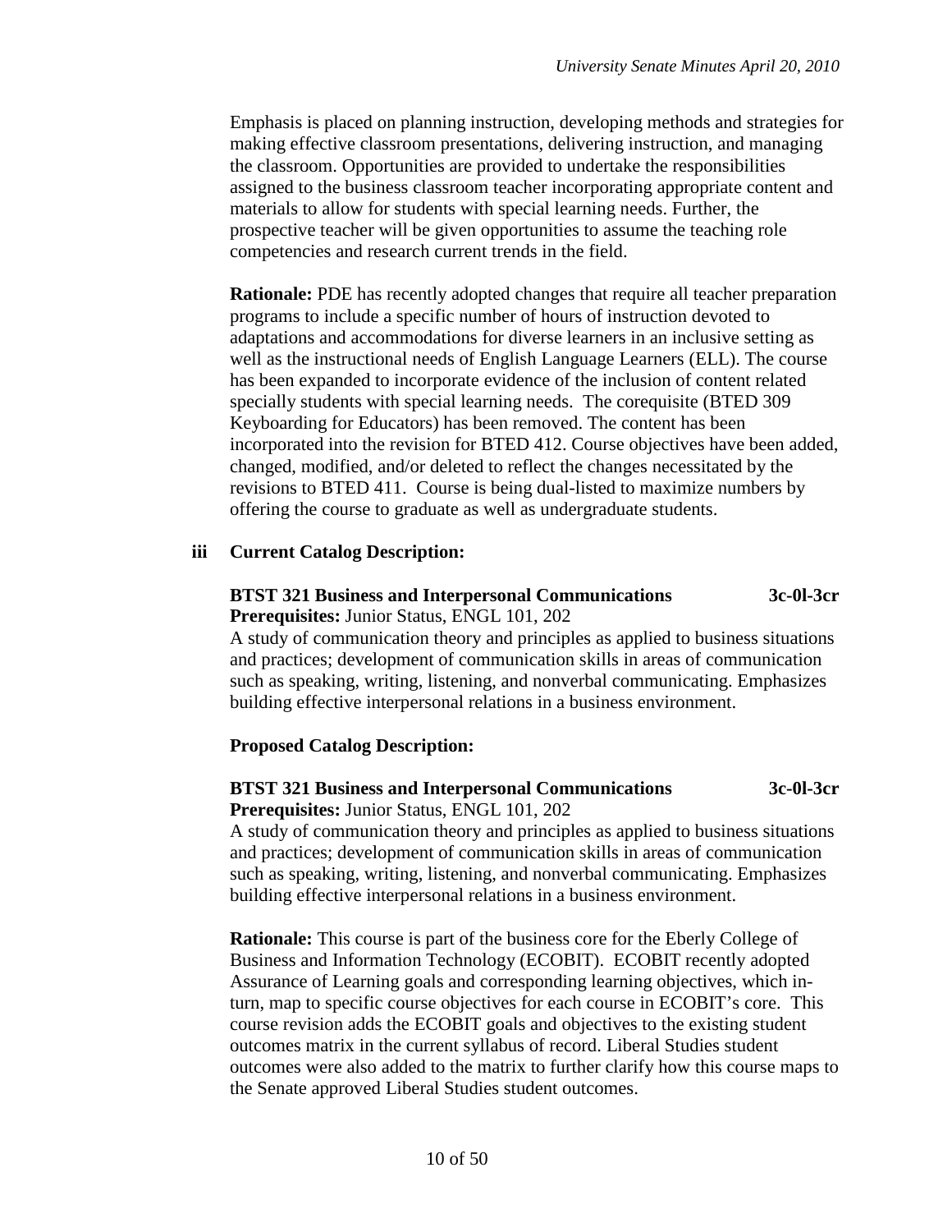Emphasis is placed on planning instruction, developing methods and strategies for making effective classroom presentations, delivering instruction, and managing the classroom. Opportunities are provided to undertake the responsibilities assigned to the business classroom teacher incorporating appropriate content and materials to allow for students with special learning needs. Further, the prospective teacher will be given opportunities to assume the teaching role competencies and research current trends in the field.

**Rationale:** PDE has recently adopted changes that require all teacher preparation programs to include a specific number of hours of instruction devoted to adaptations and accommodations for diverse learners in an inclusive setting as well as the instructional needs of English Language Learners (ELL). The course has been expanded to incorporate evidence of the inclusion of content related specially students with special learning needs. The corequisite (BTED 309 Keyboarding for Educators) has been removed. The content has been incorporated into the revision for BTED 412. Course objectives have been added, changed, modified, and/or deleted to reflect the changes necessitated by the revisions to BTED 411. Course is being dual-listed to maximize numbers by offering the course to graduate as well as undergraduate students.

**iii Current Catalog Description:**

**BTST 321 Business and Interpersonal Communications 3c-0l-3cr**
**Prerequisites:** Junior Status, ENGL 101, 202
A study of communication theory and principles as applied to business situations and practices; development of communication skills in areas of communication such as speaking, writing, listening, and nonverbal communicating. Emphasizes building effective interpersonal relations in a business environment.

**Proposed Catalog Description:**

**BTST 321 Business and Interpersonal Communications 3c-0l-3cr**
**Prerequisites:** Junior Status, ENGL 101, 202
A study of communication theory and principles as applied to business situations and practices; development of communication skills in areas of communication such as speaking, writing, listening, and nonverbal communicating. Emphasizes building effective interpersonal relations in a business environment.

**Rationale:** This course is part of the business core for the Eberly College of Business and Information Technology (ECOBIT). ECOBIT recently adopted Assurance of Learning goals and corresponding learning objectives, which in-turn, map to specific course objectives for each course in ECOBIT's core. This course revision adds the ECOBIT goals and objectives to the existing student outcomes matrix in the current syllabus of record. Liberal Studies student outcomes were also added to the matrix to further clarify how this course maps to the Senate approved Liberal Studies student outcomes.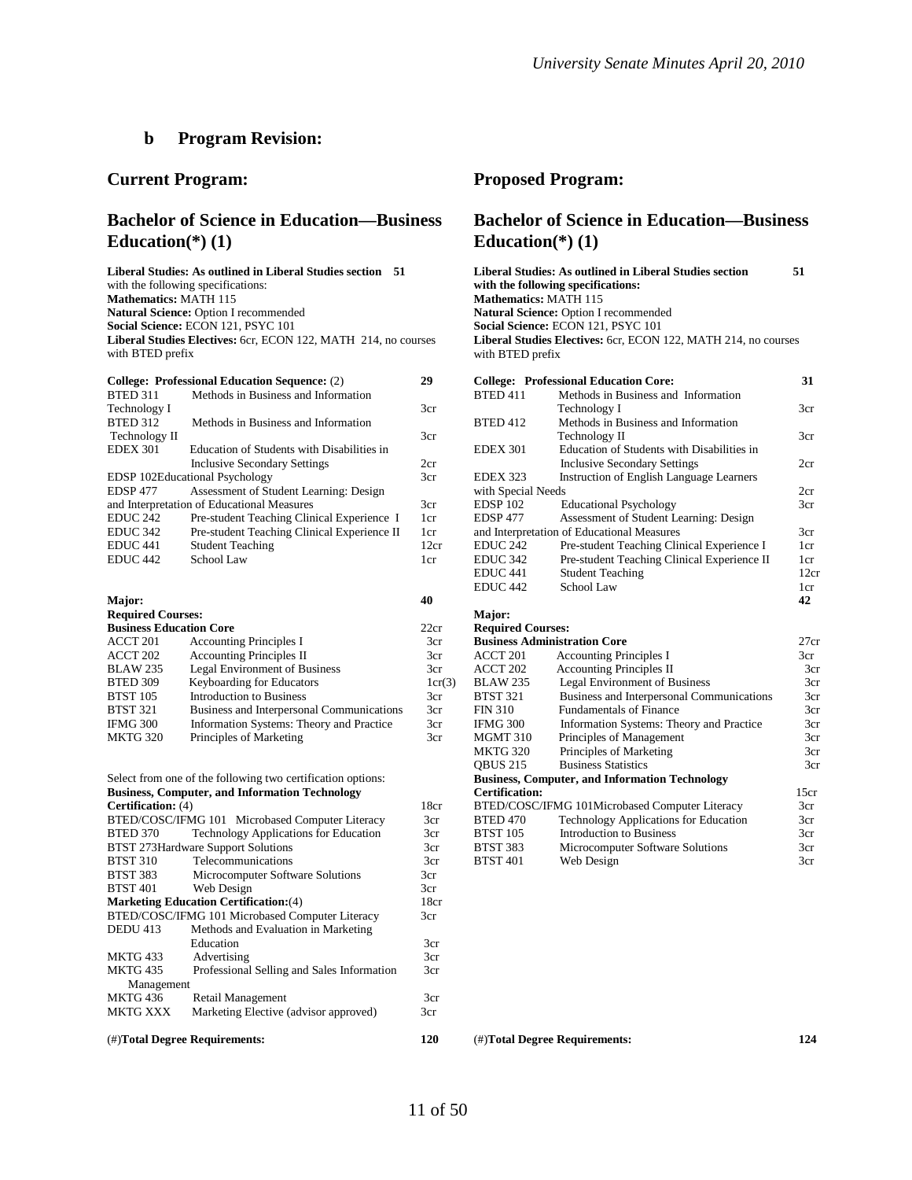### b Program Revision:

## Current Program:

## Bachelor of Science in Education—Business Education(*) (1)

**Liberal Studies: As outlined in Liberal Studies section** **51**
with the following specifications:
**Mathematics:** MATH 115
**Natural Science:** Option I recommended
**Social Science:** ECON 121, PSYC 101
**Liberal Studies Electives:** 6cr, ECON 122, MATH 214, no courses with BTED prefix

| **College: Professional Education Sequence:** (2) | | **29** |
|---|---|---|
| BTED 311 | Methods in Business and Information Technology I | 3cr |
| BTED 312 | Methods in Business and Information Technology II | 3cr |
| EDEX 301 | Education of Students with Disabilities in Inclusive Secondary Settings | 2cr |
| EDSP 102 | Educational Psychology | 3cr |
| EDSP 477 | Assessment of Student Learning: Design and Interpretation of Educational Measures | 3cr |
| EDUC 242 | Pre-student Teaching Clinical Experience I | 1cr |
| EDUC 342 | Pre-student Teaching Clinical Experience II | 1cr |
| EDUC 441 | Student Teaching | 12cr |
| EDUC 442 | School Law | 1cr |

| **Major:** | | **40** |
|---|---|---|
| **Required Courses:** | | |
| **Business Education Core** | | 22cr |
| ACCT 201 | Accounting Principles I | 3cr |
| ACCT 202 | Accounting Principles II | 3cr |
| BLAW 235 | Legal Environment of Business | 3cr |
| BTED 309 | Keyboarding for Educators | 1cr(3) |
| BTST 105 | Introduction to Business | 3cr |
| BTST 321 | Business and Interpersonal Communications | 3cr |
| IFMG 300 | Information Systems: Theory and Practice | 3cr |
| MKTG 320 | Principles of Marketing | 3cr |

Select from one of the following two certification options:

| **Business, Computer, and Information Technology Certification:** (4) | | 18cr |
|---|---|---|
| BTED/COSC/IFMG 101 | Microbased Computer Literacy | 3cr |
| BTED 370 | Technology Applications for Education | 3cr |
| BTST 273 | Hardware Support Solutions | 3cr |
| BTST 310 | Telecommunications | 3cr |
| BTST 383 | Microcomputer Software Solutions | 3cr |
| BTST 401 | Web Design | 3cr |
| **Marketing Education Certification:**(4) | | 18cr |
| BTED/COSC/IFMG 101 | Microbased Computer Literacy | 3cr |
| DEDU 413 | Methods and Evaluation in Marketing Education | 3cr |
| MKTG 433 | Advertising | 3cr |
| MKTG 435 | Professional Selling and Sales Information Management | 3cr |
| MKTG 436 | Retail Management | 3cr |
| MKTG XXX | Marketing Elective (advisor approved) | 3cr |

(#)**Total Degree Requirements:** **120**

## Proposed Program:

## Bachelor of Science in Education—Business Education(*) (1)

**Liberal Studies: As outlined in Liberal Studies section** **51**
**with the following specifications:**
**Mathematics:** MATH 115
**Natural Science:** Option I recommended
**Social Science:** ECON 121, PSYC 101
**Liberal Studies Electives:** 6cr, ECON 122, MATH 214, no courses with BTED prefix

| **College: Professional Education Core:** | | **31** |
|---|---|---|
| BTED 411 | Methods in Business and Information Technology I | 3cr |
| BTED 412 | Methods in Business and Information Technology II | 3cr |
| EDEX 301 | Education of Students with Disabilities in Inclusive Secondary Settings | 2cr |
| EDEX 323 | Instruction of English Language Learners with Special Needs | 2cr |
| EDSP 102 | Educational Psychology | 3cr |
| EDSP 477 | Assessment of Student Learning: Design and Interpretation of Educational Measures | 3cr |
| EDUC 242 | Pre-student Teaching Clinical Experience I | 1cr |
| EDUC 342 | Pre-student Teaching Clinical Experience II | 1cr |
| EDUC 441 | Student Teaching | 12cr |
| EDUC 442 | School Law | 1cr |
| | | **42** |

| **Major:** | | |
|---|---|---|
| **Required Courses:** | | |
| **Business Administration Core** | | 27cr |
| ACCT 201 | Accounting Principles I | 3cr |
| ACCT 202 | Accounting Principles II | 3cr |
| BLAW 235 | Legal Environment of Business | 3cr |
| BTST 321 | Business and Interpersonal Communications | 3cr |
| FIN 310 | Fundamentals of Finance | 3cr |
| IFMG 300 | Information Systems: Theory and Practice | 3cr |
| MGMT 310 | Principles of Management | 3cr |
| MKTG 320 | Principles of Marketing | 3cr |
| QBUS 215 | Business Statistics | 3cr |
| **Business, Computer, and Information Technology Certification:** | | 15cr |
| BTED/COSC/IFMG 101 | Microbased Computer Literacy | 3cr |
| BTED 470 | Technology Applications for Education | 3cr |
| BTST 105 | Introduction to Business | 3cr |
| BTST 383 | Microcomputer Software Solutions | 3cr |
| BTST 401 | Web Design | 3cr |

(#)**Total Degree Requirements:** **124**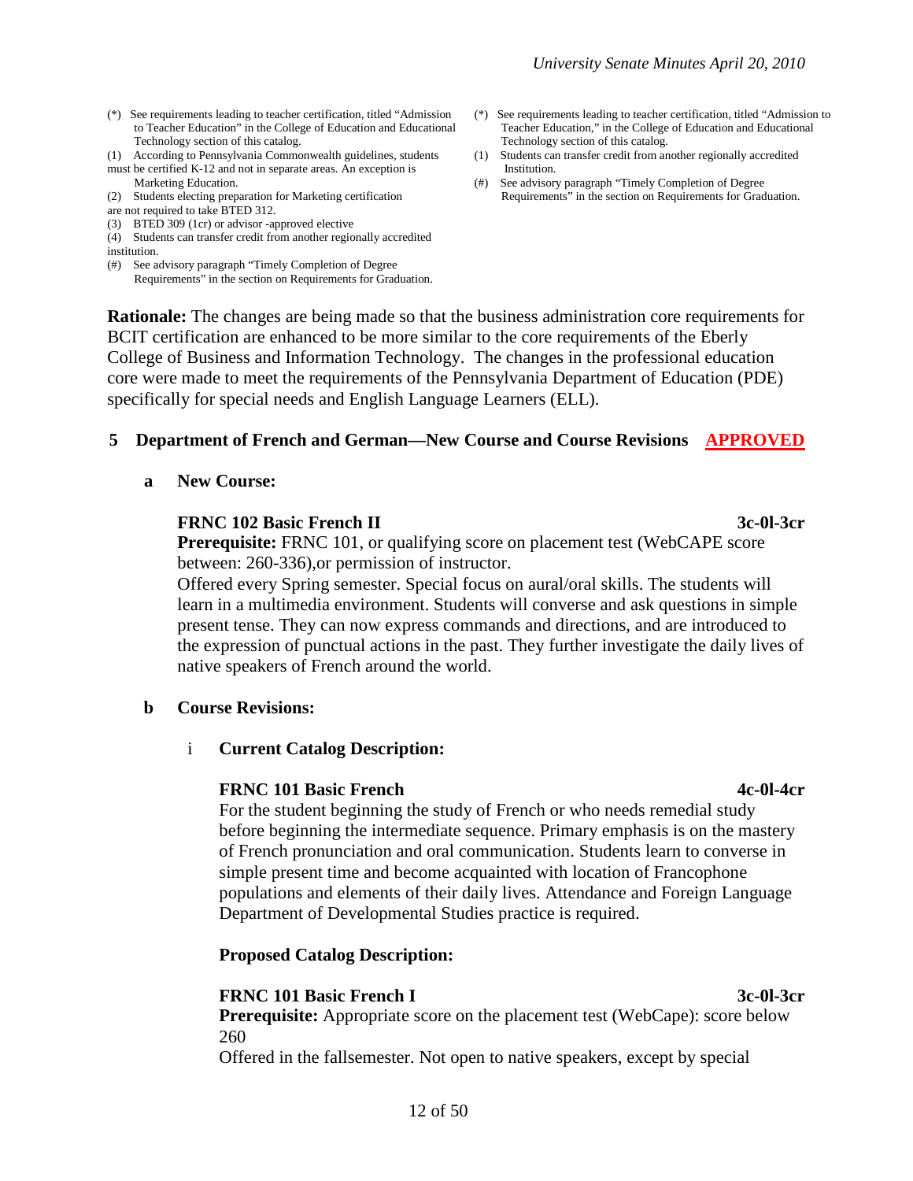(*) See requirements leading to teacher certification, titled "Admission to Teacher Education" in the College of Education and Educational Technology section of this catalog.
(1) According to Pennsylvania Commonwealth guidelines, students must be certified K-12 and not in separate areas. An exception is Marketing Education.
(2) Students electing preparation for Marketing certification are not required to take BTED 312.
(3) BTED 309 (1cr) or advisor -approved elective
(4) Students can transfer credit from another regionally accredited institution.
(#) See advisory paragraph "Timely Completion of Degree Requirements" in the section on Requirements for Graduation.

(*) See requirements leading to teacher certification, titled "Admission to Teacher Education," in the College of Education and Educational Technology section of this catalog.
(1) Students can transfer credit from another regionally accredited Institution.
(#) See advisory paragraph "Timely Completion of Degree Requirements" in the section on Requirements for Graduation.

**Rationale:** The changes are being made so that the business administration core requirements for BCIT certification are enhanced to be more similar to the core requirements of the Eberly College of Business and Information Technology. The changes in the professional education core were made to meet the requirements of the Pennsylvania Department of Education (PDE) specifically for special needs and English Language Learners (ELL).

## 5 Department of French and German—New Course and Course Revisions APPROVED

### a New Course:

**FRNC 102 Basic French II** **3c-0l-3cr**

**Prerequisite:** FRNC 101, or qualifying score on placement test (WebCAPE score between: 260-336),or permission of instructor.

Offered every Spring semester. Special focus on aural/oral skills. The students will learn in a multimedia environment. Students will converse and ask questions in simple present tense. They can now express commands and directions, and are introduced to the expression of punctual actions in the past. They further investigate the daily lives of native speakers of French around the world.

### b Course Revisions:

i **Current Catalog Description:**

**FRNC 101 Basic French** **4c-0l-4cr**

For the student beginning the study of French or who needs remedial study before beginning the intermediate sequence. Primary emphasis is on the mastery of French pronunciation and oral communication. Students learn to converse in simple present time and become acquainted with location of Francophone populations and elements of their daily lives. Attendance and Foreign Language Department of Developmental Studies practice is required.

**Proposed Catalog Description:**

**FRNC 101 Basic French I** **3c-0l-3cr**

**Prerequisite:** Appropriate score on the placement test (WebCape): score below 260

Offered in the fallsemester. Not open to native speakers, except by special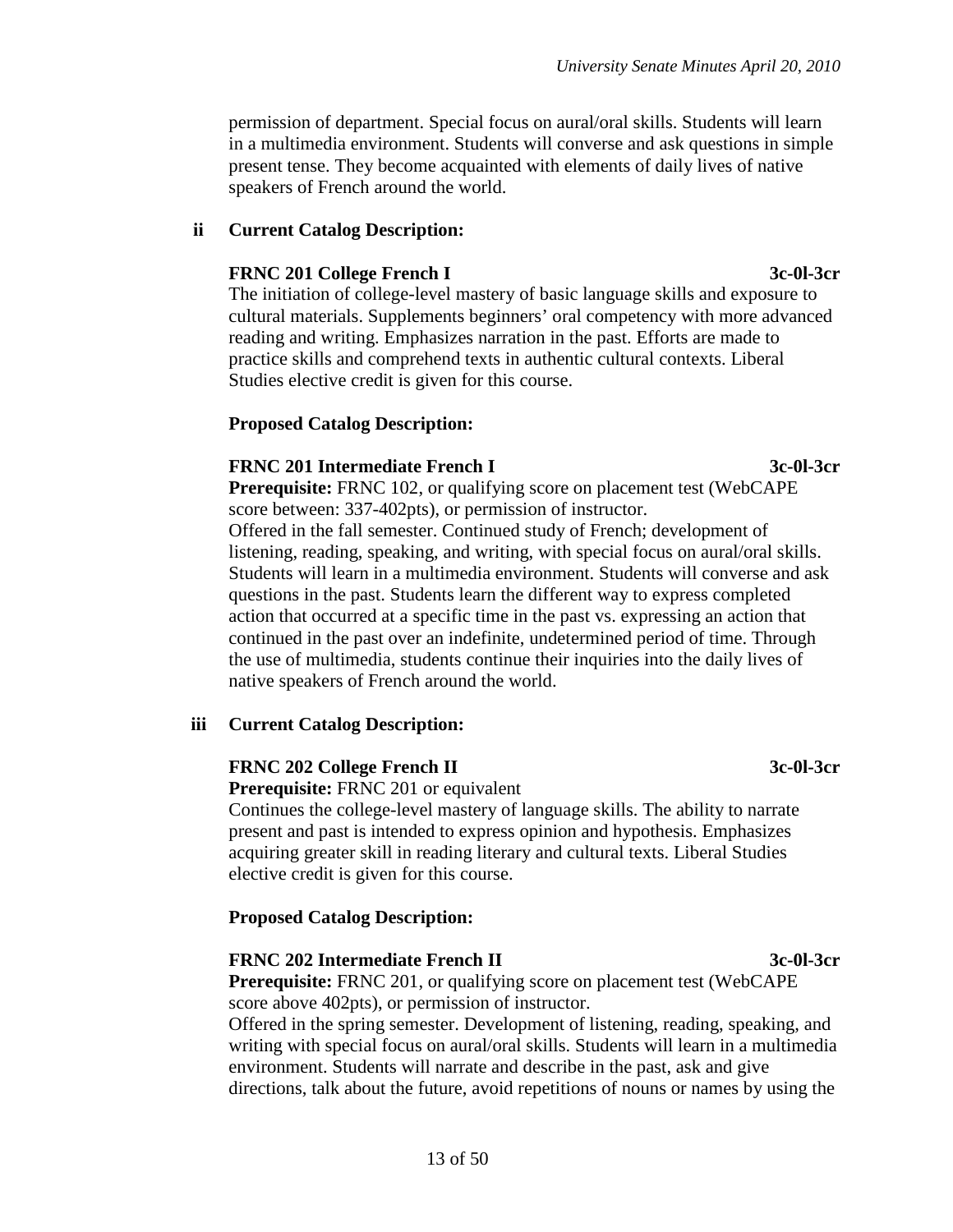permission of department. Special focus on aural/oral skills. Students will learn in a multimedia environment. Students will converse and ask questions in simple present tense. They become acquainted with elements of daily lives of native speakers of French around the world.

**ii Current Catalog Description:**

**FRNC 201 College French I 3c-0l-3cr**
The initiation of college-level mastery of basic language skills and exposure to cultural materials. Supplements beginners' oral competency with more advanced reading and writing. Emphasizes narration in the past. Efforts are made to practice skills and comprehend texts in authentic cultural contexts. Liberal Studies elective credit is given for this course.

**Proposed Catalog Description:**

**FRNC 201 Intermediate French I 3c-0l-3cr**
**Prerequisite:** FRNC 102, or qualifying score on placement test (WebCAPE score between: 337-402pts), or permission of instructor.
Offered in the fall semester. Continued study of French; development of listening, reading, speaking, and writing, with special focus on aural/oral skills. Students will learn in a multimedia environment. Students will converse and ask questions in the past. Students learn the different way to express completed action that occurred at a specific time in the past vs. expressing an action that continued in the past over an indefinite, undetermined period of time. Through the use of multimedia, students continue their inquiries into the daily lives of native speakers of French around the world.

**iii Current Catalog Description:**

**FRNC 202 College French II 3c-0l-3cr**
**Prerequisite:** FRNC 201 or equivalent
Continues the college-level mastery of language skills. The ability to narrate present and past is intended to express opinion and hypothesis. Emphasizes acquiring greater skill in reading literary and cultural texts. Liberal Studies elective credit is given for this course.

**Proposed Catalog Description:**

**FRNC 202 Intermediate French II 3c-0l-3cr**
**Prerequisite:** FRNC 201, or qualifying score on placement test (WebCAPE score above 402pts), or permission of instructor.
Offered in the spring semester. Development of listening, reading, speaking, and writing with special focus on aural/oral skills. Students will learn in a multimedia environment. Students will narrate and describe in the past, ask and give directions, talk about the future, avoid repetitions of nouns or names by using the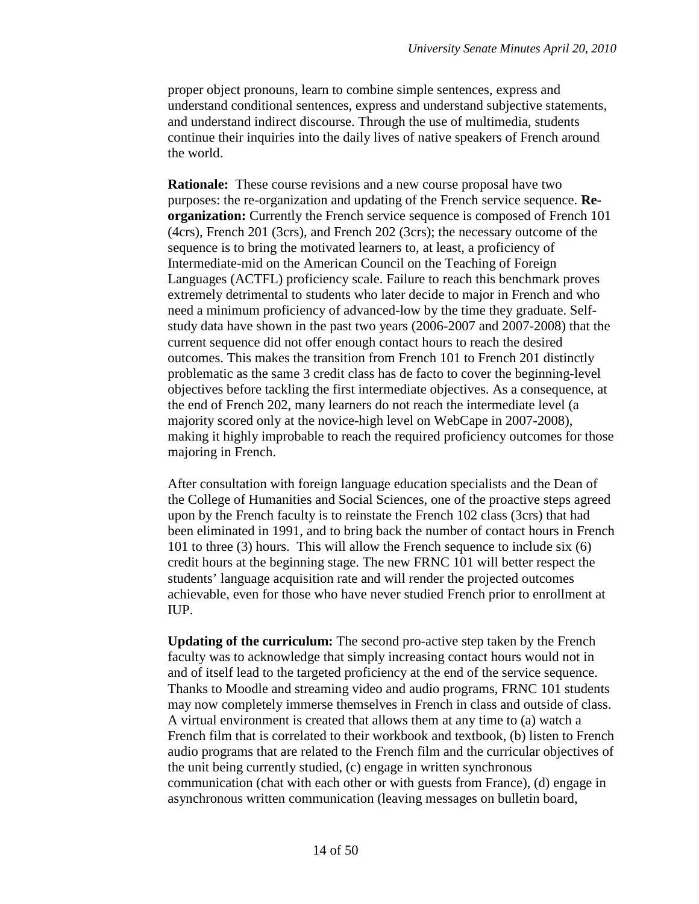proper object pronouns, learn to combine simple sentences, express and understand conditional sentences, express and understand subjective statements, and understand indirect discourse. Through the use of multimedia, students continue their inquiries into the daily lives of native speakers of French around the world.

**Rationale:** These course revisions and a new course proposal have two purposes: the re-organization and updating of the French service sequence. **Re-organization:** Currently the French service sequence is composed of French 101 (4crs), French 201 (3crs), and French 202 (3crs); the necessary outcome of the sequence is to bring the motivated learners to, at least, a proficiency of Intermediate-mid on the American Council on the Teaching of Foreign Languages (ACTFL) proficiency scale. Failure to reach this benchmark proves extremely detrimental to students who later decide to major in French and who need a minimum proficiency of advanced-low by the time they graduate. Self-study data have shown in the past two years (2006-2007 and 2007-2008) that the current sequence did not offer enough contact hours to reach the desired outcomes. This makes the transition from French 101 to French 201 distinctly problematic as the same 3 credit class has de facto to cover the beginning-level objectives before tackling the first intermediate objectives. As a consequence, at the end of French 202, many learners do not reach the intermediate level (a majority scored only at the novice-high level on WebCape in 2007-2008), making it highly improbable to reach the required proficiency outcomes for those majoring in French.

After consultation with foreign language education specialists and the Dean of the College of Humanities and Social Sciences, one of the proactive steps agreed upon by the French faculty is to reinstate the French 102 class (3crs) that had been eliminated in 1991, and to bring back the number of contact hours in French 101 to three (3) hours. This will allow the French sequence to include six (6) credit hours at the beginning stage. The new FRNC 101 will better respect the students' language acquisition rate and will render the projected outcomes achievable, even for those who have never studied French prior to enrollment at IUP.

**Updating of the curriculum:** The second pro-active step taken by the French faculty was to acknowledge that simply increasing contact hours would not in and of itself lead to the targeted proficiency at the end of the service sequence. Thanks to Moodle and streaming video and audio programs, FRNC 101 students may now completely immerse themselves in French in class and outside of class. A virtual environment is created that allows them at any time to (a) watch a French film that is correlated to their workbook and textbook, (b) listen to French audio programs that are related to the French film and the curricular objectives of the unit being currently studied, (c) engage in written synchronous communication (chat with each other or with guests from France), (d) engage in asynchronous written communication (leaving messages on bulletin board,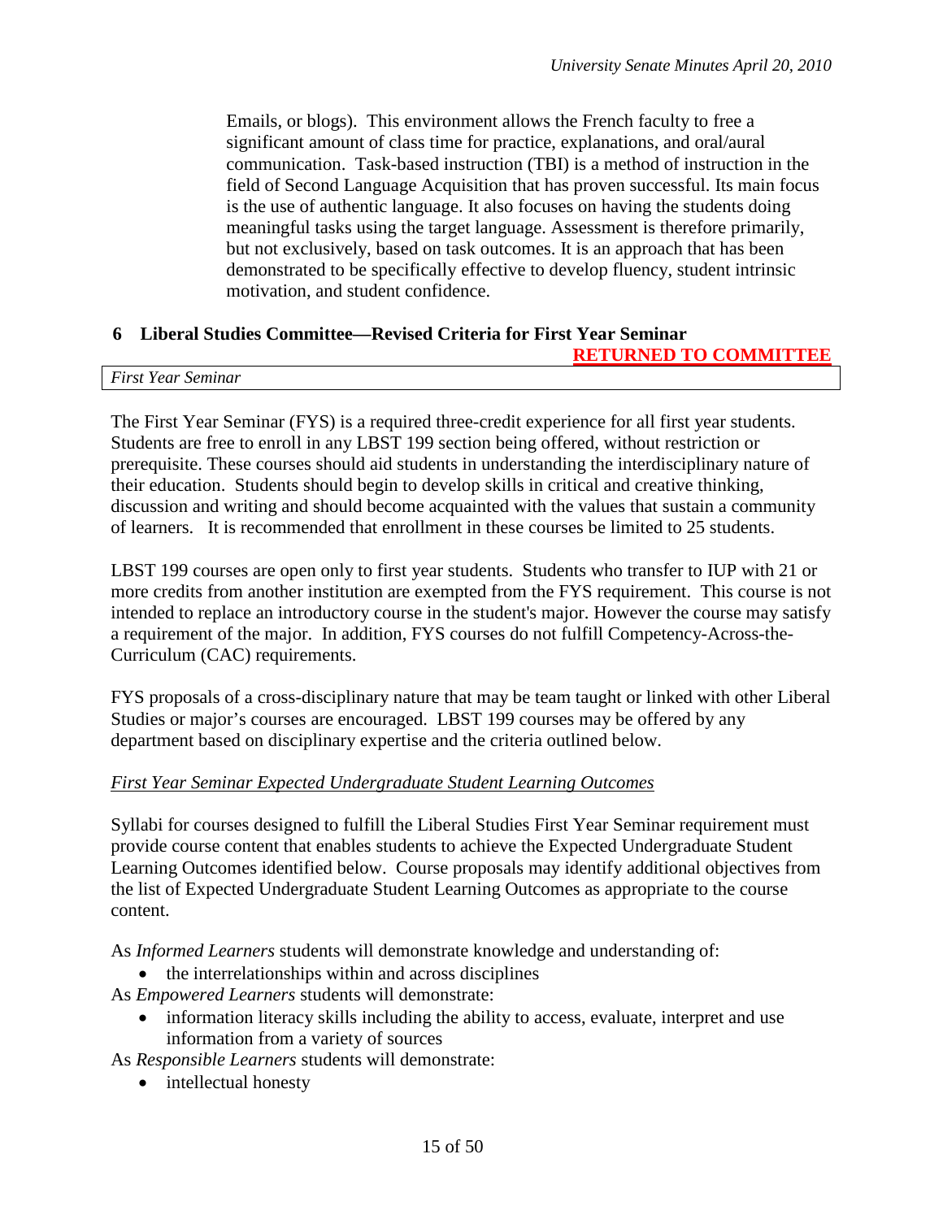Emails, or blogs). This environment allows the French faculty to free a significant amount of class time for practice, explanations, and oral/aural communication. Task-based instruction (TBI) is a method of instruction in the field of Second Language Acquisition that has proven successful. Its main focus is the use of authentic language. It also focuses on having the students doing meaningful tasks using the target language. Assessment is therefore primarily, but not exclusively, based on task outcomes. It is an approach that has been demonstrated to be specifically effective to develop fluency, student intrinsic motivation, and student confidence.

## 6 Liberal Studies Committee—Revised Criteria for First Year Seminar

**RETURNED TO COMMITTEE**

*First Year Seminar*

The First Year Seminar (FYS) is a required three-credit experience for all first year students. Students are free to enroll in any LBST 199 section being offered, without restriction or prerequisite. These courses should aid students in understanding the interdisciplinary nature of their education. Students should begin to develop skills in critical and creative thinking, discussion and writing and should become acquainted with the values that sustain a community of learners. It is recommended that enrollment in these courses be limited to 25 students.

LBST 199 courses are open only to first year students. Students who transfer to IUP with 21 or more credits from another institution are exempted from the FYS requirement. This course is not intended to replace an introductory course in the student's major. However the course may satisfy a requirement of the major. In addition, FYS courses do not fulfill Competency-Across-the-Curriculum (CAC) requirements.

FYS proposals of a cross-disciplinary nature that may be team taught or linked with other Liberal Studies or major's courses are encouraged. LBST 199 courses may be offered by any department based on disciplinary expertise and the criteria outlined below.

*First Year Seminar Expected Undergraduate Student Learning Outcomes*

Syllabi for courses designed to fulfill the Liberal Studies First Year Seminar requirement must provide course content that enables students to achieve the Expected Undergraduate Student Learning Outcomes identified below. Course proposals may identify additional objectives from the list of Expected Undergraduate Student Learning Outcomes as appropriate to the course content.

As *Informed Learners* students will demonstrate knowledge and understanding of:

- the interrelationships within and across disciplines

As *Empowered Learners* students will demonstrate:

- information literacy skills including the ability to access, evaluate, interpret and use information from a variety of sources

As *Responsible Learners* students will demonstrate:

- intellectual honesty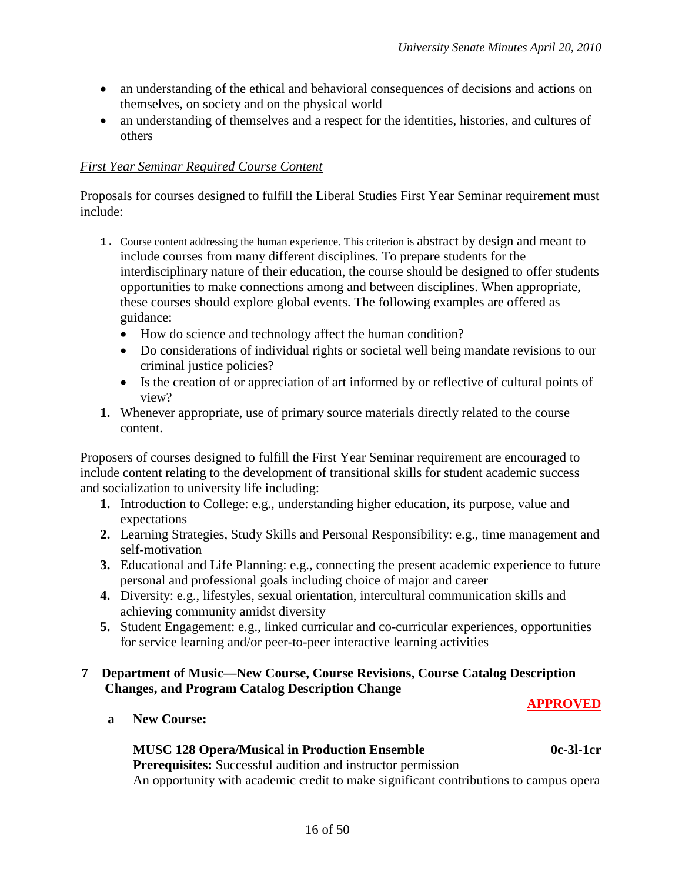- an understanding of the ethical and behavioral consequences of decisions and actions on themselves, on society and on the physical world
- an understanding of themselves and a respect for the identities, histories, and cultures of others

*First Year Seminar Required Course Content*

Proposals for courses designed to fulfill the Liberal Studies First Year Seminar requirement must include:

1. Course content addressing the human experience. This criterion is abstract by design and meant to include courses from many different disciplines. To prepare students for the interdisciplinary nature of their education, the course should be designed to offer students opportunities to make connections among and between disciplines. When appropriate, these courses should explore global events. The following examples are offered as guidance:
   - How do science and technology affect the human condition?
   - Do considerations of individual rights or societal well being mandate revisions to our criminal justice policies?
   - Is the creation of or appreciation of art informed by or reflective of cultural points of view?
1. Whenever appropriate, use of primary source materials directly related to the course content.

Proposers of courses designed to fulfill the First Year Seminar requirement are encouraged to include content relating to the development of transitional skills for student academic success and socialization to university life including:

1. Introduction to College: e.g., understanding higher education, its purpose, value and expectations
2. Learning Strategies, Study Skills and Personal Responsibility: e.g., time management and self-motivation
3. Educational and Life Planning: e.g., connecting the present academic experience to future personal and professional goals including choice of major and career
4. Diversity: e.g., lifestyles, sexual orientation, intercultural communication skills and achieving community amidst diversity
5. Student Engagement: e.g., linked curricular and co-curricular experiences, opportunities for service learning and/or peer-to-peer interactive learning activities

**7 Department of Music—New Course, Course Revisions, Course Catalog Description Changes, and Program Catalog Description Change**

**APPROVED**

**a New Course:**

**MUSC 128 Opera/Musical in Production Ensemble** **0c-3l-1cr**
**Prerequisites:** Successful audition and instructor permission
An opportunity with academic credit to make significant contributions to campus opera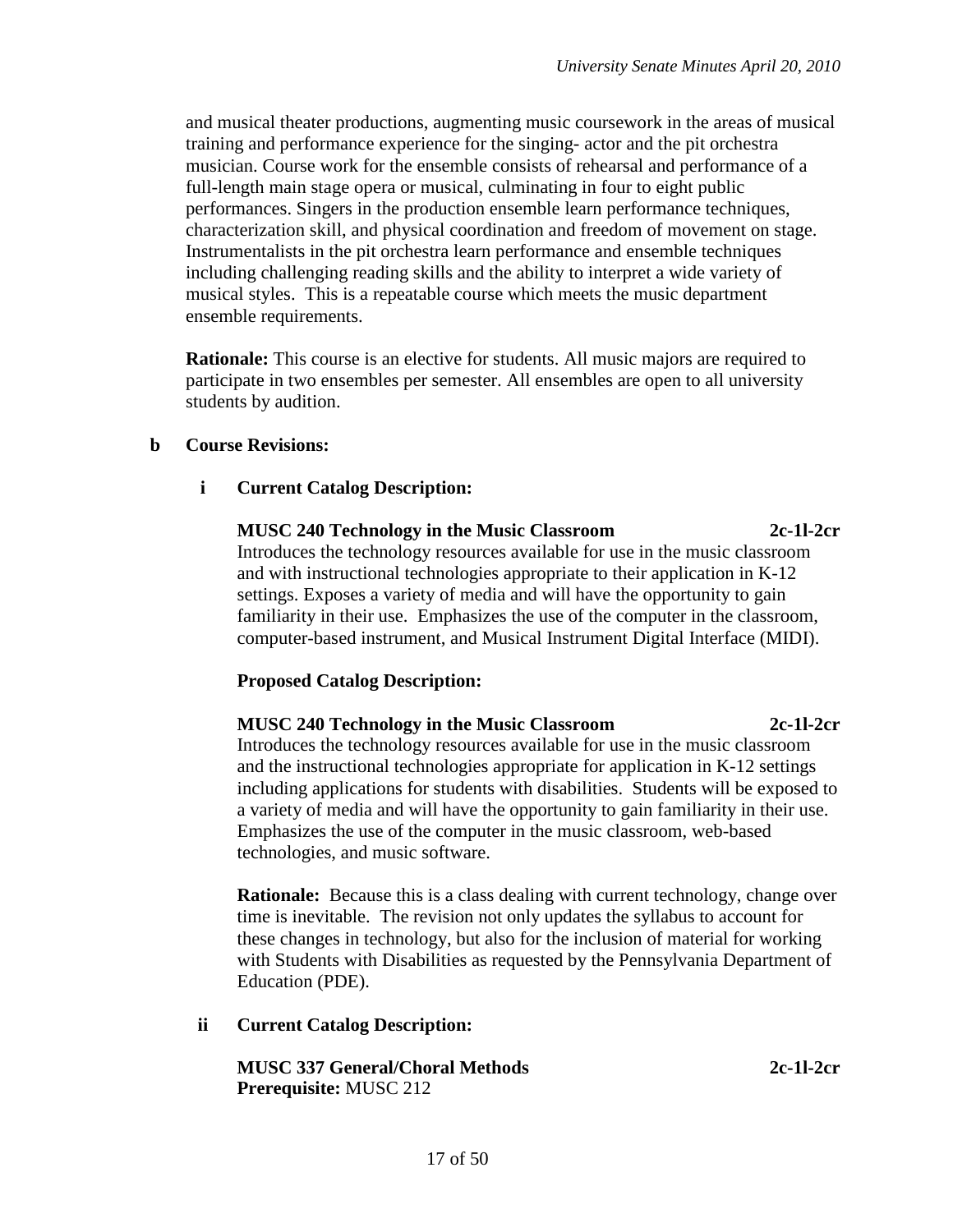and musical theater productions, augmenting music coursework in the areas of musical training and performance experience for the singing- actor and the pit orchestra musician. Course work for the ensemble consists of rehearsal and performance of a full-length main stage opera or musical, culminating in four to eight public performances. Singers in the production ensemble learn performance techniques, characterization skill, and physical coordination and freedom of movement on stage. Instrumentalists in the pit orchestra learn performance and ensemble techniques including challenging reading skills and the ability to interpret a wide variety of musical styles. This is a repeatable course which meets the music department ensemble requirements.

**Rationale:** This course is an elective for students. All music majors are required to participate in two ensembles per semester. All ensembles are open to all university students by audition.

**b Course Revisions:**

**i Current Catalog Description:**

**MUSC 240 Technology in the Music Classroom 2c-1l-2cr**
Introduces the technology resources available for use in the music classroom and with instructional technologies appropriate to their application in K-12 settings. Exposes a variety of media and will have the opportunity to gain familiarity in their use. Emphasizes the use of the computer in the classroom, computer-based instrument, and Musical Instrument Digital Interface (MIDI).

**Proposed Catalog Description:**

**MUSC 240 Technology in the Music Classroom 2c-1l-2cr**
Introduces the technology resources available for use in the music classroom and the instructional technologies appropriate for application in K-12 settings including applications for students with disabilities. Students will be exposed to a variety of media and will have the opportunity to gain familiarity in their use. Emphasizes the use of the computer in the music classroom, web-based technologies, and music software.

**Rationale:** Because this is a class dealing with current technology, change over time is inevitable. The revision not only updates the syllabus to account for these changes in technology, but also for the inclusion of material for working with Students with Disabilities as requested by the Pennsylvania Department of Education (PDE).

**ii Current Catalog Description:**

**MUSC 337 General/Choral Methods 2c-1l-2cr**
**Prerequisite:** MUSC 212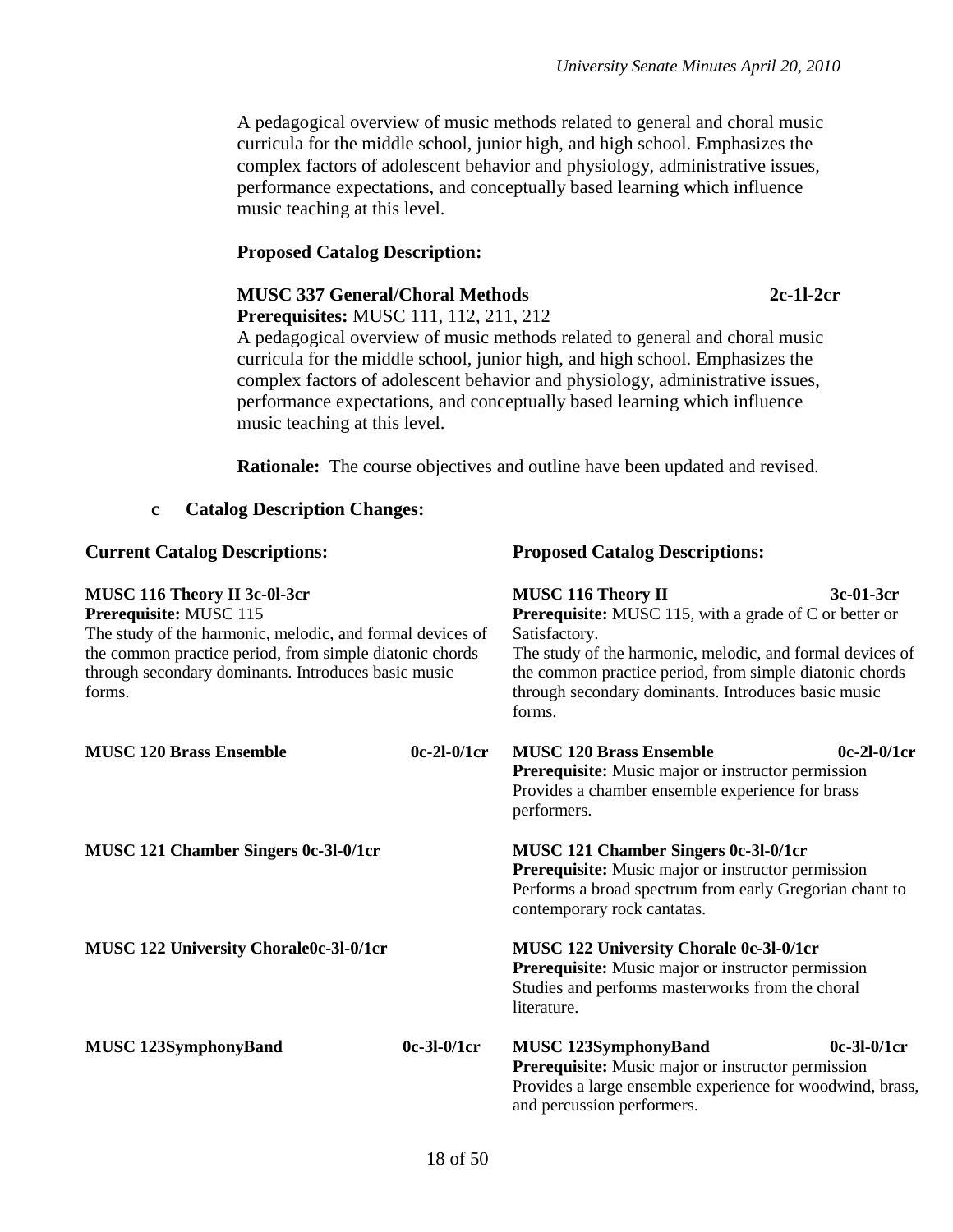A pedagogical overview of music methods related to general and choral music curricula for the middle school, junior high, and high school. Emphasizes the complex factors of adolescent behavior and physiology, administrative issues, performance expectations, and conceptually based learning which influence music teaching at this level.

**Proposed Catalog Description:**

**MUSC 337 General/Choral Methods 2c-1l-2cr**
**Prerequisites:** MUSC 111, 112, 211, 212
A pedagogical overview of music methods related to general and choral music curricula for the middle school, junior high, and high school. Emphasizes the complex factors of adolescent behavior and physiology, administrative issues, performance expectations, and conceptually based learning which influence music teaching at this level.

**Rationale:** The course objectives and outline have been updated and revised.

**c Catalog Description Changes:**

| **Current Catalog Descriptions:** | **Proposed Catalog Descriptions:** |
|---|---|
| **MUSC 116 Theory II 3c-0l-3cr**<br>**Prerequisite:** MUSC 115<br>The study of the harmonic, melodic, and formal devices of the common practice period, from simple diatonic chords through secondary dominants. Introduces basic music forms. | **MUSC 116 Theory II 3c-01-3cr**<br>**Prerequisite:** MUSC 115, with a grade of C or better or Satisfactory.<br>The study of the harmonic, melodic, and formal devices of the common practice period, from simple diatonic chords through secondary dominants. Introduces basic music forms. |
| **MUSC 120 Brass Ensemble 0c-2l-0/1cr** | **MUSC 120 Brass Ensemble 0c-2l-0/1cr**<br>**Prerequisite:** Music major or instructor permission<br>Provides a chamber ensemble experience for brass performers. |
| **MUSC 121 Chamber Singers 0c-3l-0/1cr** | **MUSC 121 Chamber Singers 0c-3l-0/1cr**<br>**Prerequisite:** Music major or instructor permission<br>Performs a broad spectrum from early Gregorian chant to contemporary rock cantatas. |
| **MUSC 122 University Chorale0c-3l-0/1cr** | **MUSC 122 University Chorale 0c-3l-0/1cr**<br>**Prerequisite:** Music major or instructor permission<br>Studies and performs masterworks from the choral literature. |
| **MUSC 123SymphonyBand 0c-3l-0/1cr** | **MUSC 123SymphonyBand 0c-3l-0/1cr**<br>**Prerequisite:** Music major or instructor permission<br>Provides a large ensemble experience for woodwind, brass, and percussion performers. |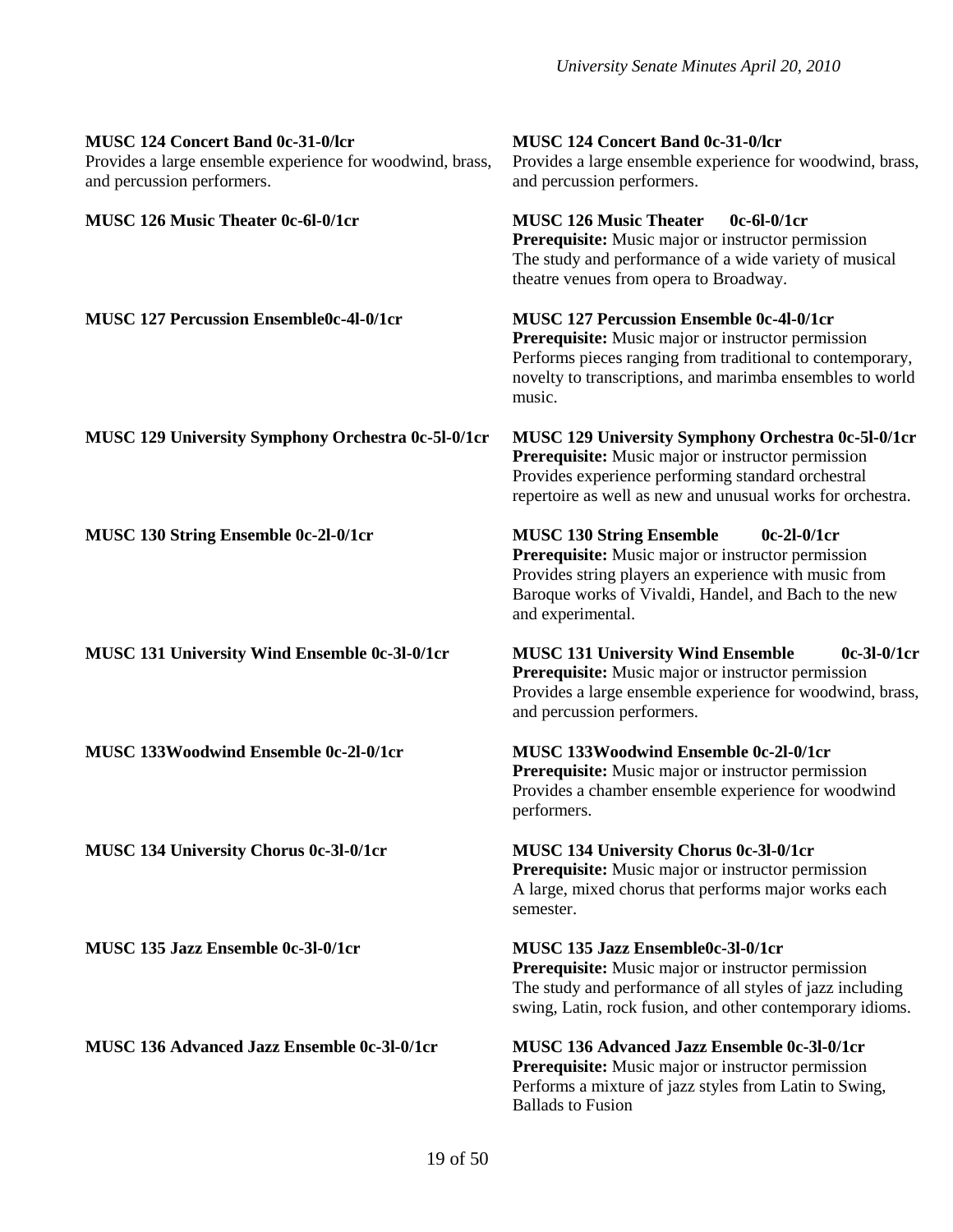**MUSC 124 Concert Band 0c-31-0/lcr**
Provides a large ensemble experience for woodwind, brass, and percussion performers.

**MUSC 124 Concert Band 0c-31-0/lcr**
Provides a large ensemble experience for woodwind, brass, and percussion performers.

**MUSC 126 Music Theater 0c-6l-0/1cr**

**MUSC 126 Music Theater 0c-6l-0/1cr**
**Prerequisite:** Music major or instructor permission
The study and performance of a wide variety of musical theatre venues from opera to Broadway.

**MUSC 127 Percussion Ensemble0c-4l-0/1cr**

**MUSC 127 Percussion Ensemble 0c-4l-0/1cr**
**Prerequisite:** Music major or instructor permission
Performs pieces ranging from traditional to contemporary, novelty to transcriptions, and marimba ensembles to world music.

**MUSC 129 University Symphony Orchestra 0c-5l-0/1cr**

**MUSC 129 University Symphony Orchestra 0c-5l-0/1cr**
**Prerequisite:** Music major or instructor permission
Provides experience performing standard orchestral repertoire as well as new and unusual works for orchestra.

**MUSC 130 String Ensemble 0c-2l-0/1cr**

**MUSC 130 String Ensemble 0c-2l-0/1cr**
**Prerequisite:** Music major or instructor permission
Provides string players an experience with music from Baroque works of Vivaldi, Handel, and Bach to the new and experimental.

**MUSC 131 University Wind Ensemble 0c-3l-0/1cr**

**MUSC 131 University Wind Ensemble 0c-3l-0/1cr**
**Prerequisite:** Music major or instructor permission
Provides a large ensemble experience for woodwind, brass, and percussion performers.

**MUSC 133Woodwind Ensemble 0c-2l-0/1cr**

**MUSC 133Woodwind Ensemble 0c-2l-0/1cr**
**Prerequisite:** Music major or instructor permission
Provides a chamber ensemble experience for woodwind performers.

**MUSC 134 University Chorus 0c-3l-0/1cr**

**MUSC 134 University Chorus 0c-3l-0/1cr**
**Prerequisite:** Music major or instructor permission
A large, mixed chorus that performs major works each semester.

**MUSC 135 Jazz Ensemble 0c-3l-0/1cr**

**MUSC 135 Jazz Ensemble0c-3l-0/1cr**
**Prerequisite:** Music major or instructor permission
The study and performance of all styles of jazz including swing, Latin, rock fusion, and other contemporary idioms.

**MUSC 136 Advanced Jazz Ensemble 0c-3l-0/1cr**

**MUSC 136 Advanced Jazz Ensemble 0c-3l-0/1cr**
**Prerequisite:** Music major or instructor permission
Performs a mixture of jazz styles from Latin to Swing, Ballads to Fusion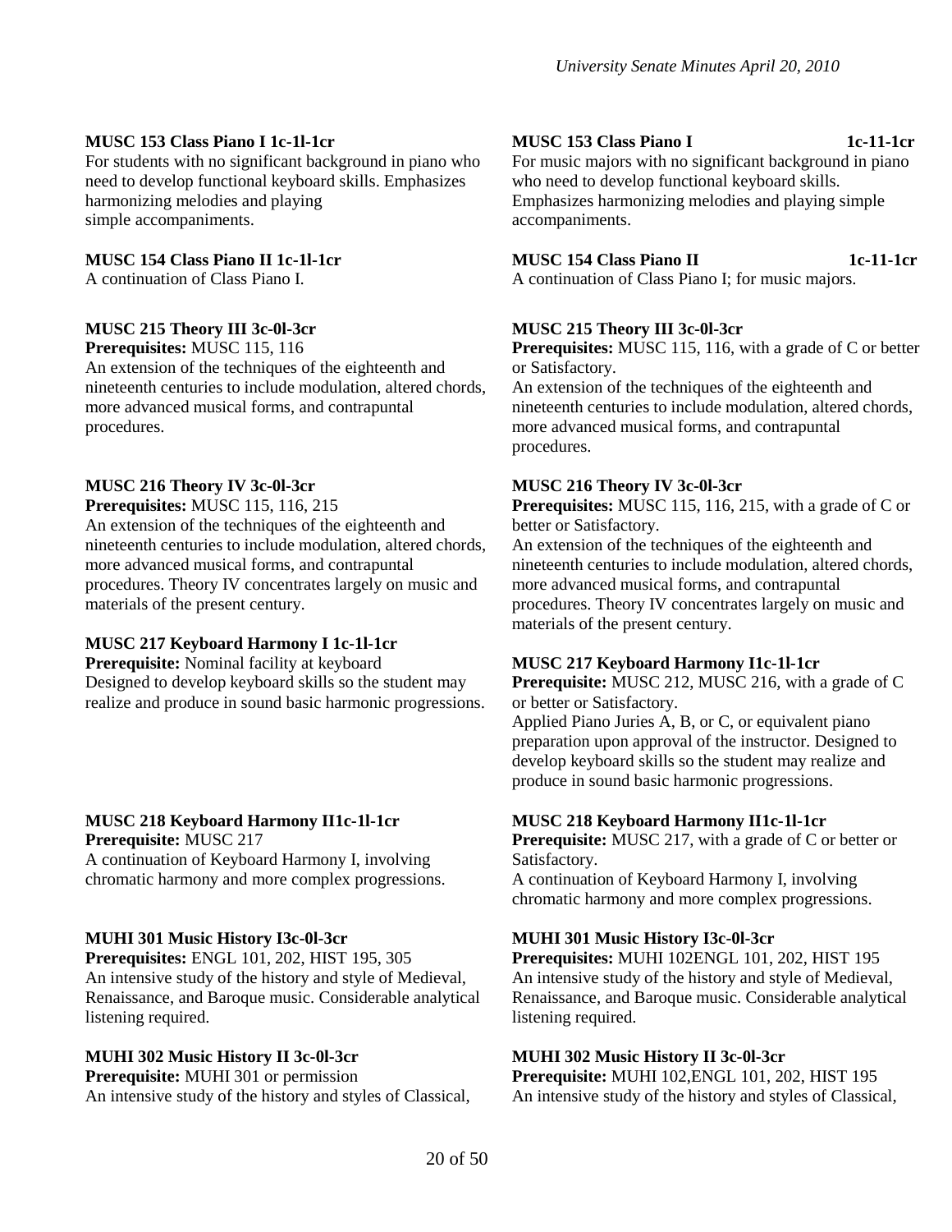**MUSC 153 Class Piano I 1c-1l-1cr**

For students with no significant background in piano who need to develop functional keyboard skills. Emphasizes harmonizing melodies and playing simple accompaniments.

**MUSC 154 Class Piano II 1c-1l-1cr**

A continuation of Class Piano I.

**MUSC 215 Theory III 3c-0l-3cr**

**Prerequisites:** MUSC 115, 116

An extension of the techniques of the eighteenth and nineteenth centuries to include modulation, altered chords, more advanced musical forms, and contrapuntal procedures.

**MUSC 216 Theory IV 3c-0l-3cr**

**Prerequisites:** MUSC 115, 116, 215

An extension of the techniques of the eighteenth and nineteenth centuries to include modulation, altered chords, more advanced musical forms, and contrapuntal procedures. Theory IV concentrates largely on music and materials of the present century.

**MUSC 217 Keyboard Harmony I 1c-1l-1cr**

**Prerequisite:** Nominal facility at keyboard

Designed to develop keyboard skills so the student may realize and produce in sound basic harmonic progressions.

**MUSC 218 Keyboard Harmony II1c-1l-1cr**

**Prerequisite:** MUSC 217

A continuation of Keyboard Harmony I, involving chromatic harmony and more complex progressions.

**MUHI 301 Music History I3c-0l-3cr**

**Prerequisites:** ENGL 101, 202, HIST 195, 305

An intensive study of the history and style of Medieval, Renaissance, and Baroque music. Considerable analytical listening required.

**MUHI 302 Music History II 3c-0l-3cr**

**Prerequisite:** MUHI 301 or permission

An intensive study of the history and styles of Classical,

**MUSC 153 Class Piano I 1c-11-1cr**

For music majors with no significant background in piano who need to develop functional keyboard skills. Emphasizes harmonizing melodies and playing simple accompaniments.

**MUSC 154 Class Piano II 1c-11-1cr**

A continuation of Class Piano I; for music majors.

**MUSC 215 Theory III 3c-0l-3cr**

**Prerequisites:** MUSC 115, 116, with a grade of C or better or Satisfactory.

An extension of the techniques of the eighteenth and nineteenth centuries to include modulation, altered chords, more advanced musical forms, and contrapuntal procedures.

**MUSC 216 Theory IV 3c-0l-3cr**

**Prerequisites:** MUSC 115, 116, 215, with a grade of C or better or Satisfactory.

An extension of the techniques of the eighteenth and nineteenth centuries to include modulation, altered chords, more advanced musical forms, and contrapuntal procedures. Theory IV concentrates largely on music and materials of the present century.

**MUSC 217 Keyboard Harmony I1c-1l-1cr**

**Prerequisite:** MUSC 212, MUSC 216, with a grade of C or better or Satisfactory.

Applied Piano Juries A, B, or C, or equivalent piano preparation upon approval of the instructor. Designed to develop keyboard skills so the student may realize and produce in sound basic harmonic progressions.

**MUSC 218 Keyboard Harmony II1c-1l-1cr**

**Prerequisite:** MUSC 217, with a grade of C or better or Satisfactory.

A continuation of Keyboard Harmony I, involving chromatic harmony and more complex progressions.

**MUHI 301 Music History I3c-0l-3cr**

**Prerequisites:** MUHI 102ENGL 101, 202, HIST 195

An intensive study of the history and style of Medieval, Renaissance, and Baroque music. Considerable analytical listening required.

**MUHI 302 Music History II 3c-0l-3cr**

**Prerequisite:** MUHI 102,ENGL 101, 202, HIST 195

An intensive study of the history and styles of Classical,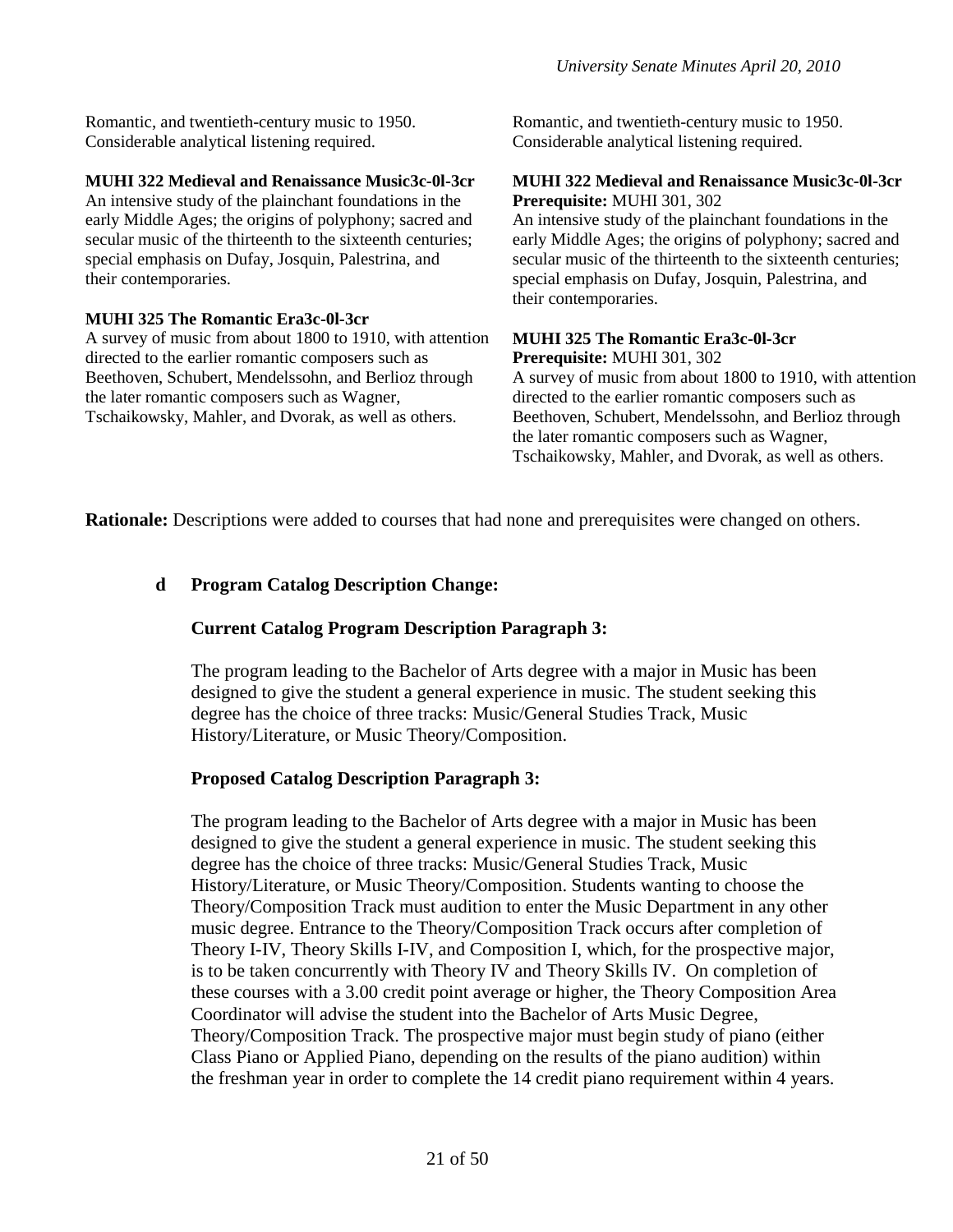Romantic, and twentieth-century music to 1950. Considerable analytical listening required.

**MUHI 322 Medieval and Renaissance Music3c-0l-3cr**
An intensive study of the plainchant foundations in the early Middle Ages; the origins of polyphony; sacred and secular music of the thirteenth to the sixteenth centuries; special emphasis on Dufay, Josquin, Palestrina, and their contemporaries.

**MUHI 325 The Romantic Era3c-0l-3cr**
A survey of music from about 1800 to 1910, with attention directed to the earlier romantic composers such as Beethoven, Schubert, Mendelssohn, and Berlioz through the later romantic composers such as Wagner, Tschaikowsky, Mahler, and Dvorak, as well as others.

Romantic, and twentieth-century music to 1950. Considerable analytical listening required.

**MUHI 322 Medieval and Renaissance Music3c-0l-3cr**
**Prerequisite:** MUHI 301, 302
An intensive study of the plainchant foundations in the early Middle Ages; the origins of polyphony; sacred and secular music of the thirteenth to the sixteenth centuries; special emphasis on Dufay, Josquin, Palestrina, and their contemporaries.

**MUHI 325 The Romantic Era3c-0l-3cr**
**Prerequisite:** MUHI 301, 302
A survey of music from about 1800 to 1910, with attention directed to the earlier romantic composers such as Beethoven, Schubert, Mendelssohn, and Berlioz through the later romantic composers such as Wagner, Tschaikowsky, Mahler, and Dvorak, as well as others.

**Rationale:** Descriptions were added to courses that had none and prerequisites were changed on others.

**d Program Catalog Description Change:**

**Current Catalog Program Description Paragraph 3:**

The program leading to the Bachelor of Arts degree with a major in Music has been designed to give the student a general experience in music. The student seeking this degree has the choice of three tracks: Music/General Studies Track, Music History/Literature, or Music Theory/Composition.

**Proposed Catalog Description Paragraph 3:**

The program leading to the Bachelor of Arts degree with a major in Music has been designed to give the student a general experience in music. The student seeking this degree has the choice of three tracks: Music/General Studies Track, Music History/Literature, or Music Theory/Composition. Students wanting to choose the Theory/Composition Track must audition to enter the Music Department in any other music degree. Entrance to the Theory/Composition Track occurs after completion of Theory I-IV, Theory Skills I-IV, and Composition I, which, for the prospective major, is to be taken concurrently with Theory IV and Theory Skills IV. On completion of these courses with a 3.00 credit point average or higher, the Theory Composition Area Coordinator will advise the student into the Bachelor of Arts Music Degree, Theory/Composition Track. The prospective major must begin study of piano (either Class Piano or Applied Piano, depending on the results of the piano audition) within the freshman year in order to complete the 14 credit piano requirement within 4 years.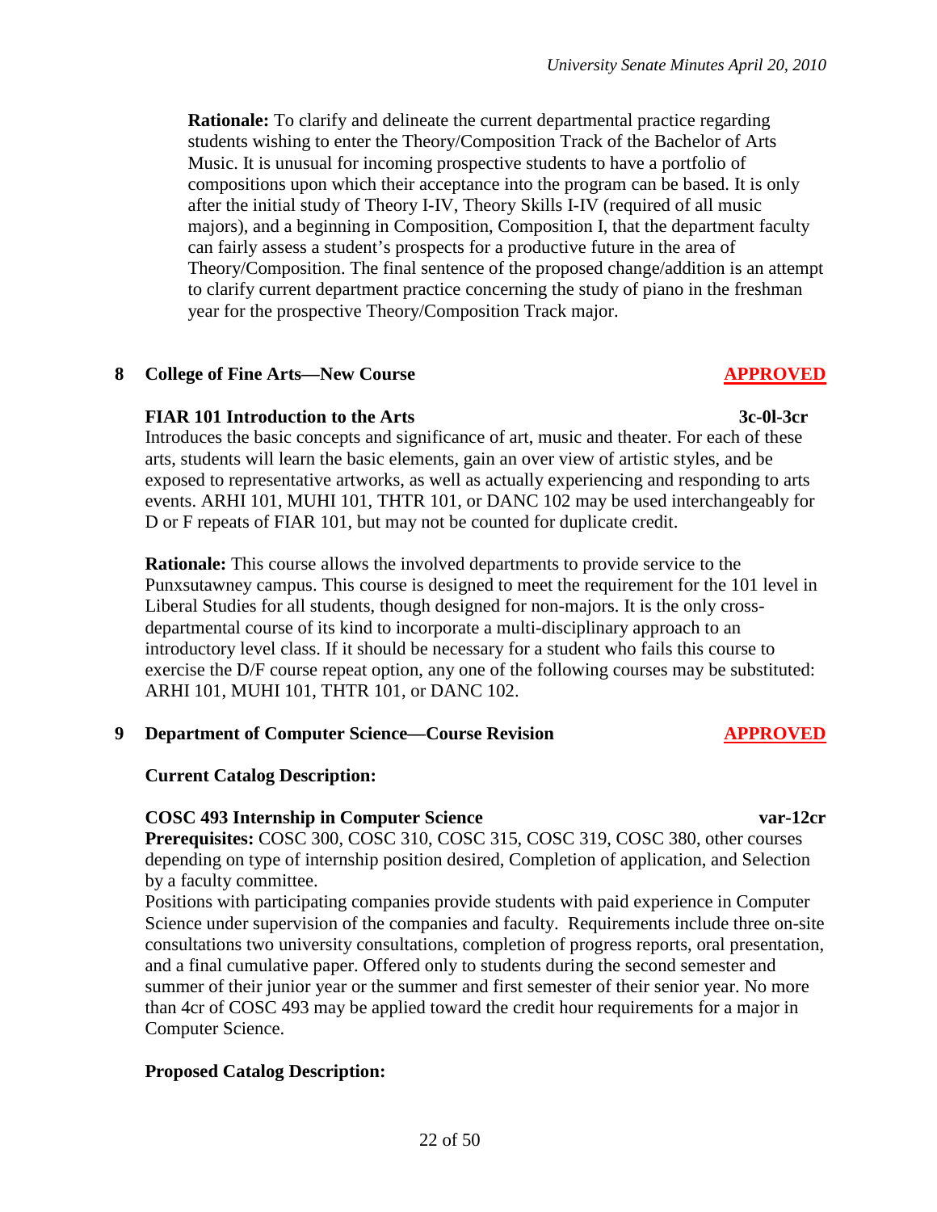**Rationale:** To clarify and delineate the current departmental practice regarding students wishing to enter the Theory/Composition Track of the Bachelor of Arts Music. It is unusual for incoming prospective students to have a portfolio of compositions upon which their acceptance into the program can be based. It is only after the initial study of Theory I-IV, Theory Skills I-IV (required of all music majors), and a beginning in Composition, Composition I, that the department faculty can fairly assess a student's prospects for a productive future in the area of Theory/Composition. The final sentence of the proposed change/addition is an attempt to clarify current department practice concerning the study of piano in the freshman year for the prospective Theory/Composition Track major.

## 8 College of Fine Arts—New Course **APPROVED**

**FIAR 101 Introduction to the Arts 3c-0l-3cr**

Introduces the basic concepts and significance of art, music and theater. For each of these arts, students will learn the basic elements, gain an over view of artistic styles, and be exposed to representative artworks, as well as actually experiencing and responding to arts events. ARHI 101, MUHI 101, THTR 101, or DANC 102 may be used interchangeably for D or F repeats of FIAR 101, but may not be counted for duplicate credit.

**Rationale:** This course allows the involved departments to provide service to the Punxsutawney campus. This course is designed to meet the requirement for the 101 level in Liberal Studies for all students, though designed for non-majors. It is the only cross-departmental course of its kind to incorporate a multi-disciplinary approach to an introductory level class. If it should be necessary for a student who fails this course to exercise the D/F course repeat option, any one of the following courses may be substituted: ARHI 101, MUHI 101, THTR 101, or DANC 102.

## 9 Department of Computer Science—Course Revision **APPROVED**

**Current Catalog Description:**

**COSC 493 Internship in Computer Science var-12cr**

**Prerequisites:** COSC 300, COSC 310, COSC 315, COSC 319, COSC 380, other courses depending on type of internship position desired, Completion of application, and Selection by a faculty committee.

Positions with participating companies provide students with paid experience in Computer Science under supervision of the companies and faculty. Requirements include three on-site consultations two university consultations, completion of progress reports, oral presentation, and a final cumulative paper. Offered only to students during the second semester and summer of their junior year or the summer and first semester of their senior year. No more than 4cr of COSC 493 may be applied toward the credit hour requirements for a major in Computer Science.

**Proposed Catalog Description:**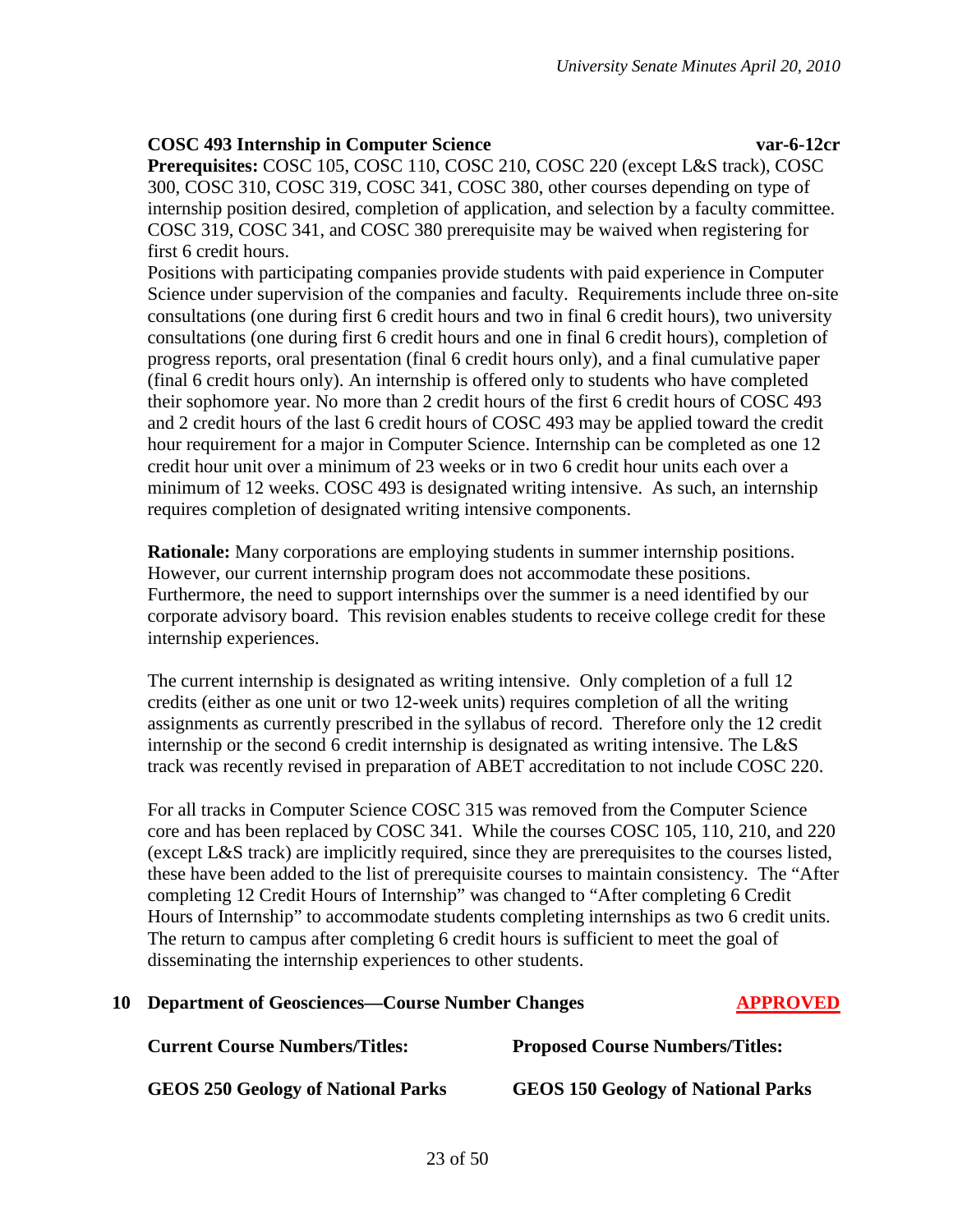**COSC 493 Internship in Computer Science** **var-6-12cr**

**Prerequisites:** COSC 105, COSC 110, COSC 210, COSC 220 (except L&S track), COSC 300, COSC 310, COSC 319, COSC 341, COSC 380, other courses depending on type of internship position desired, completion of application, and selection by a faculty committee. COSC 319, COSC 341, and COSC 380 prerequisite may be waived when registering for first 6 credit hours.

Positions with participating companies provide students with paid experience in Computer Science under supervision of the companies and faculty. Requirements include three on-site consultations (one during first 6 credit hours and two in final 6 credit hours), two university consultations (one during first 6 credit hours and one in final 6 credit hours), completion of progress reports, oral presentation (final 6 credit hours only), and a final cumulative paper (final 6 credit hours only). An internship is offered only to students who have completed their sophomore year. No more than 2 credit hours of the first 6 credit hours of COSC 493 and 2 credit hours of the last 6 credit hours of COSC 493 may be applied toward the credit hour requirement for a major in Computer Science. Internship can be completed as one 12 credit hour unit over a minimum of 23 weeks or in two 6 credit hour units each over a minimum of 12 weeks. COSC 493 is designated writing intensive. As such, an internship requires completion of designated writing intensive components.

**Rationale:** Many corporations are employing students in summer internship positions. However, our current internship program does not accommodate these positions. Furthermore, the need to support internships over the summer is a need identified by our corporate advisory board. This revision enables students to receive college credit for these internship experiences.

The current internship is designated as writing intensive. Only completion of a full 12 credits (either as one unit or two 12-week units) requires completion of all the writing assignments as currently prescribed in the syllabus of record. Therefore only the 12 credit internship or the second 6 credit internship is designated as writing intensive. The L&S track was recently revised in preparation of ABET accreditation to not include COSC 220.

For all tracks in Computer Science COSC 315 was removed from the Computer Science core and has been replaced by COSC 341. While the courses COSC 105, 110, 210, and 220 (except L&S track) are implicitly required, since they are prerequisites to the courses listed, these have been added to the list of prerequisite courses to maintain consistency. The "After completing 12 Credit Hours of Internship" was changed to "After completing 6 Credit Hours of Internship" to accommodate students completing internships as two 6 credit units. The return to campus after completing 6 credit hours is sufficient to meet the goal of disseminating the internship experiences to other students.

**10 Department of Geosciences—Course Number Changes** **APPROVED**

| **Current Course Numbers/Titles:** | **Proposed Course Numbers/Titles:** |
|---|---|
| **GEOS 250 Geology of National Parks** | **GEOS 150 Geology of National Parks** |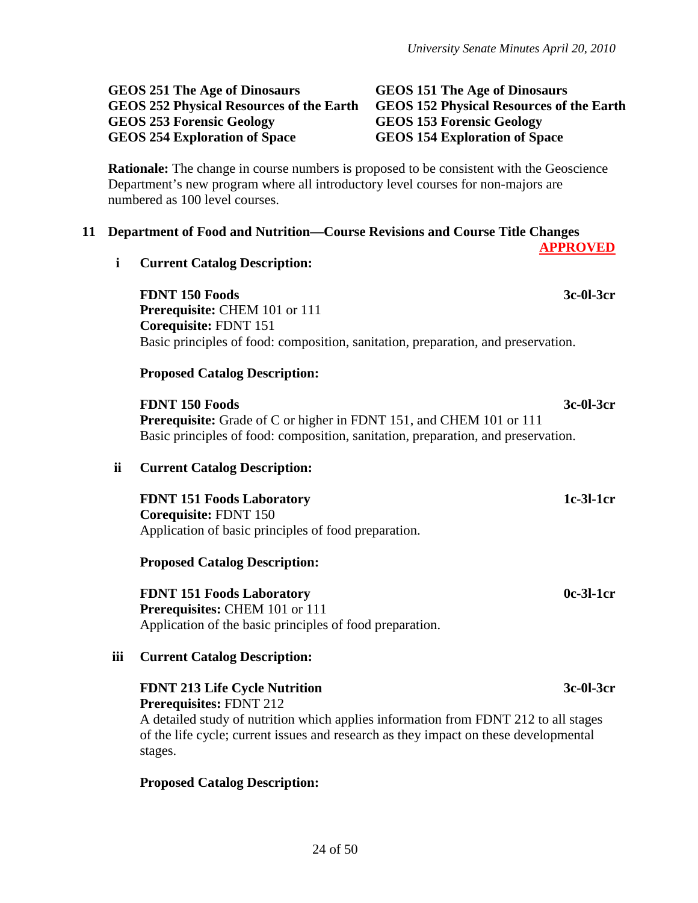| | |
|---|---|
| **GEOS 251 The Age of Dinosaurs** | **GEOS 151 The Age of Dinosaurs** |
| **GEOS 252 Physical Resources of the Earth** | **GEOS 152 Physical Resources of the Earth** |
| **GEOS 253 Forensic Geology** | **GEOS 153 Forensic Geology** |
| **GEOS 254 Exploration of Space** | **GEOS 154 Exploration of Space** |

**Rationale:** The change in course numbers is proposed to be consistent with the Geoscience Department's new program where all introductory level courses for non-majors are numbered as 100 level courses.

**11 Department of Food and Nutrition—Course Revisions and Course Title Changes**

**APPROVED**

**i Current Catalog Description:**

**FDNT 150 Foods** **3c-0l-3cr**
**Prerequisite:** CHEM 101 or 111
**Corequisite:** FDNT 151
Basic principles of food: composition, sanitation, preparation, and preservation.

**Proposed Catalog Description:**

**FDNT 150 Foods** **3c-0l-3cr**
**Prerequisite:** Grade of C or higher in FDNT 151, and CHEM 101 or 111
Basic principles of food: composition, sanitation, preparation, and preservation.

**ii Current Catalog Description:**

**FDNT 151 Foods Laboratory** **1c-3l-1cr**
**Corequisite:** FDNT 150
Application of basic principles of food preparation.

**Proposed Catalog Description:**

**FDNT 151 Foods Laboratory** **0c-3l-1cr**
**Prerequisites:** CHEM 101 or 111
Application of the basic principles of food preparation.

**iii Current Catalog Description:**

**FDNT 213 Life Cycle Nutrition** **3c-0l-3cr**
**Prerequisites:** FDNT 212
A detailed study of nutrition which applies information from FDNT 212 to all stages of the life cycle; current issues and research as they impact on these developmental stages.

**Proposed Catalog Description:**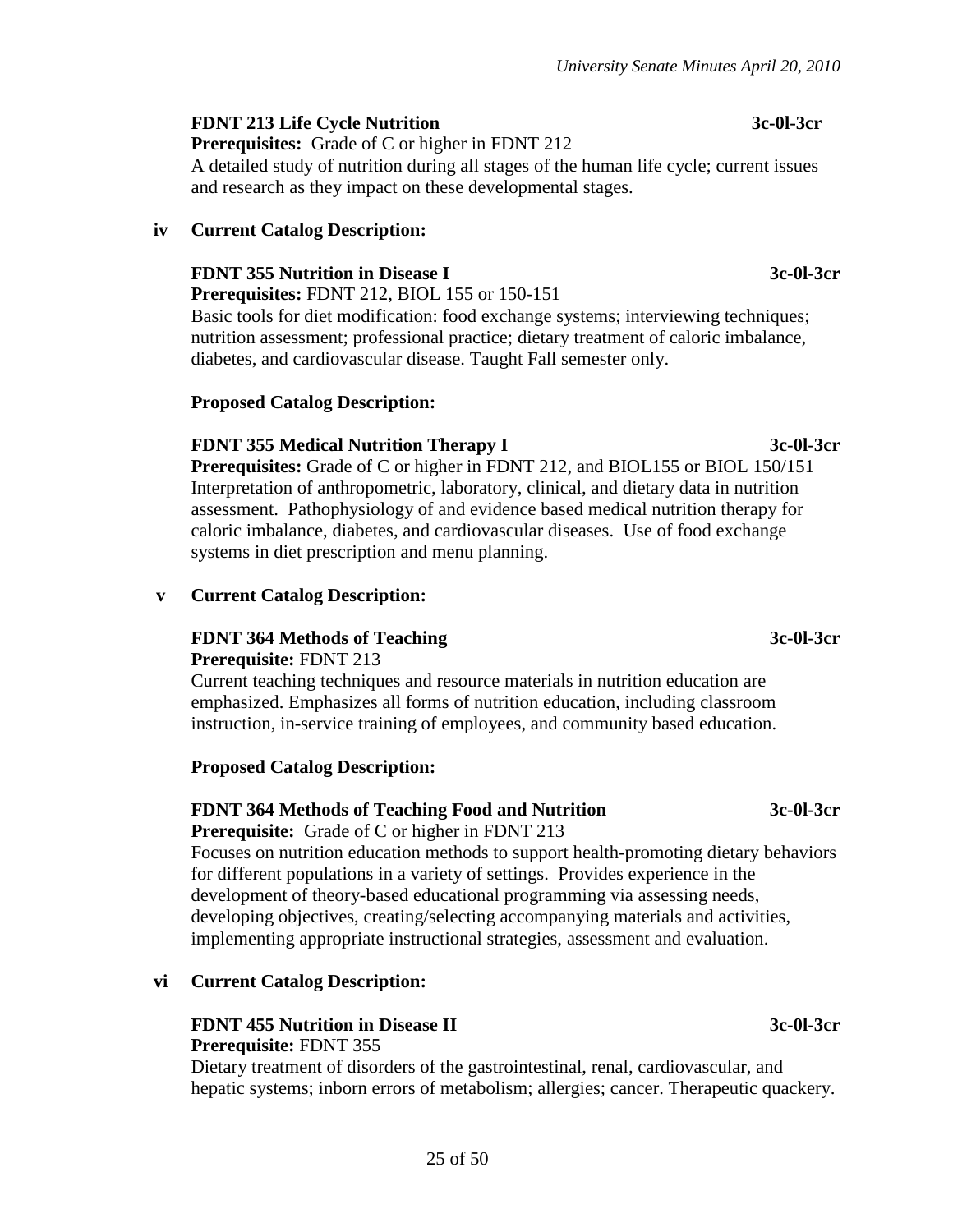**FDNT 213 Life Cycle Nutrition** **3c-0l-3cr**
**Prerequisites:** Grade of C or higher in FDNT 212
A detailed study of nutrition during all stages of the human life cycle; current issues and research as they impact on these developmental stages.

**iv Current Catalog Description:**

**FDNT 355 Nutrition in Disease I** **3c-0l-3cr**
**Prerequisites:** FDNT 212, BIOL 155 or 150-151
Basic tools for diet modification: food exchange systems; interviewing techniques; nutrition assessment; professional practice; dietary treatment of caloric imbalance, diabetes, and cardiovascular disease. Taught Fall semester only.

**Proposed Catalog Description:**

**FDNT 355 Medical Nutrition Therapy I** **3c-0l-3cr**
**Prerequisites:** Grade of C or higher in FDNT 212, and BIOL155 or BIOL 150/151
Interpretation of anthropometric, laboratory, clinical, and dietary data in nutrition assessment. Pathophysiology of and evidence based medical nutrition therapy for caloric imbalance, diabetes, and cardiovascular diseases. Use of food exchange systems in diet prescription and menu planning.

**v Current Catalog Description:**

**FDNT 364 Methods of Teaching** **3c-0l-3cr**
**Prerequisite:** FDNT 213
Current teaching techniques and resource materials in nutrition education are emphasized. Emphasizes all forms of nutrition education, including classroom instruction, in-service training of employees, and community based education.

**Proposed Catalog Description:**

**FDNT 364 Methods of Teaching Food and Nutrition** **3c-0l-3cr**
**Prerequisite:** Grade of C or higher in FDNT 213
Focuses on nutrition education methods to support health-promoting dietary behaviors for different populations in a variety of settings. Provides experience in the development of theory-based educational programming via assessing needs, developing objectives, creating/selecting accompanying materials and activities, implementing appropriate instructional strategies, assessment and evaluation.

**vi Current Catalog Description:**

**FDNT 455 Nutrition in Disease II** **3c-0l-3cr**
**Prerequisite:** FDNT 355
Dietary treatment of disorders of the gastrointestinal, renal, cardiovascular, and hepatic systems; inborn errors of metabolism; allergies; cancer. Therapeutic quackery.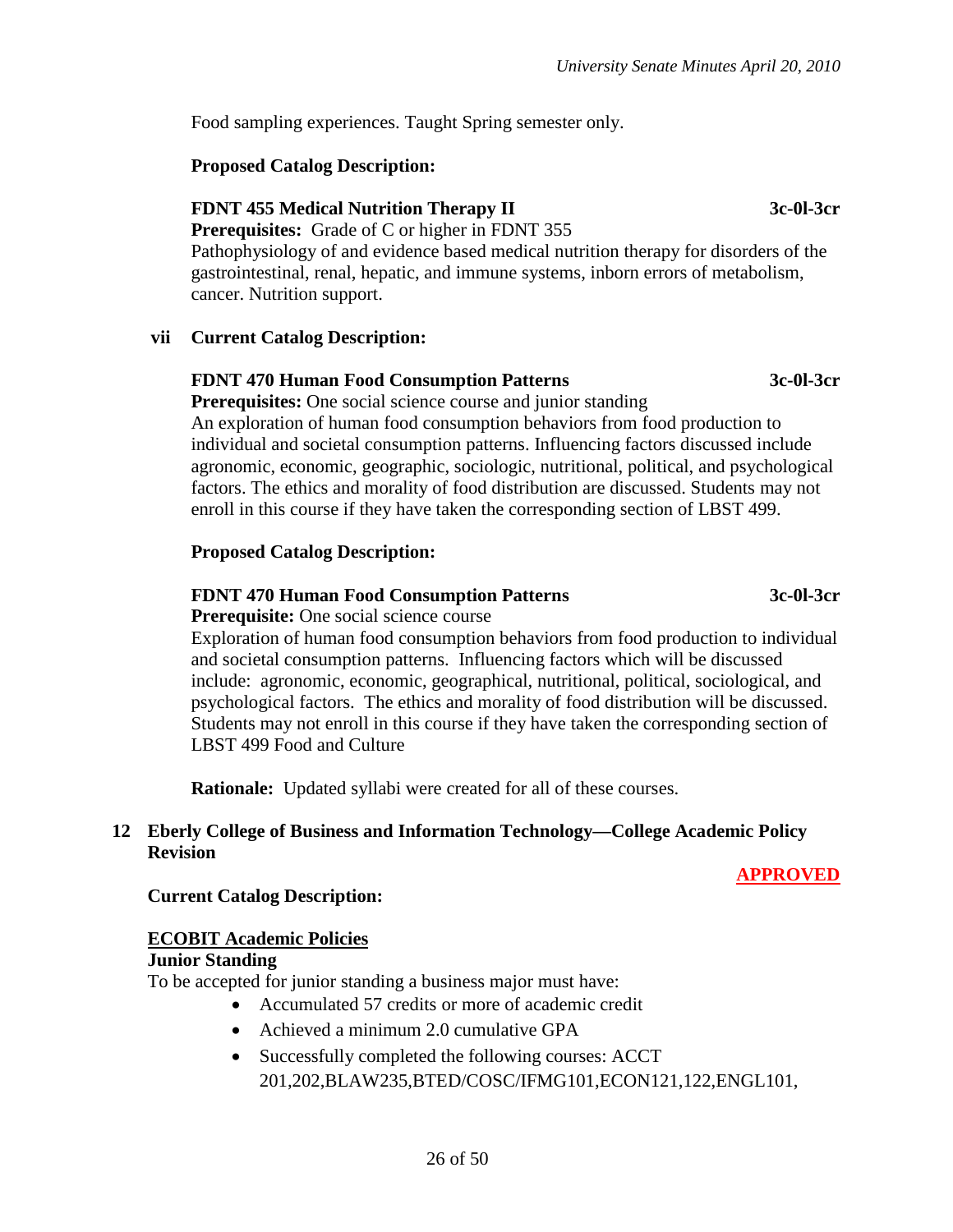Food sampling experiences. Taught Spring semester only.

**Proposed Catalog Description:**

**FDNT 455 Medical Nutrition Therapy II** **3c-0l-3cr**
**Prerequisites:** Grade of C or higher in FDNT 355
Pathophysiology of and evidence based medical nutrition therapy for disorders of the gastrointestinal, renal, hepatic, and immune systems, inborn errors of metabolism, cancer. Nutrition support.

**vii Current Catalog Description:**

**FDNT 470 Human Food Consumption Patterns** **3c-0l-3cr**
**Prerequisites:** One social science course and junior standing
An exploration of human food consumption behaviors from food production to individual and societal consumption patterns. Influencing factors discussed include agronomic, economic, geographic, sociologic, nutritional, political, and psychological factors. The ethics and morality of food distribution are discussed. Students may not enroll in this course if they have taken the corresponding section of LBST 499.

**Proposed Catalog Description:**

**FDNT 470 Human Food Consumption Patterns** **3c-0l-3cr**
**Prerequisite:** One social science course
Exploration of human food consumption behaviors from food production to individual and societal consumption patterns. Influencing factors which will be discussed include: agronomic, economic, geographical, nutritional, political, sociological, and psychological factors. The ethics and morality of food distribution will be discussed. Students may not enroll in this course if they have taken the corresponding section of LBST 499 Food and Culture

**Rationale:** Updated syllabi were created for all of these courses.

**12 Eberly College of Business and Information Technology—College Academic Policy Revision**

**APPROVED**

**Current Catalog Description:**

**ECOBIT Academic Policies**

**Junior Standing**

To be accepted for junior standing a business major must have:

- Accumulated 57 credits or more of academic credit
- Achieved a minimum 2.0 cumulative GPA
- Successfully completed the following courses: ACCT 201,202,BLAW235,BTED/COSC/IFMG101,ECON121,122,ENGL101,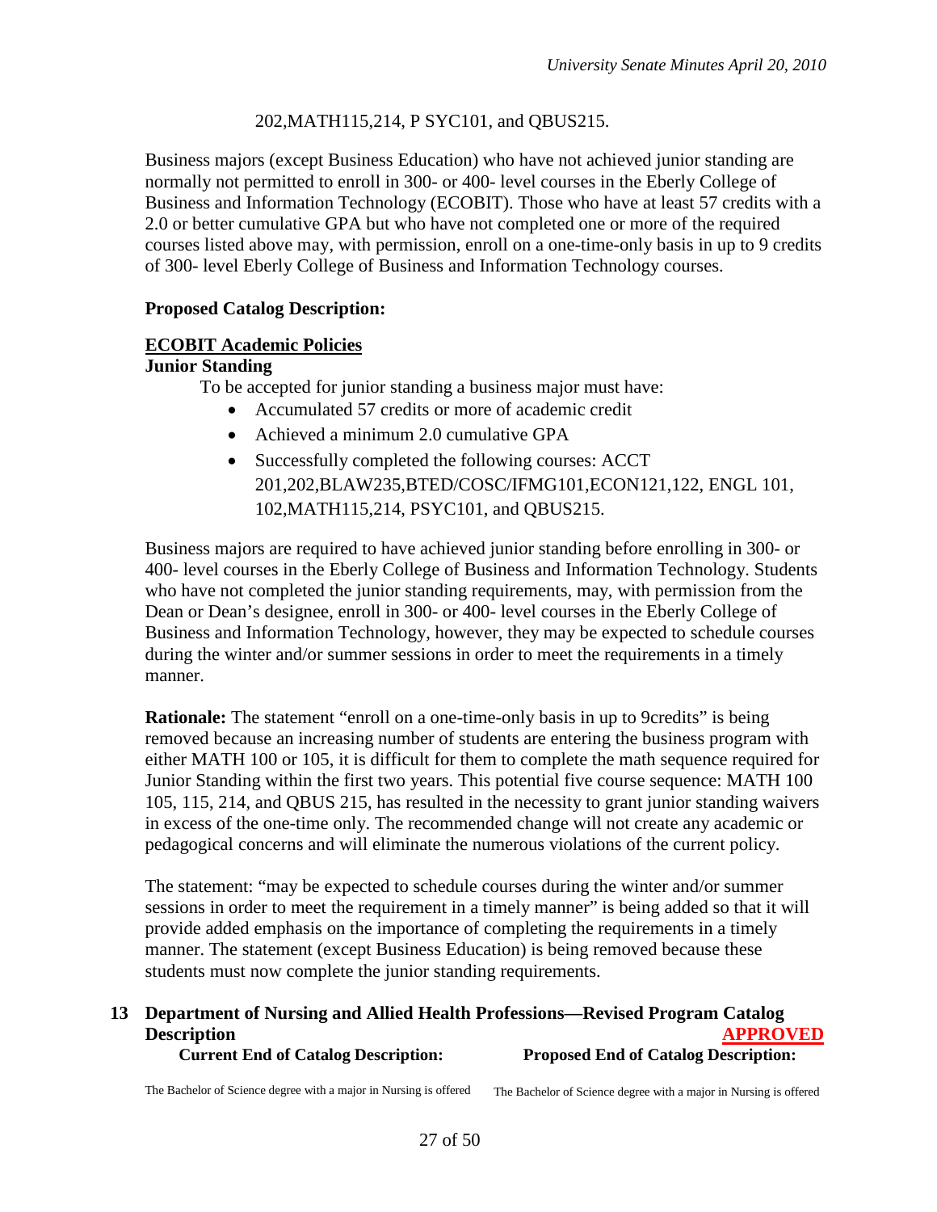202,MATH115,214, P SYC101, and QBUS215.

Business majors (except Business Education) who have not achieved junior standing are normally not permitted to enroll in 300- or 400- level courses in the Eberly College of Business and Information Technology (ECOBIT). Those who have at least 57 credits with a 2.0 or better cumulative GPA but who have not completed one or more of the required courses listed above may, with permission, enroll on a one-time-only basis in up to 9 credits of 300- level Eberly College of Business and Information Technology courses.

**Proposed Catalog Description:**

**ECOBIT Academic Policies**

**Junior Standing**

To be accepted for junior standing a business major must have:

- Accumulated 57 credits or more of academic credit
- Achieved a minimum 2.0 cumulative GPA
- Successfully completed the following courses: ACCT 201,202,BLAW235,BTED/COSC/IFMG101,ECON121,122, ENGL 101, 102,MATH115,214, PSYC101, and QBUS215.

Business majors are required to have achieved junior standing before enrolling in 300- or 400- level courses in the Eberly College of Business and Information Technology. Students who have not completed the junior standing requirements, may, with permission from the Dean or Dean's designee, enroll in 300- or 400- level courses in the Eberly College of Business and Information Technology, however, they may be expected to schedule courses during the winter and/or summer sessions in order to meet the requirements in a timely manner.

**Rationale:** The statement "enroll on a one-time-only basis in up to 9credits" is being removed because an increasing number of students are entering the business program with either MATH 100 or 105, it is difficult for them to complete the math sequence required for Junior Standing within the first two years. This potential five course sequence: MATH 100 105, 115, 214, and QBUS 215, has resulted in the necessity to grant junior standing waivers in excess of the one-time only. The recommended change will not create any academic or pedagogical concerns and will eliminate the numerous violations of the current policy.

The statement: "may be expected to schedule courses during the winter and/or summer sessions in order to meet the requirement in a timely manner" is being added so that it will provide added emphasis on the importance of completing the requirements in a timely manner. The statement (except Business Education) is being removed because these students must now complete the junior standing requirements.

## 13 Department of Nursing and Allied Health Professions—Revised Program Catalog Description

**APPROVED**

| **Current End of Catalog Description:** | **Proposed End of Catalog Description:** |
| --- | --- |
| The Bachelor of Science degree with a major in Nursing is offered | The Bachelor of Science degree with a major in Nursing is offered |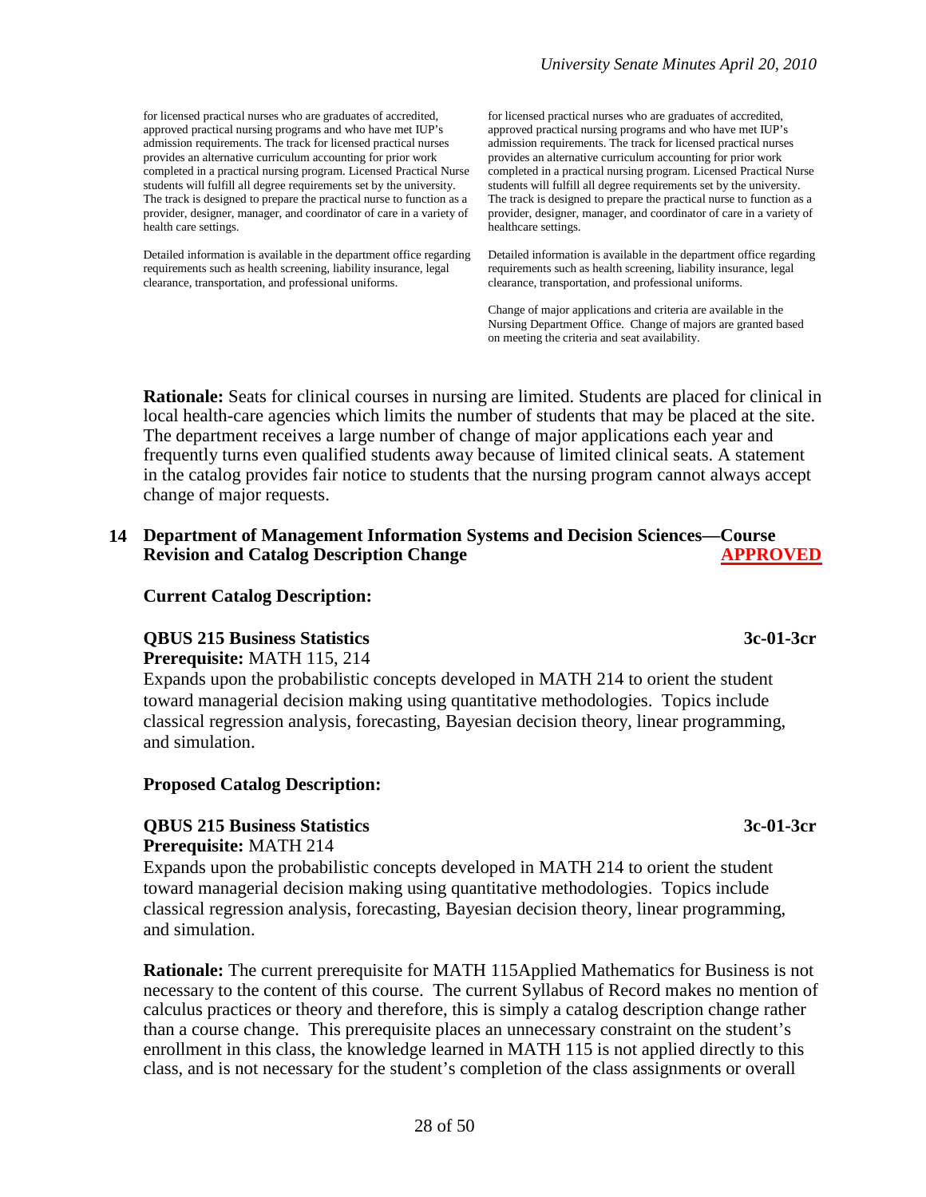| Current | Proposed |
|---|---|
| for licensed practical nurses who are graduates of accredited, approved practical nursing programs and who have met IUP's admission requirements. The track for licensed practical nurses provides an alternative curriculum accounting for prior work completed in a practical nursing program. Licensed Practical Nurse students will fulfill all degree requirements set by the university. The track is designed to prepare the practical nurse to function as a provider, designer, manager, and coordinator of care in a variety of health care settings.<br><br>Detailed information is available in the department office regarding requirements such as health screening, liability insurance, legal clearance, transportation, and professional uniforms. | for licensed practical nurses who are graduates of accredited, approved practical nursing programs and who have met IUP's admission requirements. The track for licensed practical nurses provides an alternative curriculum accounting for prior work completed in a practical nursing program. Licensed Practical Nurse students will fulfill all degree requirements set by the university. The track is designed to prepare the practical nurse to function as a provider, designer, manager, and coordinator of care in a variety of healthcare settings.<br><br>Detailed information is available in the department office regarding requirements such as health screening, liability insurance, legal clearance, transportation, and professional uniforms.<br><br>Change of major applications and criteria are available in the Nursing Department Office. Change of majors are granted based on meeting the criteria and seat availability. |

**Rationale:** Seats for clinical courses in nursing are limited. Students are placed for clinical in local health-care agencies which limits the number of students that may be placed at the site. The department receives a large number of change of major applications each year and frequently turns even qualified students away because of limited clinical seats. A statement in the catalog provides fair notice to students that the nursing program cannot always accept change of major requests.

## 14 Department of Management Information Systems and Decision Sciences—Course Revision and Catalog Description Change **APPROVED**

**Current Catalog Description:**

**QBUS 215 Business Statistics** **3c-01-3cr**
**Prerequisite:** MATH 115, 214
Expands upon the probabilistic concepts developed in MATH 214 to orient the student toward managerial decision making using quantitative methodologies. Topics include classical regression analysis, forecasting, Bayesian decision theory, linear programming, and simulation.

**Proposed Catalog Description:**

**QBUS 215 Business Statistics** **3c-01-3cr**
**Prerequisite:** MATH 214
Expands upon the probabilistic concepts developed in MATH 214 to orient the student toward managerial decision making using quantitative methodologies. Topics include classical regression analysis, forecasting, Bayesian decision theory, linear programming, and simulation.

**Rationale:** The current prerequisite for MATH 115Applied Mathematics for Business is not necessary to the content of this course. The current Syllabus of Record makes no mention of calculus practices or theory and therefore, this is simply a catalog description change rather than a course change. This prerequisite places an unnecessary constraint on the student's enrollment in this class, the knowledge learned in MATH 115 is not applied directly to this class, and is not necessary for the student's completion of the class assignments or overall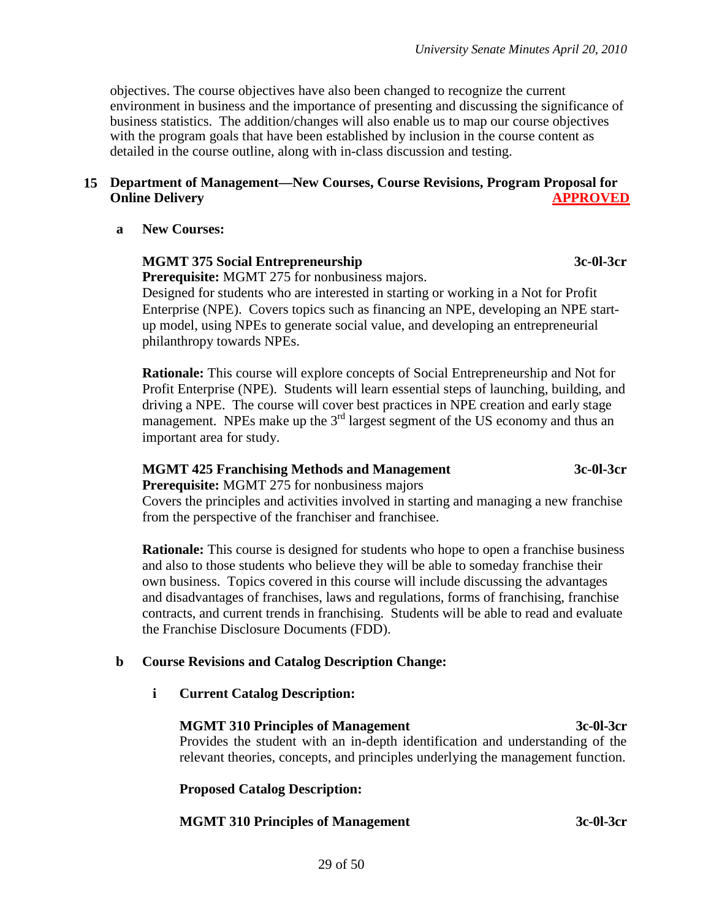objectives. The course objectives have also been changed to recognize the current environment in business and the importance of presenting and discussing the significance of business statistics. The addition/changes will also enable us to map our course objectives with the program goals that have been established by inclusion in the course content as detailed in the course outline, along with in-class discussion and testing.

## 15 Department of Management—New Courses, Course Revisions, Program Proposal for Online Delivery — APPROVED

### a New Courses:

**MGMT 375 Social Entrepreneurship** **3c-0l-3cr**

**Prerequisite:** MGMT 275 for nonbusiness majors.

Designed for students who are interested in starting or working in a Not for Profit Enterprise (NPE). Covers topics such as financing an NPE, developing an NPE start-up model, using NPEs to generate social value, and developing an entrepreneurial philanthropy towards NPEs.

**Rationale:** This course will explore concepts of Social Entrepreneurship and Not for Profit Enterprise (NPE). Students will learn essential steps of launching, building, and driving a NPE. The course will cover best practices in NPE creation and early stage management. NPEs make up the 3rd largest segment of the US economy and thus an important area for study.

**MGMT 425 Franchising Methods and Management** **3c-0l-3cr**

**Prerequisite:** MGMT 275 for nonbusiness majors

Covers the principles and activities involved in starting and managing a new franchise from the perspective of the franchiser and franchisee.

**Rationale:** This course is designed for students who hope to open a franchise business and also to those students who believe they will be able to someday franchise their own business. Topics covered in this course will include discussing the advantages and disadvantages of franchises, laws and regulations, forms of franchising, franchise contracts, and current trends in franchising. Students will be able to read and evaluate the Franchise Disclosure Documents (FDD).

### b Course Revisions and Catalog Description Change:

#### i Current Catalog Description:

**MGMT 310 Principles of Management** **3c-0l-3cr**

Provides the student with an in-depth identification and understanding of the relevant theories, concepts, and principles underlying the management function.

**Proposed Catalog Description:**

**MGMT 310 Principles of Management** **3c-0l-3cr**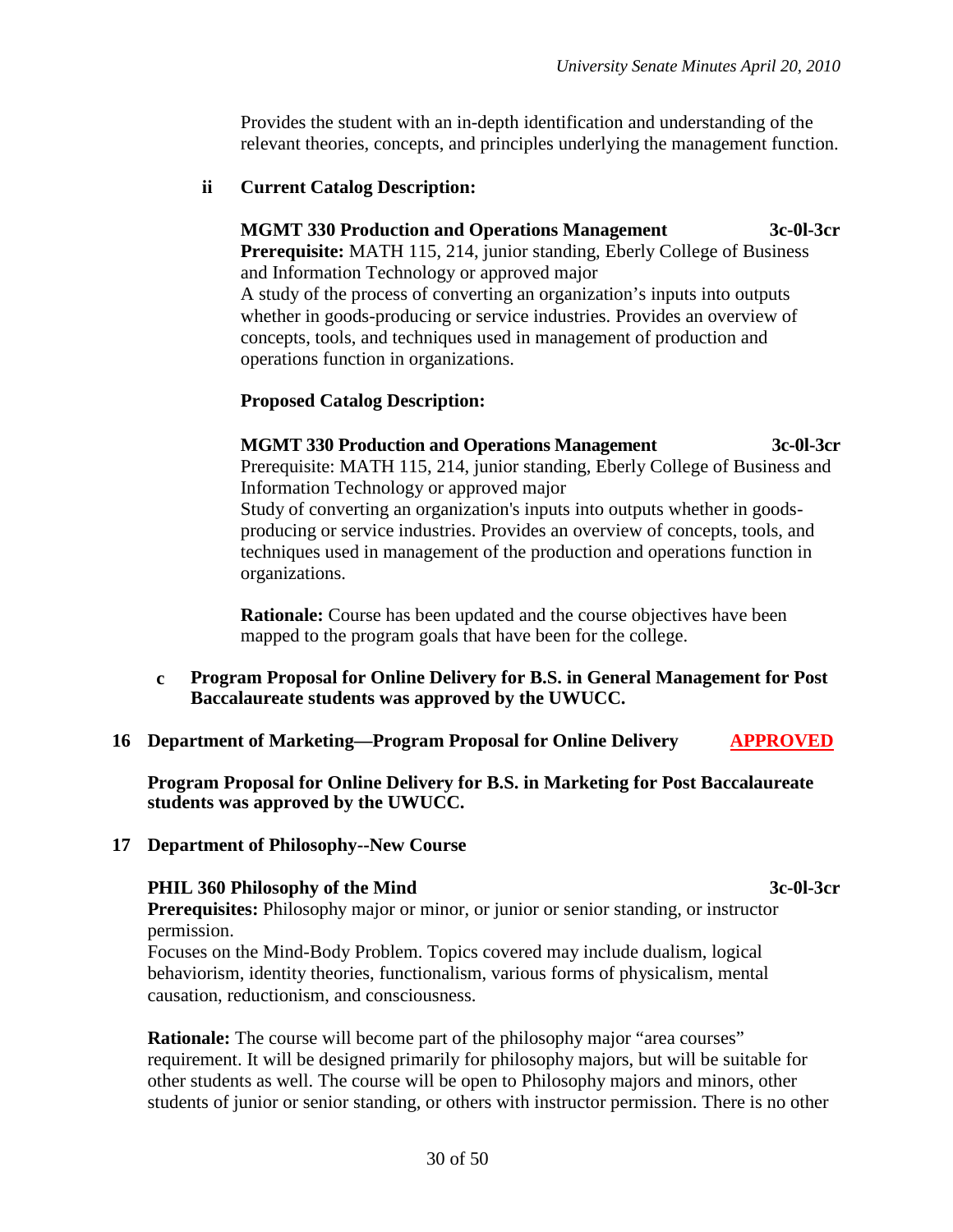Provides the student with an in-depth identification and understanding of the relevant theories, concepts, and principles underlying the management function.

**ii Current Catalog Description:**

**MGMT 330 Production and Operations Management 3c-0l-3cr**
**Prerequisite:** MATH 115, 214, junior standing, Eberly College of Business and Information Technology or approved major
A study of the process of converting an organization's inputs into outputs whether in goods-producing or service industries. Provides an overview of concepts, tools, and techniques used in management of production and operations function in organizations.

**Proposed Catalog Description:**

**MGMT 330 Production and Operations Management 3c-0l-3cr**
Prerequisite: MATH 115, 214, junior standing, Eberly College of Business and Information Technology or approved major
Study of converting an organization's inputs into outputs whether in goods-producing or service industries. Provides an overview of concepts, tools, and techniques used in management of the production and operations function in organizations.

**Rationale:** Course has been updated and the course objectives have been mapped to the program goals that have been for the college.

**c Program Proposal for Online Delivery for B.S. in General Management for Post Baccalaureate students was approved by the UWUCC.**

**16 Department of Marketing—Program Proposal for Online Delivery APPROVED**

**Program Proposal for Online Delivery for B.S. in Marketing for Post Baccalaureate students was approved by the UWUCC.**

**17 Department of Philosophy--New Course**

**PHIL 360 Philosophy of the Mind 3c-0l-3cr**
**Prerequisites:** Philosophy major or minor, or junior or senior standing, or instructor permission.
Focuses on the Mind-Body Problem. Topics covered may include dualism, logical behaviorism, identity theories, functionalism, various forms of physicalism, mental causation, reductionism, and consciousness.

**Rationale:** The course will become part of the philosophy major "area courses" requirement. It will be designed primarily for philosophy majors, but will be suitable for other students as well. The course will be open to Philosophy majors and minors, other students of junior or senior standing, or others with instructor permission. There is no other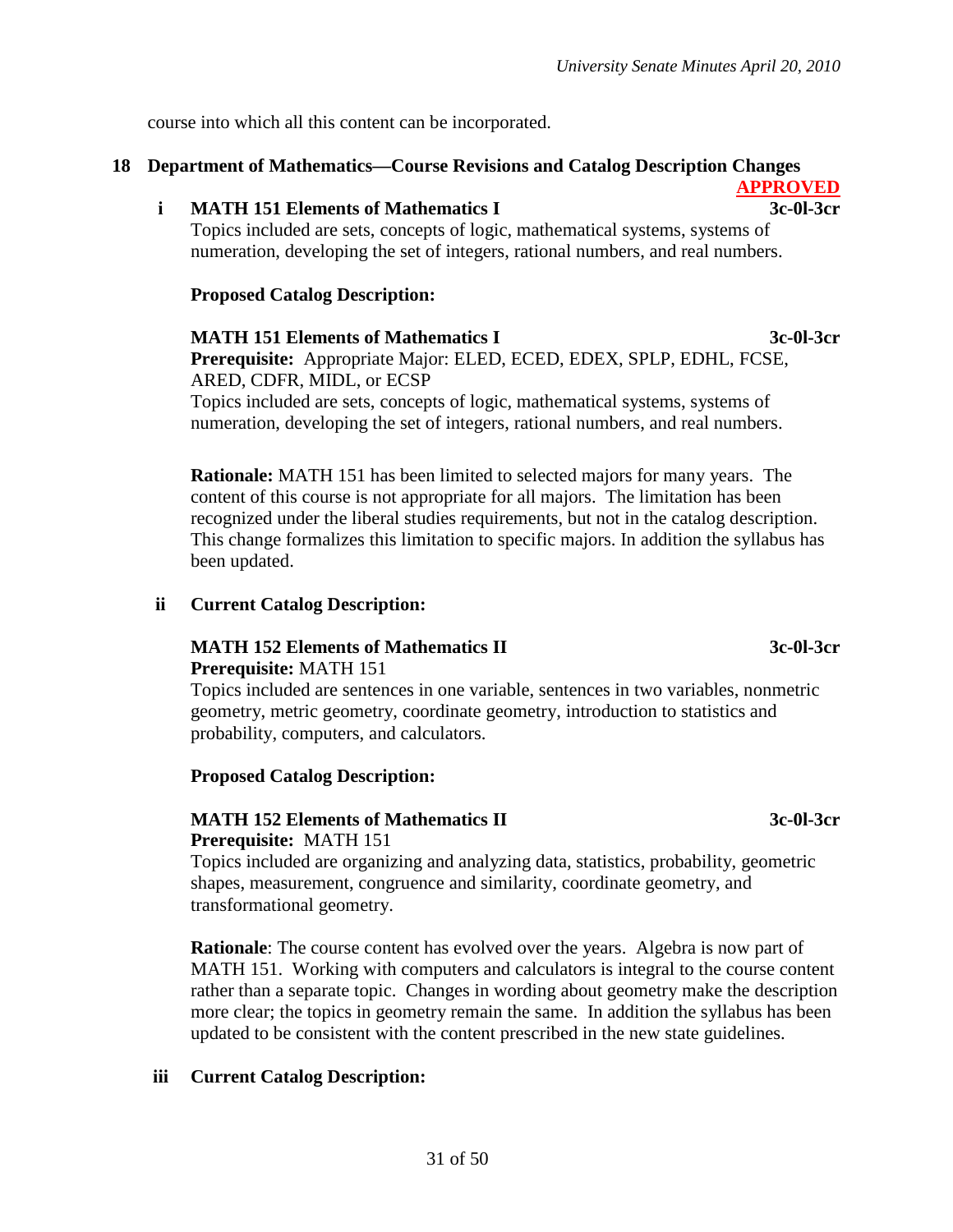course into which all this content can be incorporated.

**18 Department of Mathematics—Course Revisions and Catalog Description Changes**

**APPROVED**

**i MATH 151 Elements of Mathematics I 3c-0l-3cr**

Topics included are sets, concepts of logic, mathematical systems, systems of numeration, developing the set of integers, rational numbers, and real numbers.

**Proposed Catalog Description:**

**MATH 151 Elements of Mathematics I 3c-0l-3cr**
**Prerequisite:** Appropriate Major: ELED, ECED, EDEX, SPLP, EDHL, FCSE, ARED, CDFR, MIDL, or ECSP
Topics included are sets, concepts of logic, mathematical systems, systems of numeration, developing the set of integers, rational numbers, and real numbers.

**Rationale:** MATH 151 has been limited to selected majors for many years. The content of this course is not appropriate for all majors. The limitation has been recognized under the liberal studies requirements, but not in the catalog description. This change formalizes this limitation to specific majors. In addition the syllabus has been updated.

**ii Current Catalog Description:**

**MATH 152 Elements of Mathematics II 3c-0l-3cr**
**Prerequisite:** MATH 151
Topics included are sentences in one variable, sentences in two variables, nonmetric geometry, metric geometry, coordinate geometry, introduction to statistics and probability, computers, and calculators.

**Proposed Catalog Description:**

**MATH 152 Elements of Mathematics II 3c-0l-3cr**
**Prerequisite:** MATH 151
Topics included are organizing and analyzing data, statistics, probability, geometric shapes, measurement, congruence and similarity, coordinate geometry, and transformational geometry.

**Rationale**: The course content has evolved over the years. Algebra is now part of MATH 151. Working with computers and calculators is integral to the course content rather than a separate topic. Changes in wording about geometry make the description more clear; the topics in geometry remain the same. In addition the syllabus has been updated to be consistent with the content prescribed in the new state guidelines.

**iii Current Catalog Description:**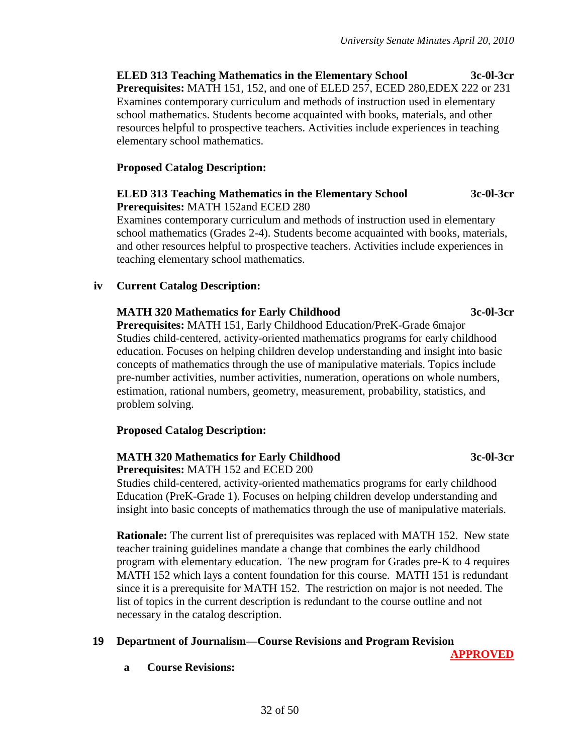**ELED 313 Teaching Mathematics in the Elementary School 3c-0l-3cr**
**Prerequisites:** MATH 151, 152, and one of ELED 257, ECED 280,EDEX 222 or 231
Examines contemporary curriculum and methods of instruction used in elementary school mathematics. Students become acquainted with books, materials, and other resources helpful to prospective teachers. Activities include experiences in teaching elementary school mathematics.

**Proposed Catalog Description:**

**ELED 313 Teaching Mathematics in the Elementary School 3c-0l-3cr**
**Prerequisites:** MATH 152and ECED 280
Examines contemporary curriculum and methods of instruction used in elementary school mathematics (Grades 2-4). Students become acquainted with books, materials, and other resources helpful to prospective teachers. Activities include experiences in teaching elementary school mathematics.

**iv Current Catalog Description:**

**MATH 320 Mathematics for Early Childhood 3c-0l-3cr**
**Prerequisites:** MATH 151, Early Childhood Education/PreK-Grade 6major
Studies child-centered, activity-oriented mathematics programs for early childhood education. Focuses on helping children develop understanding and insight into basic concepts of mathematics through the use of manipulative materials. Topics include pre-number activities, number activities, numeration, operations on whole numbers, estimation, rational numbers, geometry, measurement, probability, statistics, and problem solving.

**Proposed Catalog Description:**

**MATH 320 Mathematics for Early Childhood 3c-0l-3cr**
**Prerequisites:** MATH 152 and ECED 200
Studies child-centered, activity-oriented mathematics programs for early childhood Education (PreK-Grade 1). Focuses on helping children develop understanding and insight into basic concepts of mathematics through the use of manipulative materials.

**Rationale:** The current list of prerequisites was replaced with MATH 152. New state teacher training guidelines mandate a change that combines the early childhood program with elementary education. The new program for Grades pre-K to 4 requires MATH 152 which lays a content foundation for this course. MATH 151 is redundant since it is a prerequisite for MATH 152. The restriction on major is not needed. The list of topics in the current description is redundant to the course outline and not necessary in the catalog description.

**19 Department of Journalism—Course Revisions and Program Revision**

**APPROVED**

**a Course Revisions:**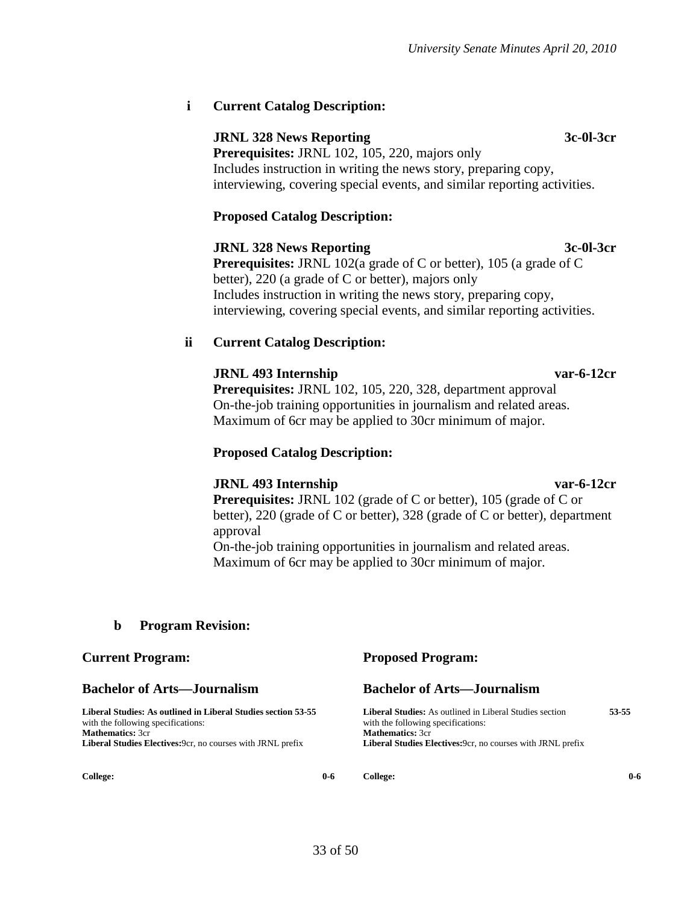**i Current Catalog Description:**

**JRNL 328 News Reporting 3c-0l-3cr**
**Prerequisites:** JRNL 102, 105, 220, majors only
Includes instruction in writing the news story, preparing copy, interviewing, covering special events, and similar reporting activities.

**Proposed Catalog Description:**

**JRNL 328 News Reporting 3c-0l-3cr**
**Prerequisites:** JRNL 102(a grade of C or better), 105 (a grade of C better), 220 (a grade of C or better), majors only
Includes instruction in writing the news story, preparing copy, interviewing, covering special events, and similar reporting activities.

**ii Current Catalog Description:**

**JRNL 493 Internship var-6-12cr**
**Prerequisites:** JRNL 102, 105, 220, 328, department approval
On-the-job training opportunities in journalism and related areas. Maximum of 6cr may be applied to 30cr minimum of major.

**Proposed Catalog Description:**

**JRNL 493 Internship var-6-12cr**
**Prerequisites:** JRNL 102 (grade of C or better), 105 (grade of C or better), 220 (grade of C or better), 328 (grade of C or better), department approval
On-the-job training opportunities in journalism and related areas. Maximum of 6cr may be applied to 30cr minimum of major.

**b Program Revision:**

| **Current Program:** | | **Proposed Program:** | |
|---|---|---|---|
| **Bachelor of Arts—Journalism** | | **Bachelor of Arts—Journalism** | |
| **Liberal Studies: As outlined in Liberal Studies section 53-55** with the following specifications:<br>**Mathematics:** 3cr<br>**Liberal Studies Electives:**9cr, no courses with JRNL prefix | | **Liberal Studies:** As outlined in Liberal Studies section with the following specifications:<br>**Mathematics:** 3cr<br>**Liberal Studies Electives:**9cr, no courses with JRNL prefix | **53-55** |
| **College:** | **0-6** | **College:** | **0-6** |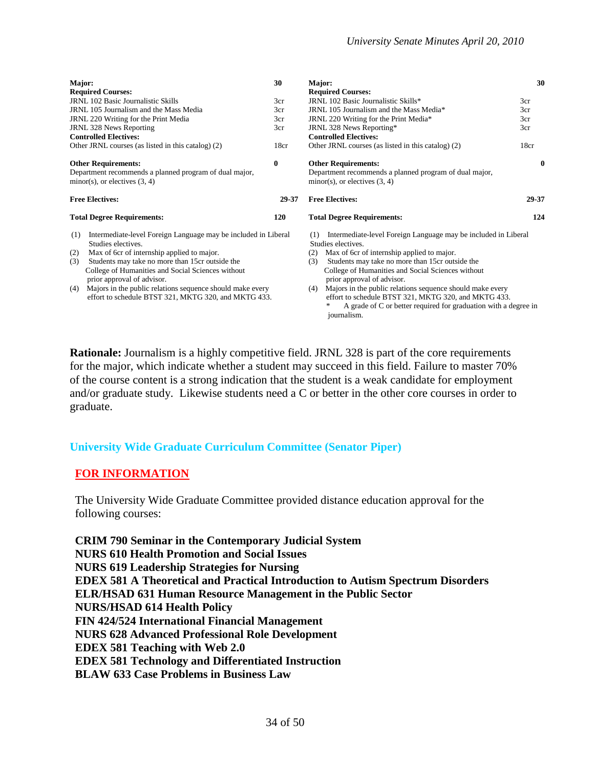| Major: | 30 |
|---|---|
| **Required Courses:** | |
| JRNL 102 Basic Journalistic Skills | 3cr |
| JRNL 105 Journalism and the Mass Media | 3cr |
| JRNL 220 Writing for the Print Media | 3cr |
| JRNL 328 News Reporting | 3cr |
| **Controlled Electives:** | |
| Other JRNL courses (as listed in this catalog) (2) | 18cr |
| **Other Requirements:** | 0 |
| Department recommends a planned program of dual major, minor(s), or electives (3, 4) | |
| **Free Electives:** | 29-37 |
| **Total Degree Requirements:** | 120 |

(1) Intermediate-level Foreign Language may be included in Liberal Studies electives.
(2) Max of 6cr of internship applied to major.
(3) Students may take no more than 15cr outside the College of Humanities and Social Sciences without prior approval of advisor.
(4) Majors in the public relations sequence should make every effort to schedule BTST 321, MKTG 320, and MKTG 433.

| Major: | 30 |
|---|---|
| **Required Courses:** | |
| JRNL 102 Basic Journalistic Skills* | 3cr |
| JRNL 105 Journalism and the Mass Media* | 3cr |
| JRNL 220 Writing for the Print Media* | 3cr |
| JRNL 328 News Reporting* | 3cr |
| **Controlled Electives:** | |
| Other JRNL courses (as listed in this catalog) (2) | 18cr |
| **Other Requirements:** | 0 |
| Department recommends a planned program of dual major, minor(s), or electives (3, 4) | |
| **Free Electives:** | 29-37 |
| **Total Degree Requirements:** | 124 |

(1) Intermediate-level Foreign Language may be included in Liberal Studies electives.
(2) Max of 6cr of internship applied to major.
(3) Students may take no more than 15cr outside the College of Humanities and Social Sciences without prior approval of advisor.
(4) Majors in the public relations sequence should make every effort to schedule BTST 321, MKTG 320, and MKTG 433.
\* A grade of C or better required for graduation with a degree in journalism.

**Rationale:** Journalism is a highly competitive field. JRNL 328 is part of the core requirements for the major, which indicate whether a student may succeed in this field. Failure to master 70% of the course content is a strong indication that the student is a weak candidate for employment and/or graduate study. Likewise students need a C or better in the other core courses in order to graduate.

## University Wide Graduate Curriculum Committee (Senator Piper)

### FOR INFORMATION

The University Wide Graduate Committee provided distance education approval for the following courses:

**CRIM 790 Seminar in the Contemporary Judicial System**
**NURS 610 Health Promotion and Social Issues**
**NURS 619 Leadership Strategies for Nursing**
**EDEX 581 A Theoretical and Practical Introduction to Autism Spectrum Disorders**
**ELR/HSAD 631 Human Resource Management in the Public Sector**
**NURS/HSAD 614 Health Policy**
**FIN 424/524 International Financial Management**
**NURS 628 Advanced Professional Role Development**
**EDEX 581 Teaching with Web 2.0**
**EDEX 581 Technology and Differentiated Instruction**
**BLAW 633 Case Problems in Business Law**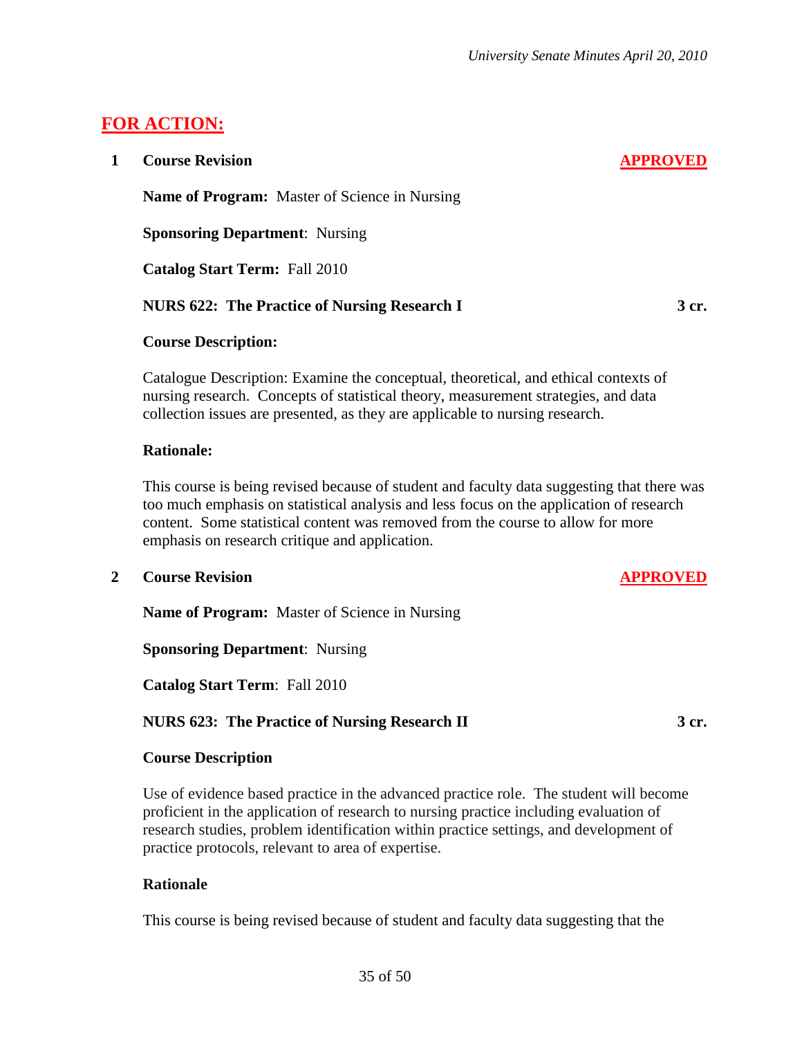## FOR ACTION:

**1 Course Revision** **APPROVED**

**Name of Program:** Master of Science in Nursing

**Sponsoring Department**: Nursing

**Catalog Start Term:** Fall 2010

**NURS 622: The Practice of Nursing Research I** **3 cr.**

**Course Description:**

Catalogue Description: Examine the conceptual, theoretical, and ethical contexts of nursing research. Concepts of statistical theory, measurement strategies, and data collection issues are presented, as they are applicable to nursing research.

**Rationale:**

This course is being revised because of student and faculty data suggesting that there was too much emphasis on statistical analysis and less focus on the application of research content. Some statistical content was removed from the course to allow for more emphasis on research critique and application.

**2 Course Revision** **APPROVED**

**Name of Program:** Master of Science in Nursing

**Sponsoring Department**: Nursing

**Catalog Start Term**: Fall 2010

**NURS 623: The Practice of Nursing Research II** **3 cr.**

**Course Description**

Use of evidence based practice in the advanced practice role. The student will become proficient in the application of research to nursing practice including evaluation of research studies, problem identification within practice settings, and development of practice protocols, relevant to area of expertise.

**Rationale**

This course is being revised because of student and faculty data suggesting that the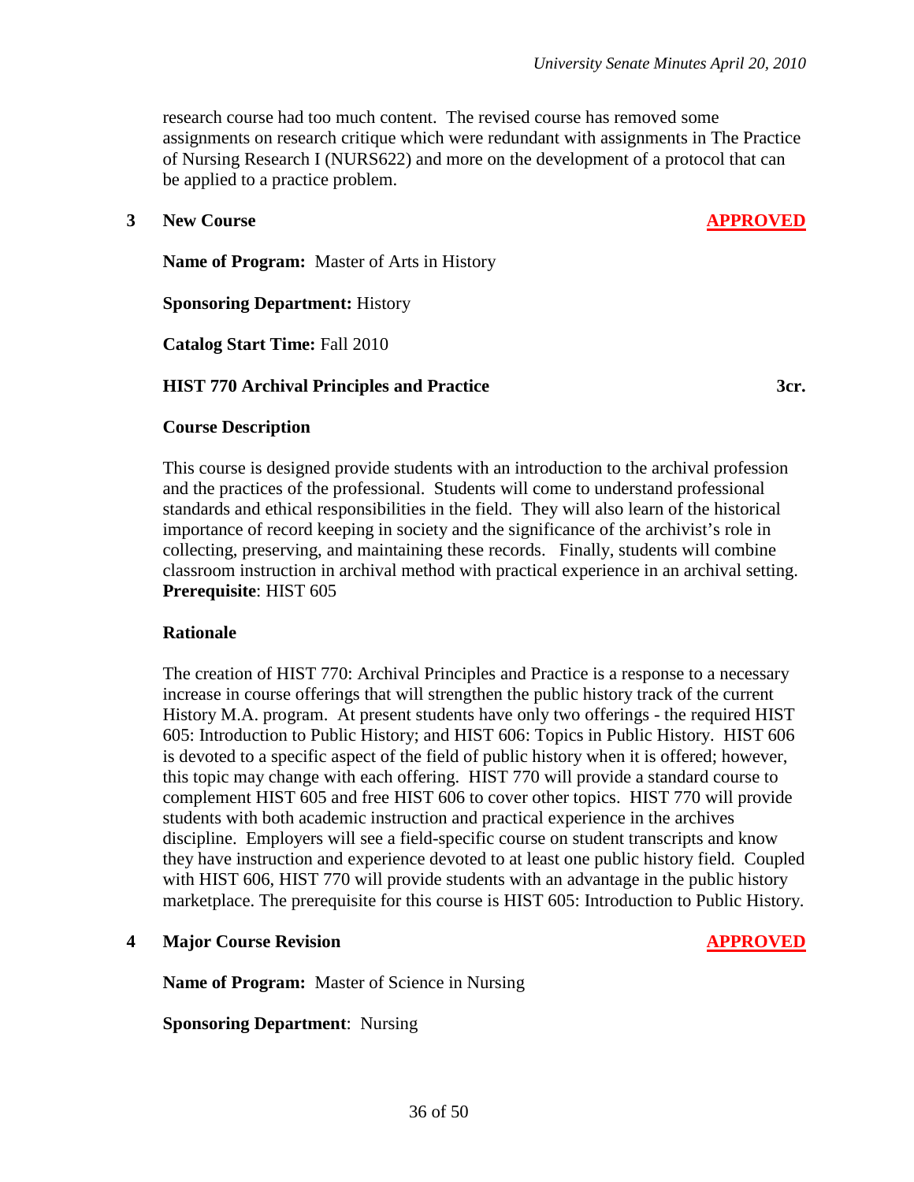research course had too much content. The revised course has removed some assignments on research critique which were redundant with assignments in The Practice of Nursing Research I (NURS622) and more on the development of a protocol that can be applied to a practice problem.

**3 New Course** **APPROVED**

**Name of Program:** Master of Arts in History

**Sponsoring Department:** History

**Catalog Start Time:** Fall 2010

**HIST 770 Archival Principles and Practice** **3cr.**

**Course Description**

This course is designed provide students with an introduction to the archival profession and the practices of the professional. Students will come to understand professional standards and ethical responsibilities in the field. They will also learn of the historical importance of record keeping in society and the significance of the archivist's role in collecting, preserving, and maintaining these records. Finally, students will combine classroom instruction in archival method with practical experience in an archival setting. **Prerequisite**: HIST 605

**Rationale**

The creation of HIST 770: Archival Principles and Practice is a response to a necessary increase in course offerings that will strengthen the public history track of the current History M.A. program. At present students have only two offerings - the required HIST 605: Introduction to Public History; and HIST 606: Topics in Public History. HIST 606 is devoted to a specific aspect of the field of public history when it is offered; however, this topic may change with each offering. HIST 770 will provide a standard course to complement HIST 605 and free HIST 606 to cover other topics. HIST 770 will provide students with both academic instruction and practical experience in the archives discipline. Employers will see a field-specific course on student transcripts and know they have instruction and experience devoted to at least one public history field. Coupled with HIST 606, HIST 770 will provide students with an advantage in the public history marketplace. The prerequisite for this course is HIST 605: Introduction to Public History.

**4 Major Course Revision** **APPROVED**

**Name of Program:** Master of Science in Nursing

**Sponsoring Department**: Nursing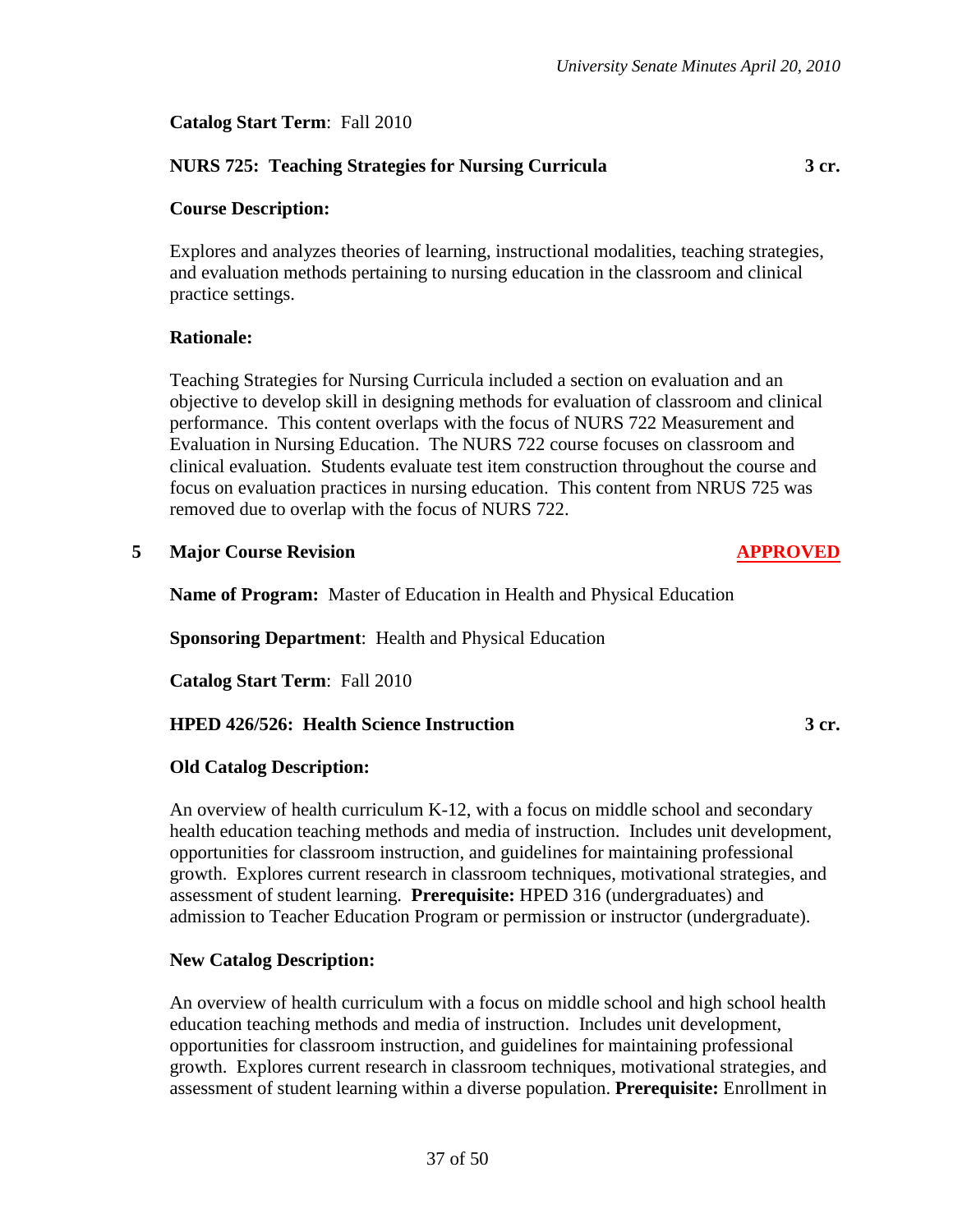**Catalog Start Term**: Fall 2010

**NURS 725: Teaching Strategies for Nursing Curricula** **3 cr.**

**Course Description:**

Explores and analyzes theories of learning, instructional modalities, teaching strategies, and evaluation methods pertaining to nursing education in the classroom and clinical practice settings.

**Rationale:**

Teaching Strategies for Nursing Curricula included a section on evaluation and an objective to develop skill in designing methods for evaluation of classroom and clinical performance. This content overlaps with the focus of NURS 722 Measurement and Evaluation in Nursing Education. The NURS 722 course focuses on classroom and clinical evaluation. Students evaluate test item construction throughout the course and focus on evaluation practices in nursing education. This content from NRUS 725 was removed due to overlap with the focus of NURS 722.

**5 Major Course Revision** **APPROVED**

**Name of Program:** Master of Education in Health and Physical Education

**Sponsoring Department**: Health and Physical Education

**Catalog Start Term**: Fall 2010

**HPED 426/526: Health Science Instruction** **3 cr.**

**Old Catalog Description:**

An overview of health curriculum K-12, with a focus on middle school and secondary health education teaching methods and media of instruction. Includes unit development, opportunities for classroom instruction, and guidelines for maintaining professional growth. Explores current research in classroom techniques, motivational strategies, and assessment of student learning. **Prerequisite:** HPED 316 (undergraduates) and admission to Teacher Education Program or permission or instructor (undergraduate).

**New Catalog Description:**

An overview of health curriculum with a focus on middle school and high school health education teaching methods and media of instruction. Includes unit development, opportunities for classroom instruction, and guidelines for maintaining professional growth. Explores current research in classroom techniques, motivational strategies, and assessment of student learning within a diverse population. **Prerequisite:** Enrollment in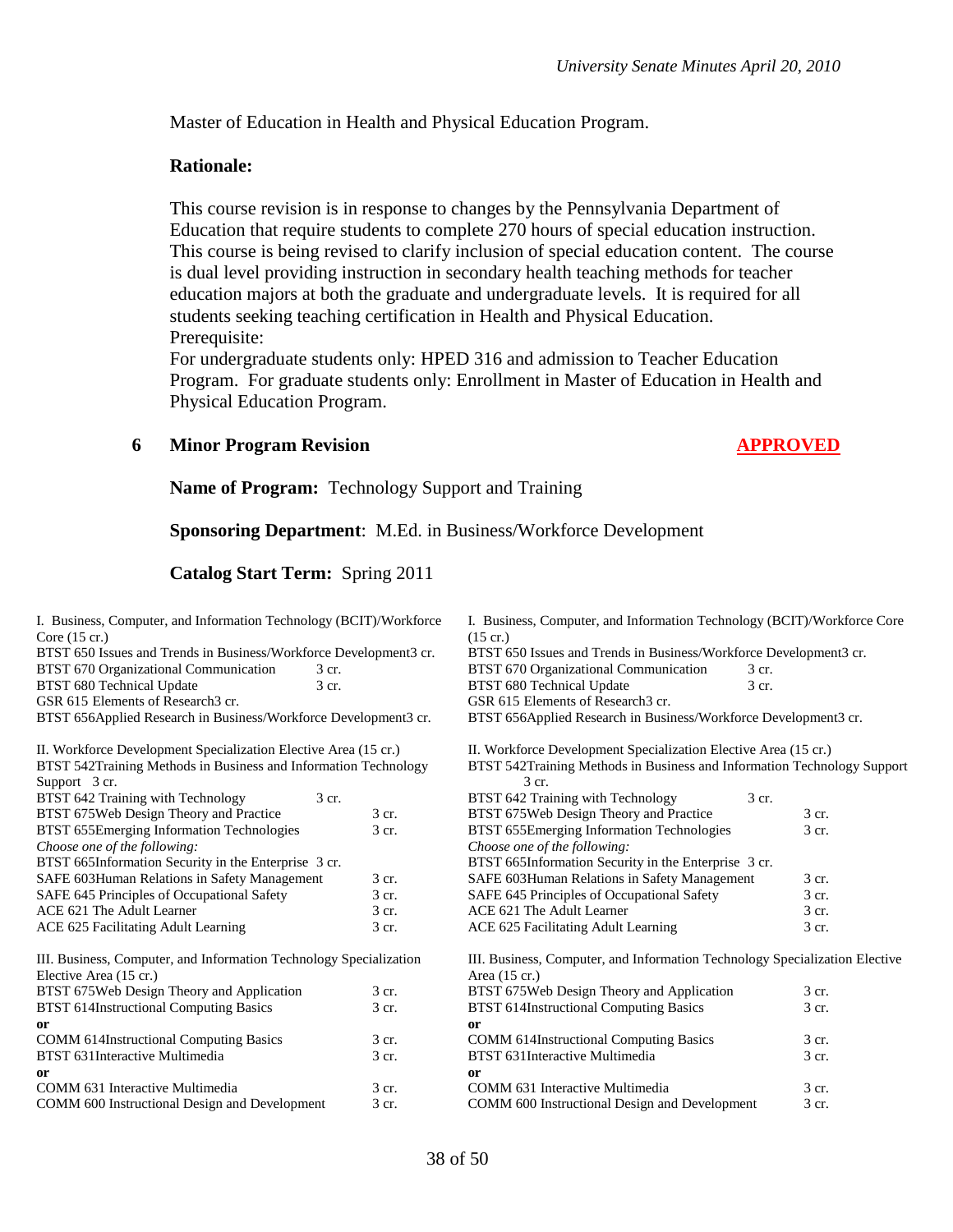Master of Education in Health and Physical Education Program.

**Rationale:**

This course revision is in response to changes by the Pennsylvania Department of Education that require students to complete 270 hours of special education instruction. This course is being revised to clarify inclusion of special education content. The course is dual level providing instruction in secondary health teaching methods for teacher education majors at both the graduate and undergraduate levels. It is required for all students seeking teaching certification in Health and Physical Education.
Prerequisite:
For undergraduate students only: HPED 316 and admission to Teacher Education Program. For graduate students only: Enrollment in Master of Education in Health and Physical Education Program.

## 6 Minor Program Revision **APPROVED**

**Name of Program:** Technology Support and Training

**Sponsoring Department**: M.Ed. in Business/Workforce Development

**Catalog Start Term:** Spring 2011

| | |
|---|---|
| I. Business, Computer, and Information Technology (BCIT)/Workforce Core (15 cr.) | I. Business, Computer, and Information Technology (BCIT)/Workforce Core (15 cr.) |
| BTST 650 Issues and Trends in Business/Workforce Development3 cr. | BTST 650 Issues and Trends in Business/Workforce Development3 cr. |
| BTST 670 Organizational Communication 3 cr. | BTST 670 Organizational Communication 3 cr. |
| BTST 680 Technical Update 3 cr. | BTST 680 Technical Update 3 cr. |
| GSR 615 Elements of Research3 cr. | GSR 615 Elements of Research3 cr. |
| BTST 656Applied Research in Business/Workforce Development3 cr. | BTST 656Applied Research in Business/Workforce Development3 cr. |
| II. Workforce Development Specialization Elective Area (15 cr.) | II. Workforce Development Specialization Elective Area (15 cr.) |
| BTST 542Training Methods in Business and Information Technology Support 3 cr. | BTST 542Training Methods in Business and Information Technology Support 3 cr. |
| BTST 642 Training with Technology 3 cr. | BTST 642 Training with Technology 3 cr. |
| BTST 675Web Design Theory and Practice 3 cr. | BTST 675Web Design Theory and Practice 3 cr. |
| BTST 655Emerging Information Technologies 3 cr. | BTST 655Emerging Information Technologies 3 cr. |
| *Choose one of the following:* | *Choose one of the following:* |
| BTST 665Information Security in the Enterprise 3 cr. | BTST 665Information Security in the Enterprise 3 cr. |
| SAFE 603Human Relations in Safety Management 3 cr. | SAFE 603Human Relations in Safety Management 3 cr. |
| SAFE 645 Principles of Occupational Safety 3 cr. | SAFE 645 Principles of Occupational Safety 3 cr. |
| ACE 621 The Adult Learner 3 cr. | ACE 621 The Adult Learner 3 cr. |
| ACE 625 Facilitating Adult Learning 3 cr. | ACE 625 Facilitating Adult Learning 3 cr. |
| III. Business, Computer, and Information Technology Specialization Elective Area (15 cr.) | III. Business, Computer, and Information Technology Specialization Elective Area (15 cr.) |
| BTST 675Web Design Theory and Application 3 cr. | BTST 675Web Design Theory and Application 3 cr. |
| BTST 614Instructional Computing Basics 3 cr. | BTST 614Instructional Computing Basics 3 cr. |
| **or** | **or** |
| COMM 614Instructional Computing Basics 3 cr. | COMM 614Instructional Computing Basics 3 cr. |
| BTST 631Interactive Multimedia 3 cr. | BTST 631Interactive Multimedia 3 cr. |
| **or** | **or** |
| COMM 631 Interactive Multimedia 3 cr. | COMM 631 Interactive Multimedia 3 cr. |
| COMM 600 Instructional Design and Development 3 cr. | COMM 600 Instructional Design and Development 3 cr. |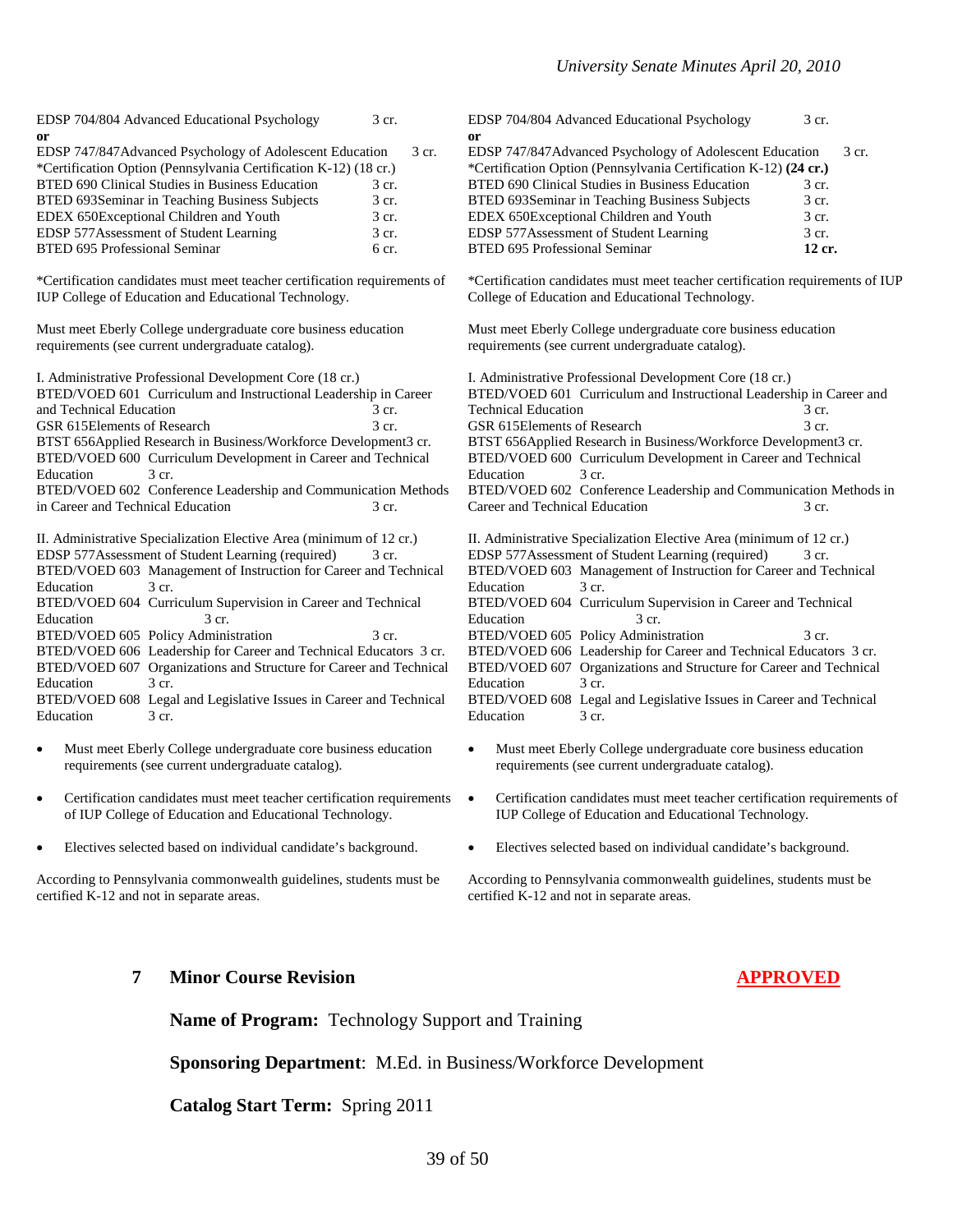EDSP 704/804 Advanced Educational Psychology 3 cr.
**or**
EDSP 747/847Advanced Psychology of Adolescent Education 3 cr.
*Certification Option (Pennsylvania Certification K-12) (18 cr.)
BTED 690 Clinical Studies in Business Education 3 cr.
BTED 693Seminar in Teaching Business Subjects 3 cr.
EDEX 650Exceptional Children and Youth 3 cr.
EDSP 577Assessment of Student Learning 3 cr.
BTED 695 Professional Seminar 6 cr.

*Certification candidates must meet teacher certification requirements of IUP College of Education and Educational Technology.

Must meet Eberly College undergraduate core business education requirements (see current undergraduate catalog).

I. Administrative Professional Development Core (18 cr.)
BTED/VOED 601 Curriculum and Instructional Leadership in Career and Technical Education 3 cr.
GSR 615Elements of Research 3 cr.
BTST 656Applied Research in Business/Workforce Development3 cr.
BTED/VOED 600 Curriculum Development in Career and Technical Education 3 cr.
BTED/VOED 602 Conference Leadership and Communication Methods in Career and Technical Education 3 cr.

II. Administrative Specialization Elective Area (minimum of 12 cr.)
EDSP 577Assessment of Student Learning (required) 3 cr.
BTED/VOED 603 Management of Instruction for Career and Technical Education 3 cr.
BTED/VOED 604 Curriculum Supervision in Career and Technical Education 3 cr.
BTED/VOED 605 Policy Administration 3 cr.
BTED/VOED 606 Leadership for Career and Technical Educators 3 cr.
BTED/VOED 607 Organizations and Structure for Career and Technical Education 3 cr.
BTED/VOED 608 Legal and Legislative Issues in Career and Technical Education 3 cr.

- Must meet Eberly College undergraduate core business education requirements (see current undergraduate catalog).
- Certification candidates must meet teacher certification requirements of IUP College of Education and Educational Technology.
- Electives selected based on individual candidate's background.

According to Pennsylvania commonwealth guidelines, students must be certified K-12 and not in separate areas.

EDSP 704/804 Advanced Educational Psychology 3 cr.
**or**
EDSP 747/847Advanced Psychology of Adolescent Education 3 cr.
*Certification Option (Pennsylvania Certification K-12) **(24 cr.)**
BTED 690 Clinical Studies in Business Education 3 cr.
BTED 693Seminar in Teaching Business Subjects 3 cr.
EDEX 650Exceptional Children and Youth 3 cr.
EDSP 577Assessment of Student Learning 3 cr.
BTED 695 Professional Seminar **12 cr.**

*Certification candidates must meet teacher certification requirements of IUP College of Education and Educational Technology.

Must meet Eberly College undergraduate core business education requirements (see current undergraduate catalog).

I. Administrative Professional Development Core (18 cr.)
BTED/VOED 601 Curriculum and Instructional Leadership in Career and Technical Education 3 cr.
GSR 615Elements of Research 3 cr.
BTST 656Applied Research in Business/Workforce Development3 cr.
BTED/VOED 600 Curriculum Development in Career and Technical Education 3 cr.
BTED/VOED 602 Conference Leadership and Communication Methods in Career and Technical Education 3 cr.

II. Administrative Specialization Elective Area (minimum of 12 cr.)
EDSP 577Assessment of Student Learning (required) 3 cr.
BTED/VOED 603 Management of Instruction for Career and Technical Education 3 cr.
BTED/VOED 604 Curriculum Supervision in Career and Technical Education 3 cr.
BTED/VOED 605 Policy Administration 3 cr.
BTED/VOED 606 Leadership for Career and Technical Educators 3 cr.
BTED/VOED 607 Organizations and Structure for Career and Technical Education 3 cr.
BTED/VOED 608 Legal and Legislative Issues in Career and Technical Education 3 cr.

- Must meet Eberly College undergraduate core business education requirements (see current undergraduate catalog).
- Certification candidates must meet teacher certification requirements of IUP College of Education and Educational Technology.
- Electives selected based on individual candidate's background.

According to Pennsylvania commonwealth guidelines, students must be certified K-12 and not in separate areas.

## 7 Minor Course Revision — APPROVED

**Name of Program:** Technology Support and Training

**Sponsoring Department**: M.Ed. in Business/Workforce Development

**Catalog Start Term:** Spring 2011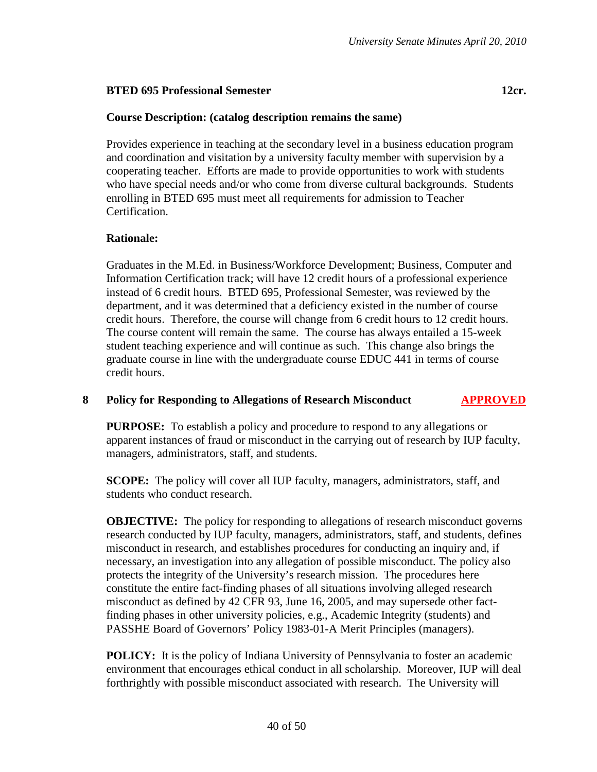**BTED 695 Professional Semester 12cr.**

**Course Description: (catalog description remains the same)**

Provides experience in teaching at the secondary level in a business education program and coordination and visitation by a university faculty member with supervision by a cooperating teacher. Efforts are made to provide opportunities to work with students who have special needs and/or who come from diverse cultural backgrounds. Students enrolling in BTED 695 must meet all requirements for admission to Teacher Certification.

**Rationale:**

Graduates in the M.Ed. in Business/Workforce Development; Business, Computer and Information Certification track; will have 12 credit hours of a professional experience instead of 6 credit hours. BTED 695, Professional Semester, was reviewed by the department, and it was determined that a deficiency existed in the number of course credit hours. Therefore, the course will change from 6 credit hours to 12 credit hours. The course content will remain the same. The course has always entailed a 15-week student teaching experience and will continue as such. This change also brings the graduate course in line with the undergraduate course EDUC 441 in terms of course credit hours.

**8 Policy for Responding to Allegations of Research Misconduct** **APPROVED**

**PURPOSE:** To establish a policy and procedure to respond to any allegations or apparent instances of fraud or misconduct in the carrying out of research by IUP faculty, managers, administrators, staff, and students.

**SCOPE:** The policy will cover all IUP faculty, managers, administrators, staff, and students who conduct research.

**OBJECTIVE:** The policy for responding to allegations of research misconduct governs research conducted by IUP faculty, managers, administrators, staff, and students, defines misconduct in research, and establishes procedures for conducting an inquiry and, if necessary, an investigation into any allegation of possible misconduct. The policy also protects the integrity of the University's research mission. The procedures here constitute the entire fact-finding phases of all situations involving alleged research misconduct as defined by 42 CFR 93, June 16, 2005, and may supersede other fact-finding phases in other university policies, e.g., Academic Integrity (students) and PASSHE Board of Governors' Policy 1983-01-A Merit Principles (managers).

**POLICY:** It is the policy of Indiana University of Pennsylvania to foster an academic environment that encourages ethical conduct in all scholarship. Moreover, IUP will deal forthrightly with possible misconduct associated with research. The University will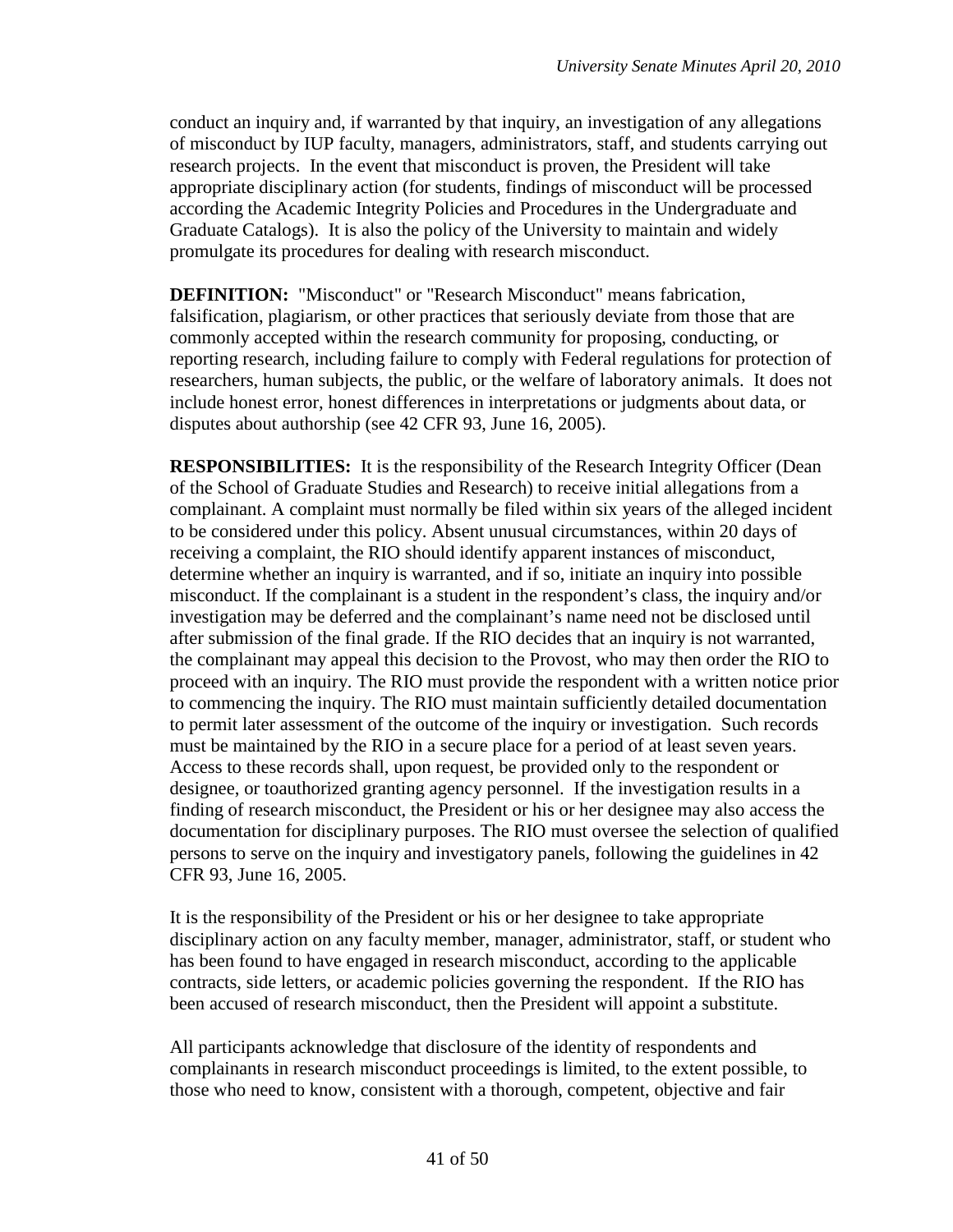conduct an inquiry and, if warranted by that inquiry, an investigation of any allegations of misconduct by IUP faculty, managers, administrators, staff, and students carrying out research projects. In the event that misconduct is proven, the President will take appropriate disciplinary action (for students, findings of misconduct will be processed according the Academic Integrity Policies and Procedures in the Undergraduate and Graduate Catalogs). It is also the policy of the University to maintain and widely promulgate its procedures for dealing with research misconduct.

**DEFINITION:** "Misconduct" or "Research Misconduct" means fabrication, falsification, plagiarism, or other practices that seriously deviate from those that are commonly accepted within the research community for proposing, conducting, or reporting research, including failure to comply with Federal regulations for protection of researchers, human subjects, the public, or the welfare of laboratory animals. It does not include honest error, honest differences in interpretations or judgments about data, or disputes about authorship (see 42 CFR 93, June 16, 2005).

**RESPONSIBILITIES:** It is the responsibility of the Research Integrity Officer (Dean of the School of Graduate Studies and Research) to receive initial allegations from a complainant. A complaint must normally be filed within six years of the alleged incident to be considered under this policy. Absent unusual circumstances, within 20 days of receiving a complaint, the RIO should identify apparent instances of misconduct, determine whether an inquiry is warranted, and if so, initiate an inquiry into possible misconduct. If the complainant is a student in the respondent's class, the inquiry and/or investigation may be deferred and the complainant's name need not be disclosed until after submission of the final grade. If the RIO decides that an inquiry is not warranted, the complainant may appeal this decision to the Provost, who may then order the RIO to proceed with an inquiry. The RIO must provide the respondent with a written notice prior to commencing the inquiry. The RIO must maintain sufficiently detailed documentation to permit later assessment of the outcome of the inquiry or investigation. Such records must be maintained by the RIO in a secure place for a period of at least seven years. Access to these records shall, upon request, be provided only to the respondent or designee, or toauthorized granting agency personnel. If the investigation results in a finding of research misconduct, the President or his or her designee may also access the documentation for disciplinary purposes. The RIO must oversee the selection of qualified persons to serve on the inquiry and investigatory panels, following the guidelines in 42 CFR 93, June 16, 2005.

It is the responsibility of the President or his or her designee to take appropriate disciplinary action on any faculty member, manager, administrator, staff, or student who has been found to have engaged in research misconduct, according to the applicable contracts, side letters, or academic policies governing the respondent. If the RIO has been accused of research misconduct, then the President will appoint a substitute.

All participants acknowledge that disclosure of the identity of respondents and complainants in research misconduct proceedings is limited, to the extent possible, to those who need to know, consistent with a thorough, competent, objective and fair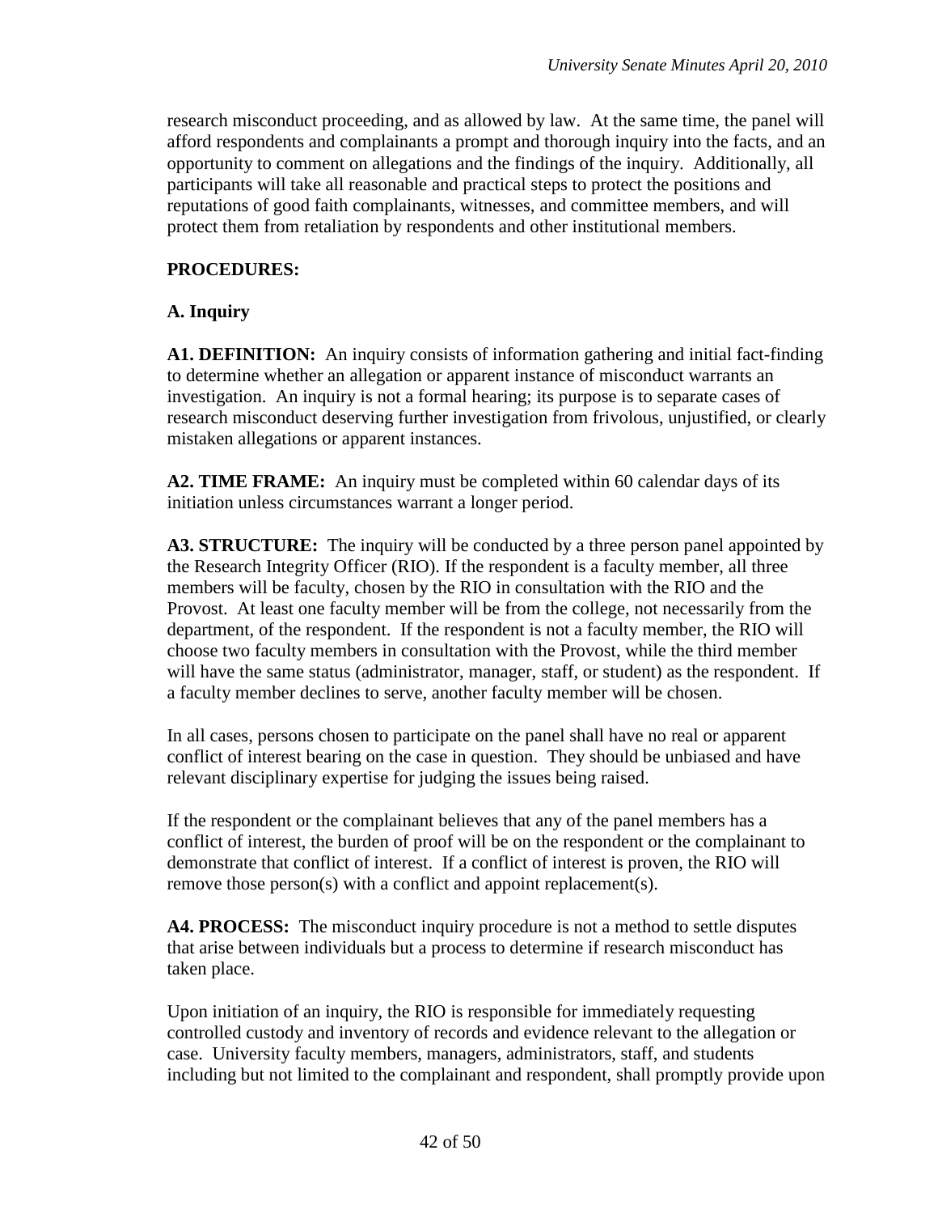research misconduct proceeding, and as allowed by law. At the same time, the panel will afford respondents and complainants a prompt and thorough inquiry into the facts, and an opportunity to comment on allegations and the findings of the inquiry. Additionally, all participants will take all reasonable and practical steps to protect the positions and reputations of good faith complainants, witnesses, and committee members, and will protect them from retaliation by respondents and other institutional members.

**PROCEDURES:**

**A. Inquiry**

**A1. DEFINITION:** An inquiry consists of information gathering and initial fact-finding to determine whether an allegation or apparent instance of misconduct warrants an investigation. An inquiry is not a formal hearing; its purpose is to separate cases of research misconduct deserving further investigation from frivolous, unjustified, or clearly mistaken allegations or apparent instances.

**A2. TIME FRAME:** An inquiry must be completed within 60 calendar days of its initiation unless circumstances warrant a longer period.

**A3. STRUCTURE:** The inquiry will be conducted by a three person panel appointed by the Research Integrity Officer (RIO). If the respondent is a faculty member, all three members will be faculty, chosen by the RIO in consultation with the RIO and the Provost. At least one faculty member will be from the college, not necessarily from the department, of the respondent. If the respondent is not a faculty member, the RIO will choose two faculty members in consultation with the Provost, while the third member will have the same status (administrator, manager, staff, or student) as the respondent. If a faculty member declines to serve, another faculty member will be chosen.

In all cases, persons chosen to participate on the panel shall have no real or apparent conflict of interest bearing on the case in question. They should be unbiased and have relevant disciplinary expertise for judging the issues being raised.

If the respondent or the complainant believes that any of the panel members has a conflict of interest, the burden of proof will be on the respondent or the complainant to demonstrate that conflict of interest. If a conflict of interest is proven, the RIO will remove those person(s) with a conflict and appoint replacement(s).

**A4. PROCESS:** The misconduct inquiry procedure is not a method to settle disputes that arise between individuals but a process to determine if research misconduct has taken place.

Upon initiation of an inquiry, the RIO is responsible for immediately requesting controlled custody and inventory of records and evidence relevant to the allegation or case. University faculty members, managers, administrators, staff, and students including but not limited to the complainant and respondent, shall promptly provide upon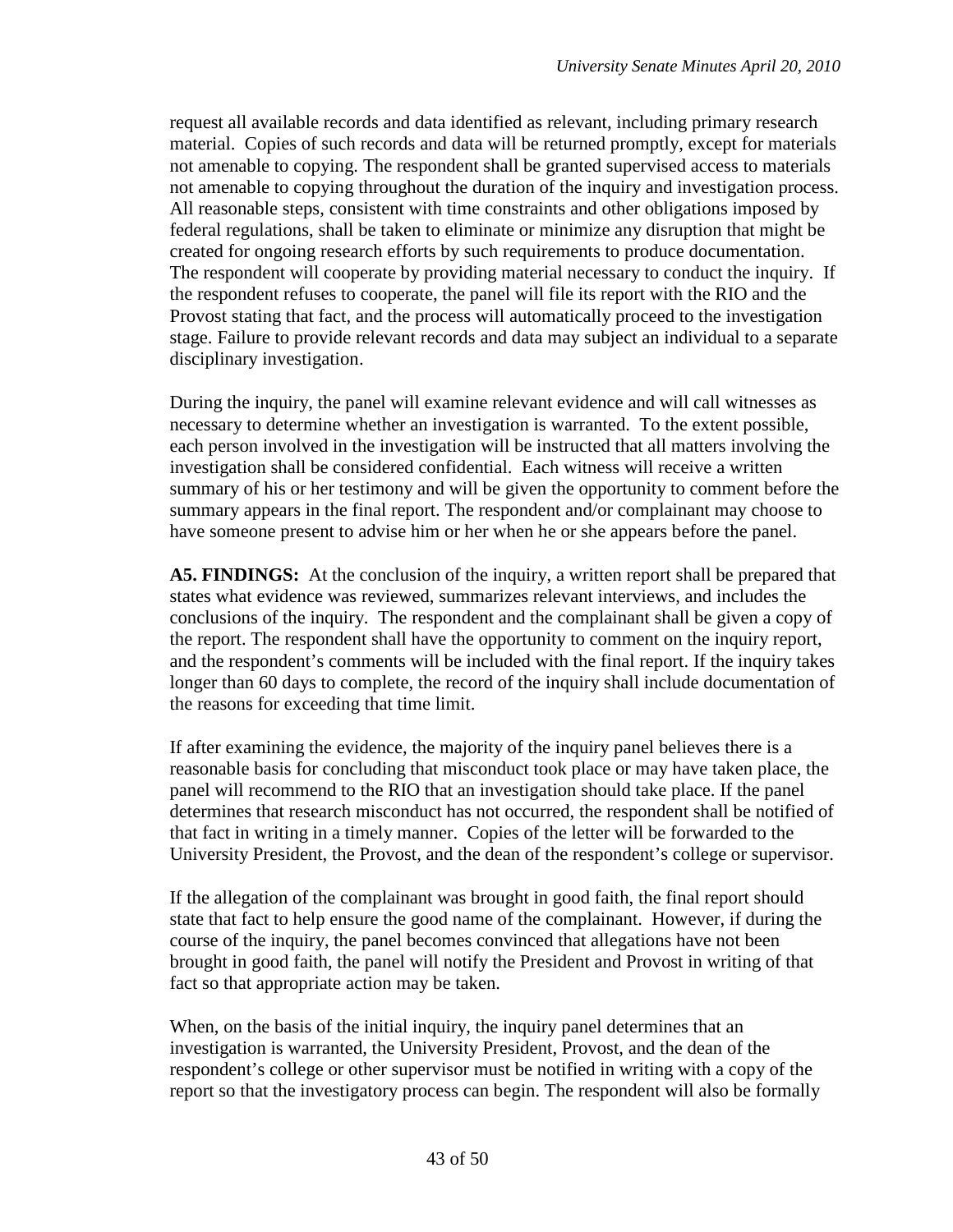request all available records and data identified as relevant, including primary research material. Copies of such records and data will be returned promptly, except for materials not amenable to copying. The respondent shall be granted supervised access to materials not amenable to copying throughout the duration of the inquiry and investigation process. All reasonable steps, consistent with time constraints and other obligations imposed by federal regulations, shall be taken to eliminate or minimize any disruption that might be created for ongoing research efforts by such requirements to produce documentation. The respondent will cooperate by providing material necessary to conduct the inquiry. If the respondent refuses to cooperate, the panel will file its report with the RIO and the Provost stating that fact, and the process will automatically proceed to the investigation stage. Failure to provide relevant records and data may subject an individual to a separate disciplinary investigation.

During the inquiry, the panel will examine relevant evidence and will call witnesses as necessary to determine whether an investigation is warranted. To the extent possible, each person involved in the investigation will be instructed that all matters involving the investigation shall be considered confidential. Each witness will receive a written summary of his or her testimony and will be given the opportunity to comment before the summary appears in the final report. The respondent and/or complainant may choose to have someone present to advise him or her when he or she appears before the panel.

**A5. FINDINGS:** At the conclusion of the inquiry, a written report shall be prepared that states what evidence was reviewed, summarizes relevant interviews, and includes the conclusions of the inquiry. The respondent and the complainant shall be given a copy of the report. The respondent shall have the opportunity to comment on the inquiry report, and the respondent's comments will be included with the final report. If the inquiry takes longer than 60 days to complete, the record of the inquiry shall include documentation of the reasons for exceeding that time limit.

If after examining the evidence, the majority of the inquiry panel believes there is a reasonable basis for concluding that misconduct took place or may have taken place, the panel will recommend to the RIO that an investigation should take place. If the panel determines that research misconduct has not occurred, the respondent shall be notified of that fact in writing in a timely manner. Copies of the letter will be forwarded to the University President, the Provost, and the dean of the respondent's college or supervisor.

If the allegation of the complainant was brought in good faith, the final report should state that fact to help ensure the good name of the complainant. However, if during the course of the inquiry, the panel becomes convinced that allegations have not been brought in good faith, the panel will notify the President and Provost in writing of that fact so that appropriate action may be taken.

When, on the basis of the initial inquiry, the inquiry panel determines that an investigation is warranted, the University President, Provost, and the dean of the respondent's college or other supervisor must be notified in writing with a copy of the report so that the investigatory process can begin. The respondent will also be formally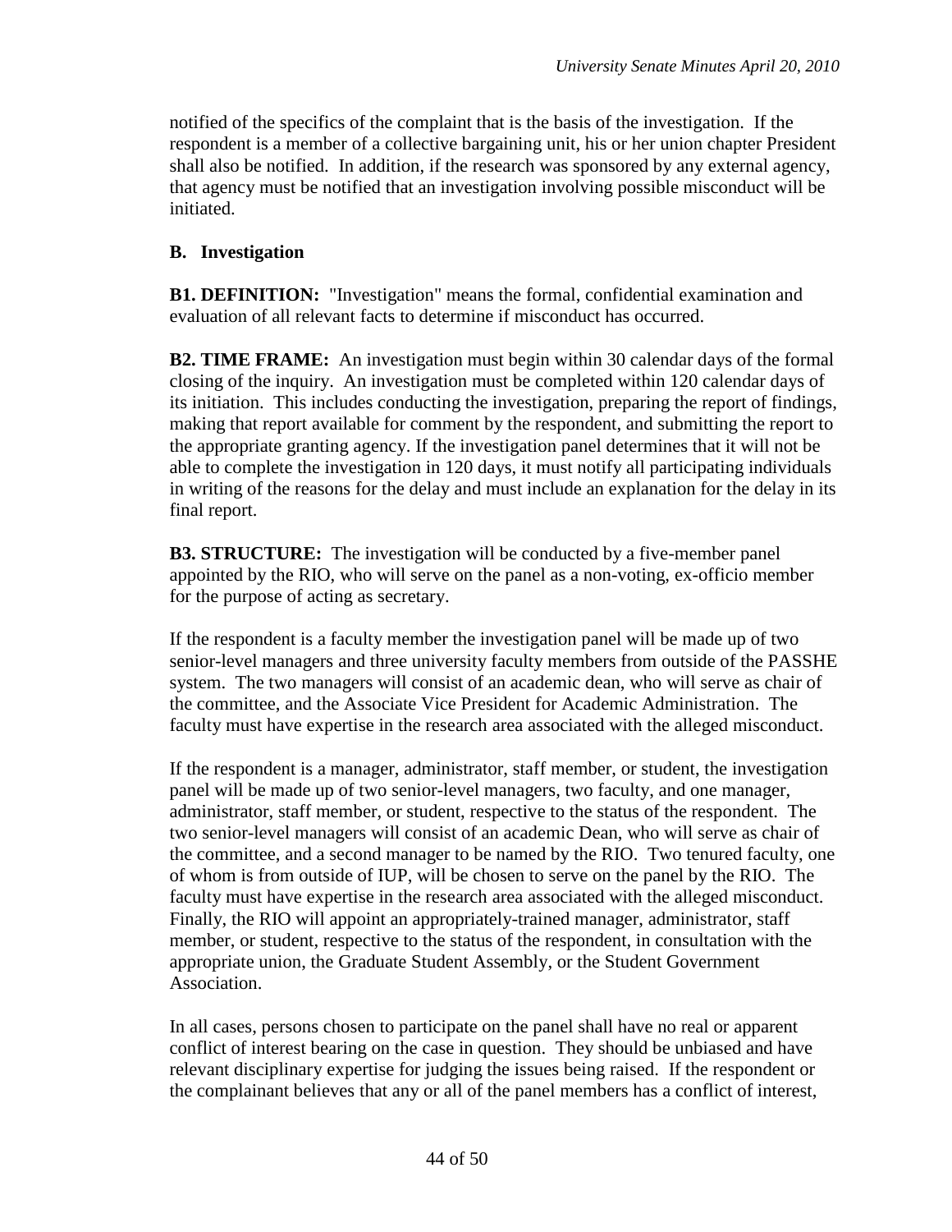notified of the specifics of the complaint that is the basis of the investigation. If the respondent is a member of a collective bargaining unit, his or her union chapter President shall also be notified. In addition, if the research was sponsored by any external agency, that agency must be notified that an investigation involving possible misconduct will be initiated.

### B. Investigation

**B1. DEFINITION:** "Investigation" means the formal, confidential examination and evaluation of all relevant facts to determine if misconduct has occurred.

**B2. TIME FRAME:** An investigation must begin within 30 calendar days of the formal closing of the inquiry. An investigation must be completed within 120 calendar days of its initiation. This includes conducting the investigation, preparing the report of findings, making that report available for comment by the respondent, and submitting the report to the appropriate granting agency. If the investigation panel determines that it will not be able to complete the investigation in 120 days, it must notify all participating individuals in writing of the reasons for the delay and must include an explanation for the delay in its final report.

**B3. STRUCTURE:** The investigation will be conducted by a five-member panel appointed by the RIO, who will serve on the panel as a non-voting, ex-officio member for the purpose of acting as secretary.

If the respondent is a faculty member the investigation panel will be made up of two senior-level managers and three university faculty members from outside of the PASSHE system. The two managers will consist of an academic dean, who will serve as chair of the committee, and the Associate Vice President for Academic Administration. The faculty must have expertise in the research area associated with the alleged misconduct.

If the respondent is a manager, administrator, staff member, or student, the investigation panel will be made up of two senior-level managers, two faculty, and one manager, administrator, staff member, or student, respective to the status of the respondent. The two senior-level managers will consist of an academic Dean, who will serve as chair of the committee, and a second manager to be named by the RIO. Two tenured faculty, one of whom is from outside of IUP, will be chosen to serve on the panel by the RIO. The faculty must have expertise in the research area associated with the alleged misconduct. Finally, the RIO will appoint an appropriately-trained manager, administrator, staff member, or student, respective to the status of the respondent, in consultation with the appropriate union, the Graduate Student Assembly, or the Student Government Association.

In all cases, persons chosen to participate on the panel shall have no real or apparent conflict of interest bearing on the case in question. They should be unbiased and have relevant disciplinary expertise for judging the issues being raised. If the respondent or the complainant believes that any or all of the panel members has a conflict of interest,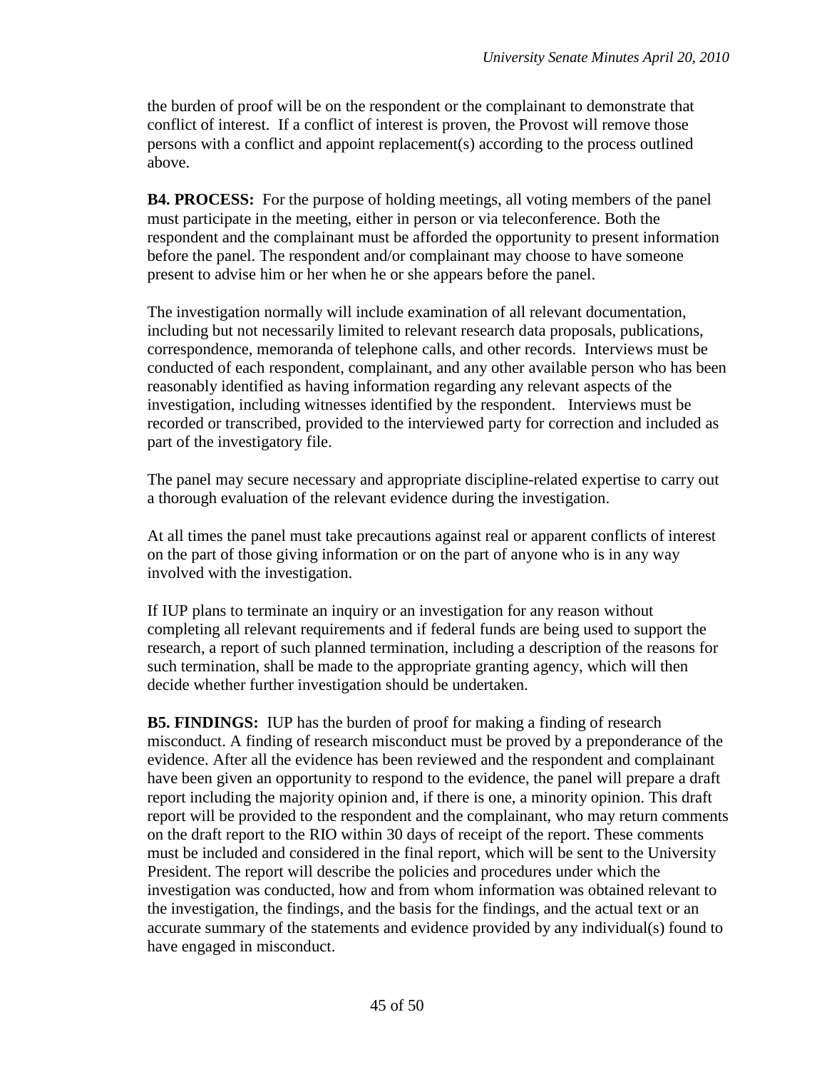the burden of proof will be on the respondent or the complainant to demonstrate that conflict of interest. If a conflict of interest is proven, the Provost will remove those persons with a conflict and appoint replacement(s) according to the process outlined above.

**B4. PROCESS:** For the purpose of holding meetings, all voting members of the panel must participate in the meeting, either in person or via teleconference. Both the respondent and the complainant must be afforded the opportunity to present information before the panel. The respondent and/or complainant may choose to have someone present to advise him or her when he or she appears before the panel.

The investigation normally will include examination of all relevant documentation, including but not necessarily limited to relevant research data proposals, publications, correspondence, memoranda of telephone calls, and other records. Interviews must be conducted of each respondent, complainant, and any other available person who has been reasonably identified as having information regarding any relevant aspects of the investigation, including witnesses identified by the respondent. Interviews must be recorded or transcribed, provided to the interviewed party for correction and included as part of the investigatory file.

The panel may secure necessary and appropriate discipline-related expertise to carry out a thorough evaluation of the relevant evidence during the investigation.

At all times the panel must take precautions against real or apparent conflicts of interest on the part of those giving information or on the part of anyone who is in any way involved with the investigation.

If IUP plans to terminate an inquiry or an investigation for any reason without completing all relevant requirements and if federal funds are being used to support the research, a report of such planned termination, including a description of the reasons for such termination, shall be made to the appropriate granting agency, which will then decide whether further investigation should be undertaken.

**B5. FINDINGS:** IUP has the burden of proof for making a finding of research misconduct. A finding of research misconduct must be proved by a preponderance of the evidence. After all the evidence has been reviewed and the respondent and complainant have been given an opportunity to respond to the evidence, the panel will prepare a draft report including the majority opinion and, if there is one, a minority opinion. This draft report will be provided to the respondent and the complainant, who may return comments on the draft report to the RIO within 30 days of receipt of the report. These comments must be included and considered in the final report, which will be sent to the University President. The report will describe the policies and procedures under which the investigation was conducted, how and from whom information was obtained relevant to the investigation, the findings, and the basis for the findings, and the actual text or an accurate summary of the statements and evidence provided by any individual(s) found to have engaged in misconduct.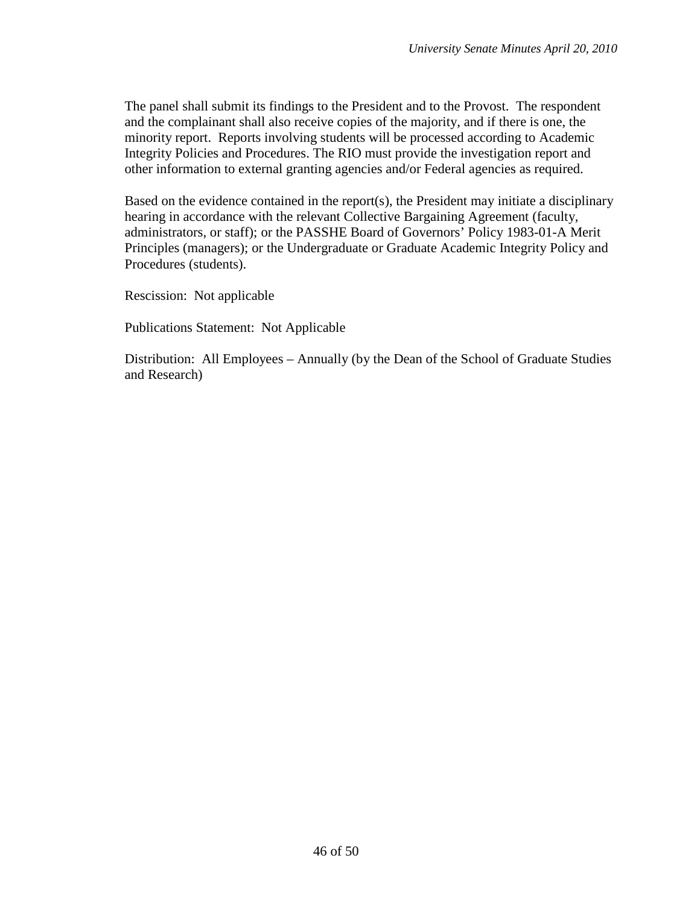The panel shall submit its findings to the President and to the Provost. The respondent and the complainant shall also receive copies of the majority, and if there is one, the minority report. Reports involving students will be processed according to Academic Integrity Policies and Procedures. The RIO must provide the investigation report and other information to external granting agencies and/or Federal agencies as required.

Based on the evidence contained in the report(s), the President may initiate a disciplinary hearing in accordance with the relevant Collective Bargaining Agreement (faculty, administrators, or staff); or the PASSHE Board of Governors' Policy 1983-01-A Merit Principles (managers); or the Undergraduate or Graduate Academic Integrity Policy and Procedures (students).

Rescission: Not applicable

Publications Statement: Not Applicable

Distribution: All Employees – Annually (by the Dean of the School of Graduate Studies and Research)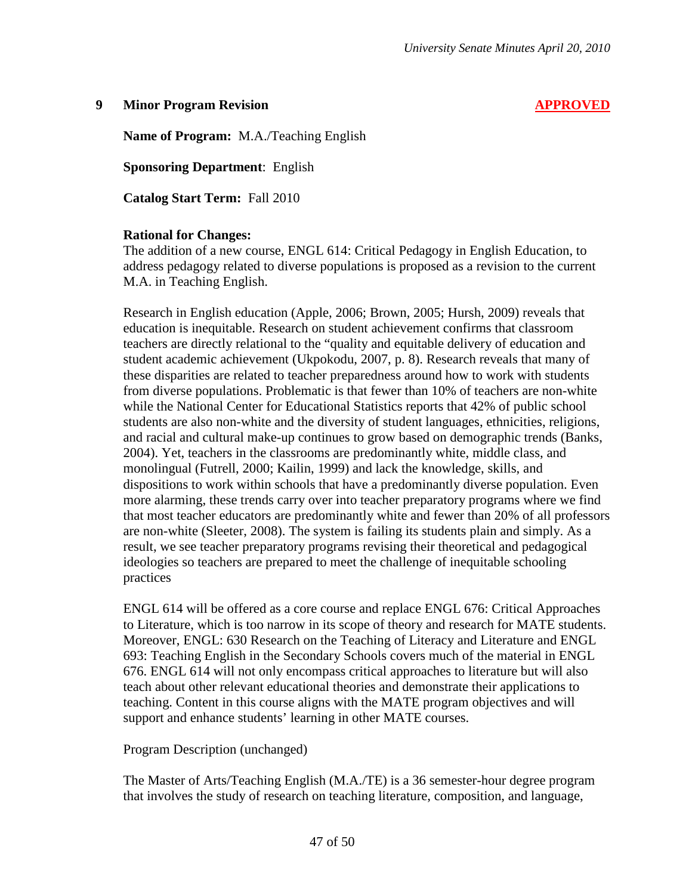**9 Minor Program Revision** **APPROVED**

**Name of Program:** M.A./Teaching English

**Sponsoring Department**: English

**Catalog Start Term:** Fall 2010

**Rational for Changes:**

The addition of a new course, ENGL 614: Critical Pedagogy in English Education, to address pedagogy related to diverse populations is proposed as a revision to the current M.A. in Teaching English.

Research in English education (Apple, 2006; Brown, 2005; Hursh, 2009) reveals that education is inequitable. Research on student achievement confirms that classroom teachers are directly relational to the "quality and equitable delivery of education and student academic achievement (Ukpokodu, 2007, p. 8). Research reveals that many of these disparities are related to teacher preparedness around how to work with students from diverse populations. Problematic is that fewer than 10% of teachers are non-white while the National Center for Educational Statistics reports that 42% of public school students are also non-white and the diversity of student languages, ethnicities, religions, and racial and cultural make-up continues to grow based on demographic trends (Banks, 2004). Yet, teachers in the classrooms are predominantly white, middle class, and monolingual (Futrell, 2000; Kailin, 1999) and lack the knowledge, skills, and dispositions to work within schools that have a predominantly diverse population. Even more alarming, these trends carry over into teacher preparatory programs where we find that most teacher educators are predominantly white and fewer than 20% of all professors are non-white (Sleeter, 2008). The system is failing its students plain and simply. As a result, we see teacher preparatory programs revising their theoretical and pedagogical ideologies so teachers are prepared to meet the challenge of inequitable schooling practices

ENGL 614 will be offered as a core course and replace ENGL 676: Critical Approaches to Literature, which is too narrow in its scope of theory and research for MATE students. Moreover, ENGL: 630 Research on the Teaching of Literacy and Literature and ENGL 693: Teaching English in the Secondary Schools covers much of the material in ENGL 676. ENGL 614 will not only encompass critical approaches to literature but will also teach about other relevant educational theories and demonstrate their applications to teaching. Content in this course aligns with the MATE program objectives and will support and enhance students' learning in other MATE courses.

Program Description (unchanged)

The Master of Arts/Teaching English (M.A./TE) is a 36 semester-hour degree program that involves the study of research on teaching literature, composition, and language,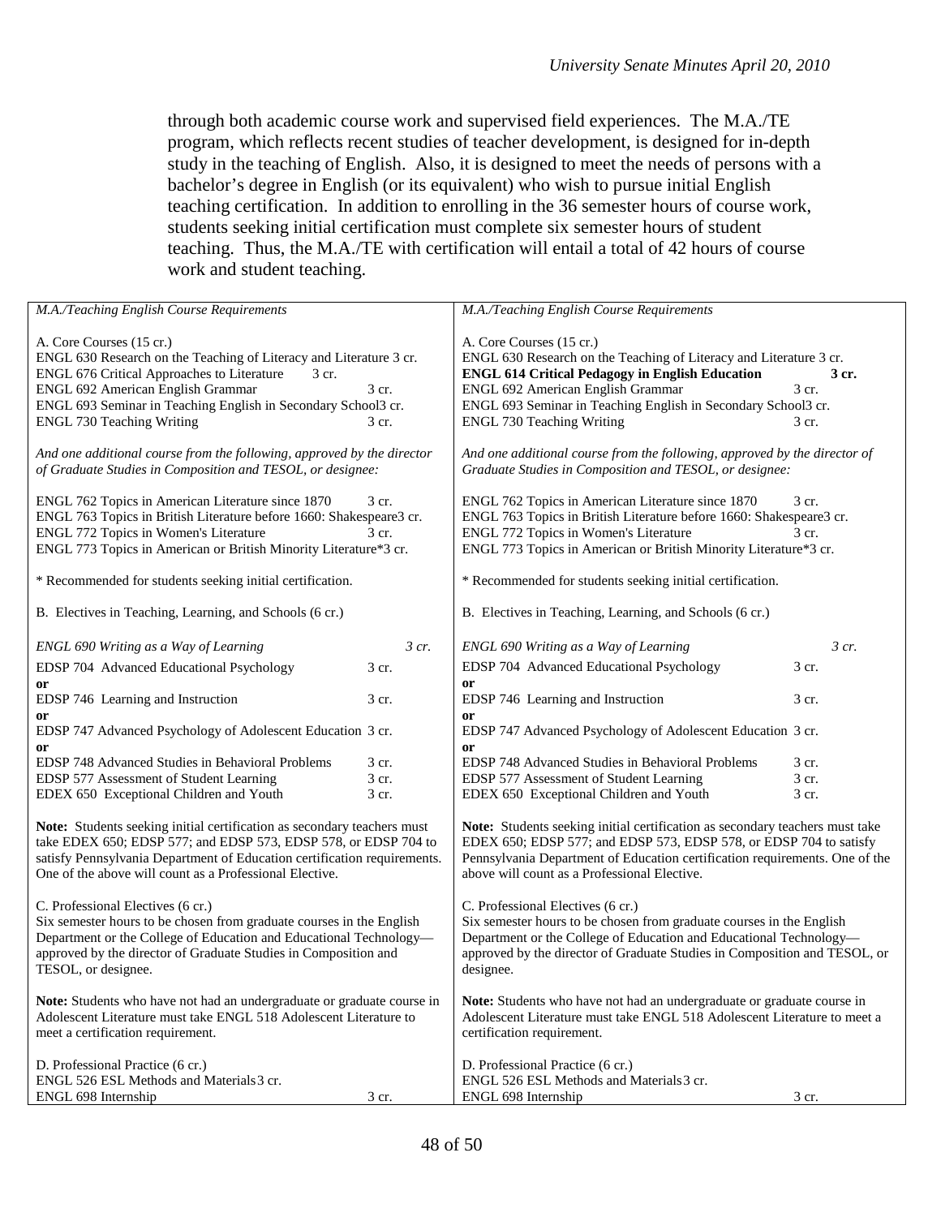through both academic course work and supervised field experiences. The M.A./TE program, which reflects recent studies of teacher development, is designed for in-depth study in the teaching of English. Also, it is designed to meet the needs of persons with a bachelor's degree in English (or its equivalent) who wish to pursue initial English teaching certification. In addition to enrolling in the 36 semester hours of course work, students seeking initial certification must complete six semester hours of student teaching. Thus, the M.A./TE with certification will entail a total of 42 hours of course work and student teaching.

| *M.A./Teaching English Course Requirements* | *M.A./Teaching English Course Requirements* |
|---|---|
| A. Core Courses (15 cr.)<br>ENGL 630 Research on the Teaching of Literacy and Literature 3 cr.<br>ENGL 676 Critical Approaches to Literature 3 cr.<br>ENGL 692 American English Grammar 3 cr.<br>ENGL 693 Seminar in Teaching English in Secondary School 3 cr.<br>ENGL 730 Teaching Writing 3 cr. | A. Core Courses (15 cr.)<br>ENGL 630 Research on the Teaching of Literacy and Literature 3 cr.<br>**ENGL 614 Critical Pedagogy in English Education 3 cr.**<br>ENGL 692 American English Grammar 3 cr.<br>ENGL 693 Seminar in Teaching English in Secondary School 3 cr.<br>ENGL 730 Teaching Writing 3 cr. |
| *And one additional course from the following, approved by the director of Graduate Studies in Composition and TESOL, or designee:* | *And one additional course from the following, approved by the director of Graduate Studies in Composition and TESOL, or designee:* |
| ENGL 762 Topics in American Literature since 1870 3 cr.<br>ENGL 763 Topics in British Literature before 1660: Shakespeare 3 cr.<br>ENGL 772 Topics in Women's Literature 3 cr.<br>ENGL 773 Topics in American or British Minority Literature* 3 cr. | ENGL 762 Topics in American Literature since 1870 3 cr.<br>ENGL 763 Topics in British Literature before 1660: Shakespeare 3 cr.<br>ENGL 772 Topics in Women's Literature 3 cr.<br>ENGL 773 Topics in American or British Minority Literature* 3 cr. |
| * Recommended for students seeking initial certification. | * Recommended for students seeking initial certification. |
| B. Electives in Teaching, Learning, and Schools (6 cr.) | B. Electives in Teaching, Learning, and Schools (6 cr.) |
| *ENGL 690 Writing as a Way of Learning 3 cr.*<br>EDSP 704 Advanced Educational Psychology 3 cr.<br>**or**<br>EDSP 746 Learning and Instruction 3 cr.<br>**or**<br>EDSP 747 Advanced Psychology of Adolescent Education 3 cr.<br>**or**<br>EDSP 748 Advanced Studies in Behavioral Problems 3 cr.<br>EDSP 577 Assessment of Student Learning 3 cr.<br>EDEX 650 Exceptional Children and Youth 3 cr. | *ENGL 690 Writing as a Way of Learning 3 cr.*<br>EDSP 704 Advanced Educational Psychology 3 cr.<br>**or**<br>EDSP 746 Learning and Instruction 3 cr.<br>**or**<br>EDSP 747 Advanced Psychology of Adolescent Education 3 cr.<br>**or**<br>EDSP 748 Advanced Studies in Behavioral Problems 3 cr.<br>EDSP 577 Assessment of Student Learning 3 cr.<br>EDEX 650 Exceptional Children and Youth 3 cr. |
| **Note:** Students seeking initial certification as secondary teachers must take EDEX 650; EDSP 577; and EDSP 573, EDSP 578, or EDSP 704 to satisfy Pennsylvania Department of Education certification requirements. One of the above will count as a Professional Elective. | **Note:** Students seeking initial certification as secondary teachers must take EDEX 650; EDSP 577; and EDSP 573, EDSP 578, or EDSP 704 to satisfy Pennsylvania Department of Education certification requirements. One of the above will count as a Professional Elective. |
| C. Professional Electives (6 cr.)<br>Six semester hours to be chosen from graduate courses in the English Department or the College of Education and Educational Technology—approved by the director of Graduate Studies in Composition and TESOL, or designee. | C. Professional Electives (6 cr.)<br>Six semester hours to be chosen from graduate courses in the English Department or the College of Education and Educational Technology—approved by the director of Graduate Studies in Composition and TESOL, or designee. |
| **Note:** Students who have not had an undergraduate or graduate course in Adolescent Literature must take ENGL 518 Adolescent Literature to meet a certification requirement. | **Note:** Students who have not had an undergraduate or graduate course in Adolescent Literature must take ENGL 518 Adolescent Literature to meet a certification requirement. |
| D. Professional Practice (6 cr.)<br>ENGL 526 ESL Methods and Materials 3 cr.<br>ENGL 698 Internship 3 cr. | D. Professional Practice (6 cr.)<br>ENGL 526 ESL Methods and Materials 3 cr.<br>ENGL 698 Internship 3 cr. |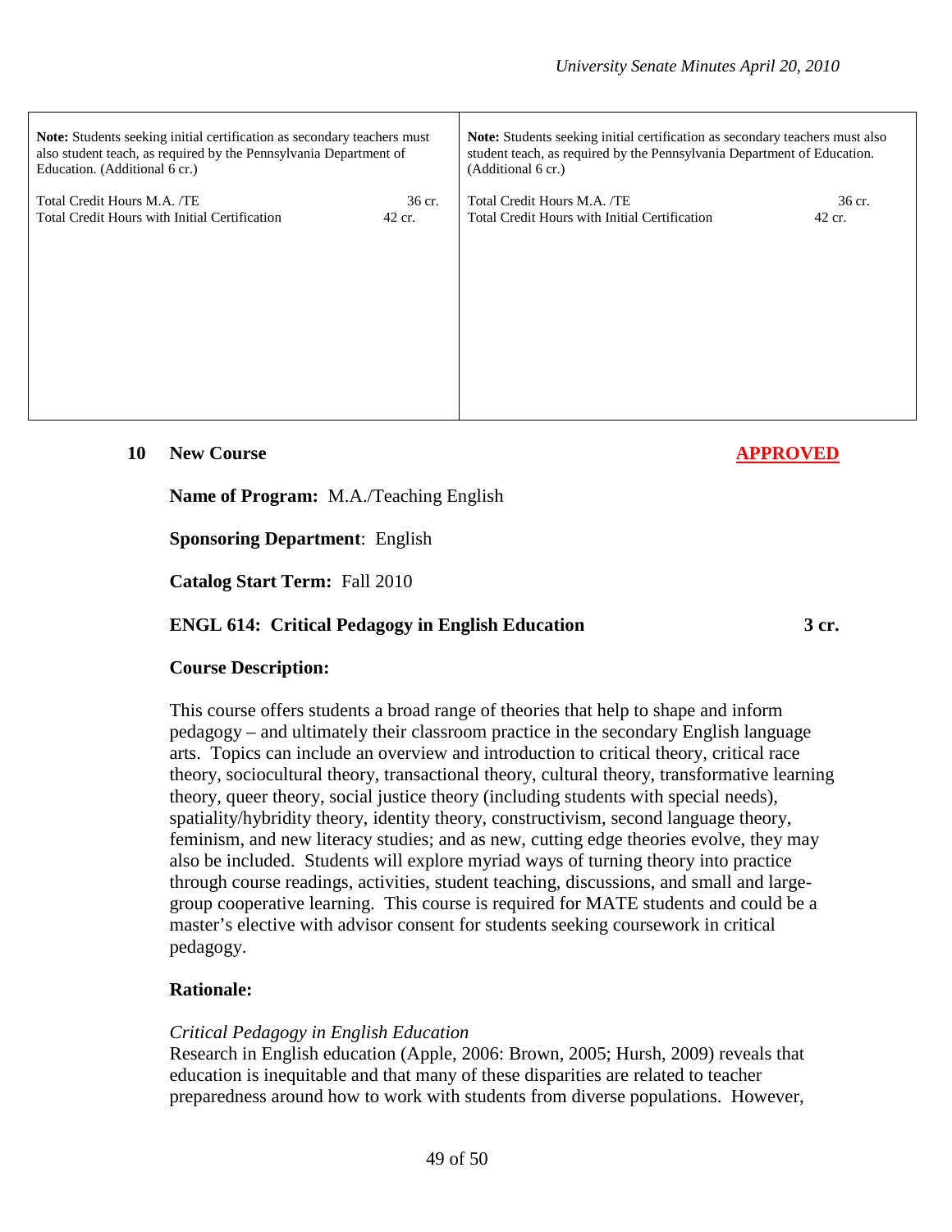| | |
|---|---|
| **Note:** Students seeking initial certification as secondary teachers must also student teach, as required by the Pennsylvania Department of Education. (Additional 6 cr.)<br><br>Total Credit Hours M.A. /TE 36 cr.<br>Total Credit Hours with Initial Certification 42 cr. | **Note:** Students seeking initial certification as secondary teachers must also student teach, as required by the Pennsylvania Department of Education. (Additional 6 cr.)<br><br>Total Credit Hours M.A. /TE 36 cr.<br>Total Credit Hours with Initial Certification 42 cr. |

**10 New Course** **APPROVED**

**Name of Program:** M.A./Teaching English

**Sponsoring Department**: English

**Catalog Start Term:** Fall 2010

**ENGL 614: Critical Pedagogy in English Education** **3 cr.**

**Course Description:**

This course offers students a broad range of theories that help to shape and inform pedagogy – and ultimately their classroom practice in the secondary English language arts. Topics can include an overview and introduction to critical theory, critical race theory, sociocultural theory, transactional theory, cultural theory, transformative learning theory, queer theory, social justice theory (including students with special needs), spatiality/hybridity theory, identity theory, constructivism, second language theory, feminism, and new literacy studies; and as new, cutting edge theories evolve, they may also be included. Students will explore myriad ways of turning theory into practice through course readings, activities, student teaching, discussions, and small and large-group cooperative learning. This course is required for MATE students and could be a master's elective with advisor consent for students seeking coursework in critical pedagogy.

**Rationale:**

*Critical Pedagogy in English Education*
Research in English education (Apple, 2006: Brown, 2005; Hursh, 2009) reveals that education is inequitable and that many of these disparities are related to teacher preparedness around how to work with students from diverse populations. However,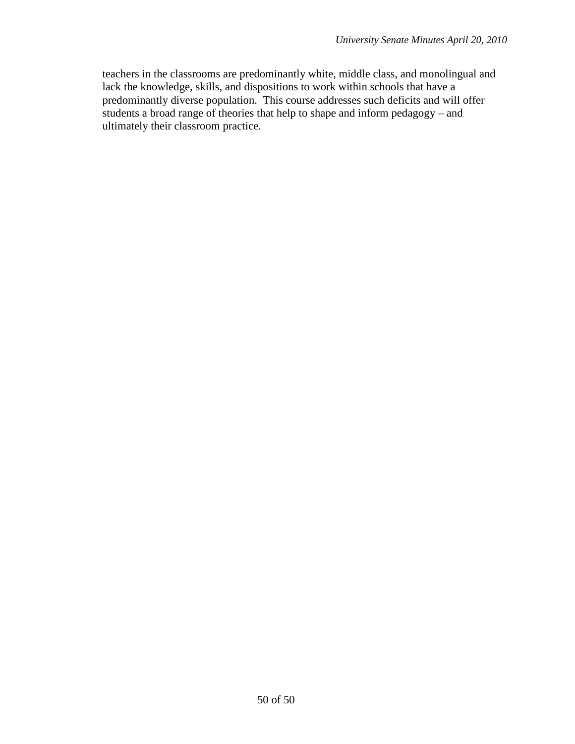teachers in the classrooms are predominantly white, middle class, and monolingual and lack the knowledge, skills, and dispositions to work within schools that have a predominantly diverse population. This course addresses such deficits and will offer students a broad range of theories that help to shape and inform pedagogy – and ultimately their classroom practice.